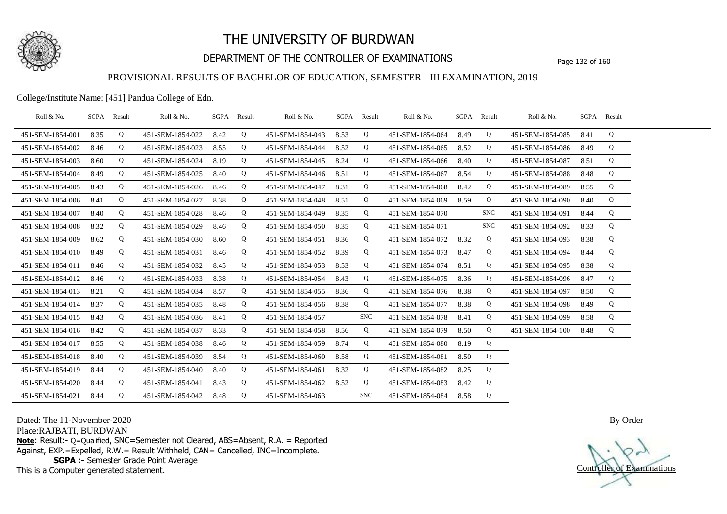# THE UNIVERSITY OF BURDWAN

## DEPARTMENT OF THE CONTROLLER OF EXAMINATIONS

### PROVISIONAL RESULTS OF BACHELOR OF EDUCATION, SEMESTER - III EXAMINATION, 2019

College/Institute Name: [451] Pandua College of Edn.

| Roll & No. | SGPA | Result | Roll & No. | SGPA | Result | Roll & No. | SGPA | Result | Roll & No. | SGPA | Result | Roll & No. | SGPA | Result |
|---|---|---|---|---|---|---|---|---|---|---|---|---|---|---|
| 451-SEM-1854-001 | 8.35 | Q | 451-SEM-1854-022 | 8.42 | Q | 451-SEM-1854-043 | 8.53 | Q | 451-SEM-1854-064 | 8.49 | Q | 451-SEM-1854-085 | 8.41 | Q |
| 451-SEM-1854-002 | 8.46 | Q | 451-SEM-1854-023 | 8.55 | Q | 451-SEM-1854-044 | 8.52 | Q | 451-SEM-1854-065 | 8.52 | Q | 451-SEM-1854-086 | 8.49 | Q |
| 451-SEM-1854-003 | 8.60 | Q | 451-SEM-1854-024 | 8.19 | Q | 451-SEM-1854-045 | 8.24 | Q | 451-SEM-1854-066 | 8.40 | Q | 451-SEM-1854-087 | 8.51 | Q |
| 451-SEM-1854-004 | 8.49 | Q | 451-SEM-1854-025 | 8.40 | Q | 451-SEM-1854-046 | 8.51 | Q | 451-SEM-1854-067 | 8.54 | Q | 451-SEM-1854-088 | 8.48 | Q |
| 451-SEM-1854-005 | 8.43 | Q | 451-SEM-1854-026 | 8.46 | Q | 451-SEM-1854-047 | 8.31 | Q | 451-SEM-1854-068 | 8.42 | Q | 451-SEM-1854-089 | 8.55 | Q |
| 451-SEM-1854-006 | 8.41 | Q | 451-SEM-1854-027 | 8.38 | Q | 451-SEM-1854-048 | 8.51 | Q | 451-SEM-1854-069 | 8.59 | Q | 451-SEM-1854-090 | 8.40 | Q |
| 451-SEM-1854-007 | 8.40 | Q | 451-SEM-1854-028 | 8.46 | Q | 451-SEM-1854-049 | 8.35 | Q | 451-SEM-1854-070 | | SNC | 451-SEM-1854-091 | 8.44 | Q |
| 451-SEM-1854-008 | 8.32 | Q | 451-SEM-1854-029 | 8.46 | Q | 451-SEM-1854-050 | 8.35 | Q | 451-SEM-1854-071 | | SNC | 451-SEM-1854-092 | 8.33 | Q |
| 451-SEM-1854-009 | 8.62 | Q | 451-SEM-1854-030 | 8.60 | Q | 451-SEM-1854-051 | 8.36 | Q | 451-SEM-1854-072 | 8.32 | Q | 451-SEM-1854-093 | 8.38 | Q |
| 451-SEM-1854-010 | 8.49 | Q | 451-SEM-1854-031 | 8.46 | Q | 451-SEM-1854-052 | 8.39 | Q | 451-SEM-1854-073 | 8.47 | Q | 451-SEM-1854-094 | 8.44 | Q |
| 451-SEM-1854-011 | 8.46 | Q | 451-SEM-1854-032 | 8.45 | Q | 451-SEM-1854-053 | 8.53 | Q | 451-SEM-1854-074 | 8.51 | Q | 451-SEM-1854-095 | 8.38 | Q |
| 451-SEM-1854-012 | 8.46 | Q | 451-SEM-1854-033 | 8.38 | Q | 451-SEM-1854-054 | 8.43 | Q | 451-SEM-1854-075 | 8.36 | Q | 451-SEM-1854-096 | 8.47 | Q |
| 451-SEM-1854-013 | 8.21 | Q | 451-SEM-1854-034 | 8.57 | Q | 451-SEM-1854-055 | 8.36 | Q | 451-SEM-1854-076 | 8.38 | Q | 451-SEM-1854-097 | 8.50 | Q |
| 451-SEM-1854-014 | 8.37 | Q | 451-SEM-1854-035 | 8.48 | Q | 451-SEM-1854-056 | 8.38 | Q | 451-SEM-1854-077 | 8.38 | Q | 451-SEM-1854-098 | 8.49 | Q |
| 451-SEM-1854-015 | 8.43 | Q | 451-SEM-1854-036 | 8.41 | Q | 451-SEM-1854-057 | | SNC | 451-SEM-1854-078 | 8.41 | Q | 451-SEM-1854-099 | 8.58 | Q |
| 451-SEM-1854-016 | 8.42 | Q | 451-SEM-1854-037 | 8.33 | Q | 451-SEM-1854-058 | 8.56 | Q | 451-SEM-1854-079 | 8.50 | Q | 451-SEM-1854-100 | 8.48 | Q |
| 451-SEM-1854-017 | 8.55 | Q | 451-SEM-1854-038 | 8.46 | Q | 451-SEM-1854-059 | 8.74 | Q | 451-SEM-1854-080 | 8.19 | Q | | | |
| 451-SEM-1854-018 | 8.40 | Q | 451-SEM-1854-039 | 8.54 | Q | 451-SEM-1854-060 | 8.58 | Q | 451-SEM-1854-081 | 8.50 | Q | | | |
| 451-SEM-1854-019 | 8.44 | Q | 451-SEM-1854-040 | 8.40 | Q | 451-SEM-1854-061 | 8.32 | Q | 451-SEM-1854-082 | 8.25 | Q | | | |
| 451-SEM-1854-020 | 8.44 | Q | 451-SEM-1854-041 | 8.43 | Q | 451-SEM-1854-062 | 8.52 | Q | 451-SEM-1854-083 | 8.42 | Q | | | |
| 451-SEM-1854-021 | 8.44 | Q | 451-SEM-1854-042 | 8.48 | Q | 451-SEM-1854-063 | | SNC | 451-SEM-1854-084 | 8.58 | Q | | | |

Dated: The 11-November-2020

Place:RAJBATI, BURDWAN

**Note**: Result:- Q=Qualified, SNC=Semester not Cleared, ABS=Absent, R.A. = Reported Against, EXP.=Expelled, R.W.= Result Withheld, CAN= Cancelled, INC=Incomplete.

**SGPA :-** Semester Grade Point Average

This is a Computer generated statement.

By Order

Controller of Examinations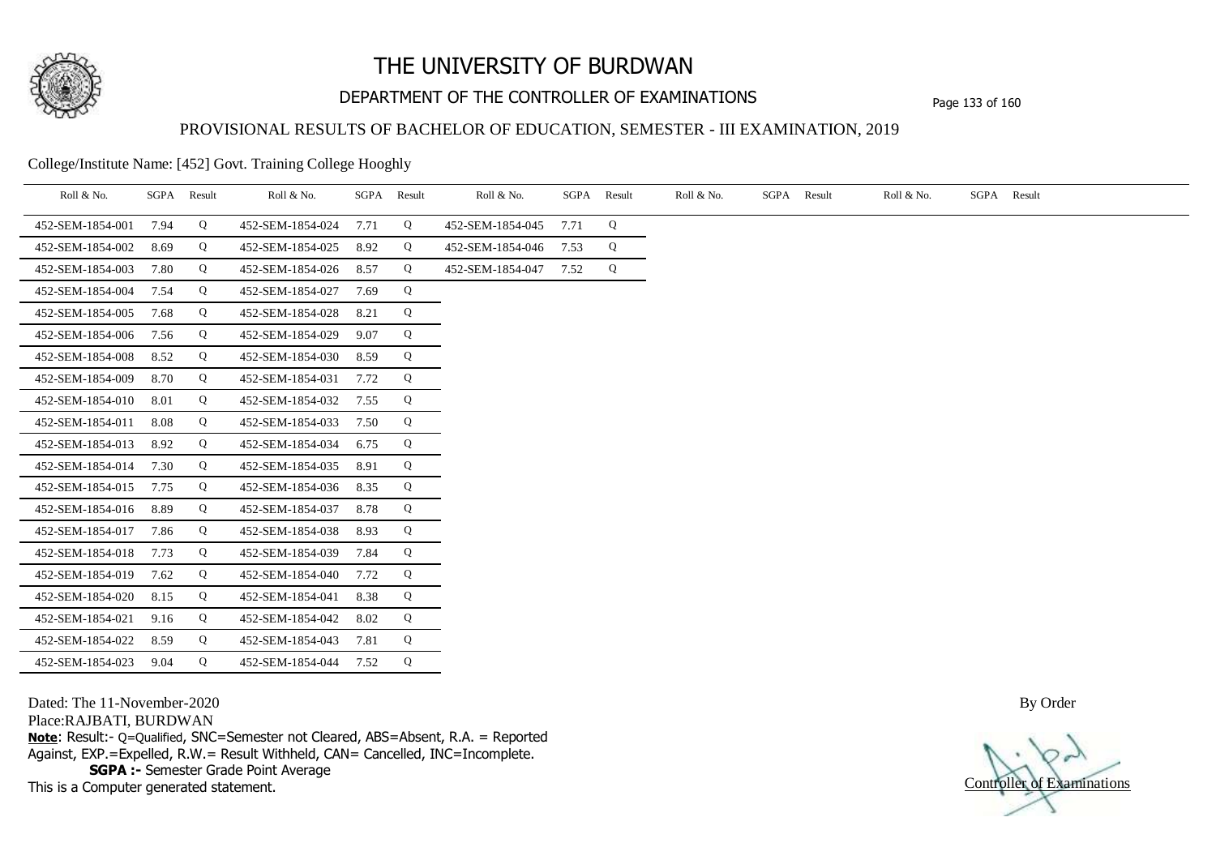# THE UNIVERSITY OF BURDWAN

## DEPARTMENT OF THE CONTROLLER OF EXAMINATIONS

### PROVISIONAL RESULTS OF BACHELOR OF EDUCATION, SEMESTER - III EXAMINATION, 2019

College/Institute Name: [452] Govt. Training College Hooghly

| Roll & No. | SGPA | Result | Roll & No. | SGPA | Result | Roll & No. | SGPA | Result | Roll & No. | SGPA | Result | Roll & No. | SGPA | Result |
|---|---|---|---|---|---|---|---|---|---|---|---|---|---|---|
| 452-SEM-1854-001 | 7.94 | Q | 452-SEM-1854-024 | 7.71 | Q | 452-SEM-1854-045 | 7.71 | Q | | | | | | |
| 452-SEM-1854-002 | 8.69 | Q | 452-SEM-1854-025 | 8.92 | Q | 452-SEM-1854-046 | 7.53 | Q | | | | | | |
| 452-SEM-1854-003 | 7.80 | Q | 452-SEM-1854-026 | 8.57 | Q | 452-SEM-1854-047 | 7.52 | Q | | | | | | |
| 452-SEM-1854-004 | 7.54 | Q | 452-SEM-1854-027 | 7.69 | Q | | | | | | | | | |
| 452-SEM-1854-005 | 7.68 | Q | 452-SEM-1854-028 | 8.21 | Q | | | | | | | | | |
| 452-SEM-1854-006 | 7.56 | Q | 452-SEM-1854-029 | 9.07 | Q | | | | | | | | | |
| 452-SEM-1854-008 | 8.52 | Q | 452-SEM-1854-030 | 8.59 | Q | | | | | | | | | |
| 452-SEM-1854-009 | 8.70 | Q | 452-SEM-1854-031 | 7.72 | Q | | | | | | | | | |
| 452-SEM-1854-010 | 8.01 | Q | 452-SEM-1854-032 | 7.55 | Q | | | | | | | | | |
| 452-SEM-1854-011 | 8.08 | Q | 452-SEM-1854-033 | 7.50 | Q | | | | | | | | | |
| 452-SEM-1854-013 | 8.92 | Q | 452-SEM-1854-034 | 6.75 | Q | | | | | | | | | |
| 452-SEM-1854-014 | 7.30 | Q | 452-SEM-1854-035 | 8.91 | Q | | | | | | | | | |
| 452-SEM-1854-015 | 7.75 | Q | 452-SEM-1854-036 | 8.35 | Q | | | | | | | | | |
| 452-SEM-1854-016 | 8.89 | Q | 452-SEM-1854-037 | 8.78 | Q | | | | | | | | | |
| 452-SEM-1854-017 | 7.86 | Q | 452-SEM-1854-038 | 8.93 | Q | | | | | | | | | |
| 452-SEM-1854-018 | 7.73 | Q | 452-SEM-1854-039 | 7.84 | Q | | | | | | | | | |
| 452-SEM-1854-019 | 7.62 | Q | 452-SEM-1854-040 | 7.72 | Q | | | | | | | | | |
| 452-SEM-1854-020 | 8.15 | Q | 452-SEM-1854-041 | 8.38 | Q | | | | | | | | | |
| 452-SEM-1854-021 | 9.16 | Q | 452-SEM-1854-042 | 8.02 | Q | | | | | | | | | |
| 452-SEM-1854-022 | 8.59 | Q | 452-SEM-1854-043 | 7.81 | Q | | | | | | | | | |
| 452-SEM-1854-023 | 9.04 | Q | 452-SEM-1854-044 | 7.52 | Q | | | | | | | | | |

Dated: The 11-November-2020

Place:RAJBATI, BURDWAN

**Note**: Result:- Q=Qualified, SNC=Semester not Cleared, ABS=Absent, R.A. = Reported Against, EXP.=Expelled, R.W.= Result Withheld, CAN= Cancelled, INC=Incomplete.

**SGPA :-** Semester Grade Point Average

This is a Computer generated statement.

By Order

Controller of Examinations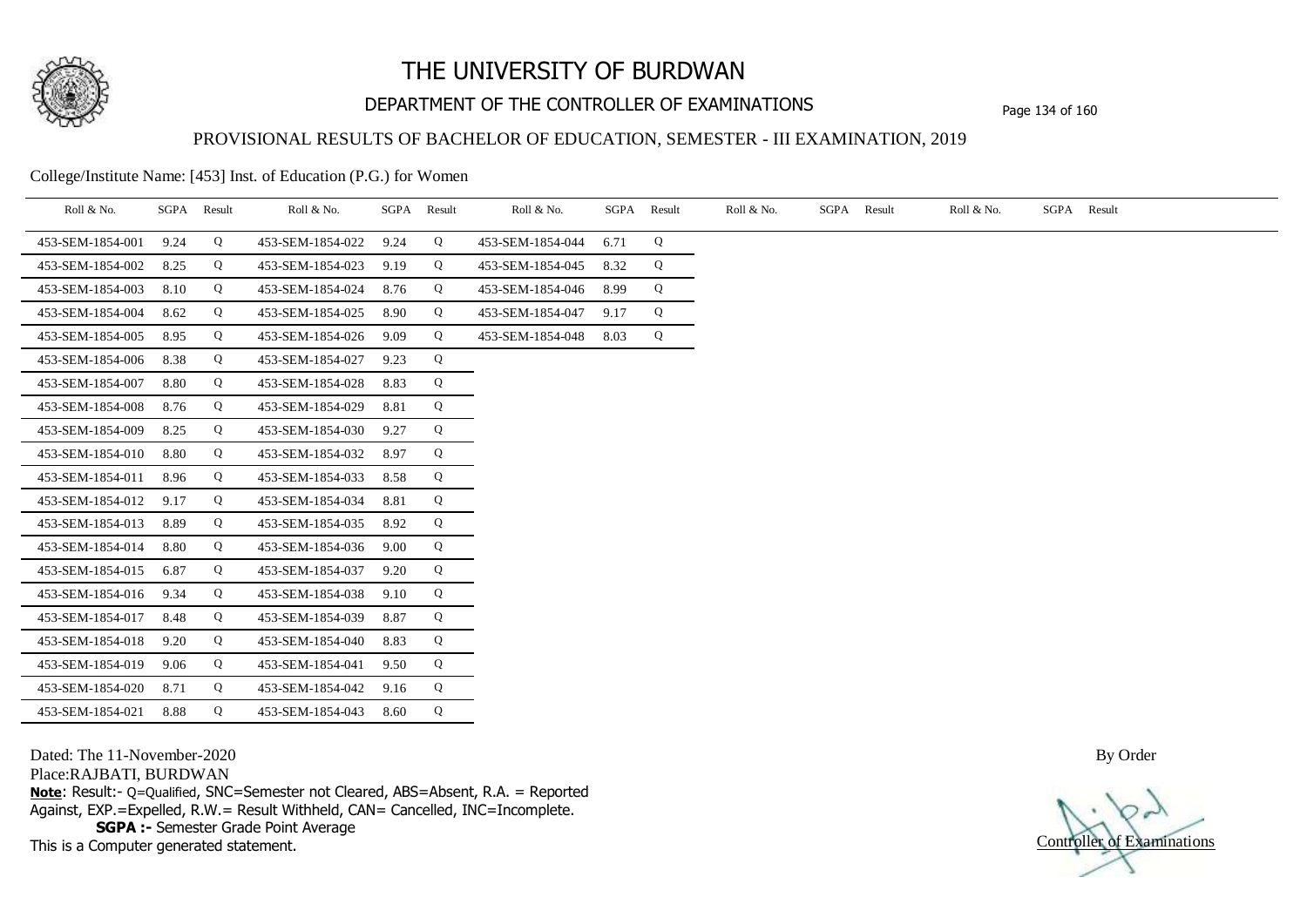# THE UNIVERSITY OF BURDWAN

## DEPARTMENT OF THE CONTROLLER OF EXAMINATIONS

### PROVISIONAL RESULTS OF BACHELOR OF EDUCATION, SEMESTER - III EXAMINATION, 2019

College/Institute Name: [453] Inst. of Education (P.G.) for Women

| Roll & No. | SGPA | Result | Roll & No. | SGPA | Result | Roll & No. | SGPA | Result | Roll & No. | SGPA | Result | Roll & No. | SGPA | Result |
|---|---|---|---|---|---|---|---|---|---|---|---|---|---|---|
| 453-SEM-1854-001 | 9.24 | Q | 453-SEM-1854-022 | 9.24 | Q | 453-SEM-1854-044 | 6.71 | Q | | | | | | |
| 453-SEM-1854-002 | 8.25 | Q | 453-SEM-1854-023 | 9.19 | Q | 453-SEM-1854-045 | 8.32 | Q | | | | | | |
| 453-SEM-1854-003 | 8.10 | Q | 453-SEM-1854-024 | 8.76 | Q | 453-SEM-1854-046 | 8.99 | Q | | | | | | |
| 453-SEM-1854-004 | 8.62 | Q | 453-SEM-1854-025 | 8.90 | Q | 453-SEM-1854-047 | 9.17 | Q | | | | | | |
| 453-SEM-1854-005 | 8.95 | Q | 453-SEM-1854-026 | 9.09 | Q | 453-SEM-1854-048 | 8.03 | Q | | | | | | |
| 453-SEM-1854-006 | 8.38 | Q | 453-SEM-1854-027 | 9.23 | Q | | | | | | | | | |
| 453-SEM-1854-007 | 8.80 | Q | 453-SEM-1854-028 | 8.83 | Q | | | | | | | | | |
| 453-SEM-1854-008 | 8.76 | Q | 453-SEM-1854-029 | 8.81 | Q | | | | | | | | | |
| 453-SEM-1854-009 | 8.25 | Q | 453-SEM-1854-030 | 9.27 | Q | | | | | | | | | |
| 453-SEM-1854-010 | 8.80 | Q | 453-SEM-1854-032 | 8.97 | Q | | | | | | | | | |
| 453-SEM-1854-011 | 8.96 | Q | 453-SEM-1854-033 | 8.58 | Q | | | | | | | | | |
| 453-SEM-1854-012 | 9.17 | Q | 453-SEM-1854-034 | 8.81 | Q | | | | | | | | | |
| 453-SEM-1854-013 | 8.89 | Q | 453-SEM-1854-035 | 8.92 | Q | | | | | | | | | |
| 453-SEM-1854-014 | 8.80 | Q | 453-SEM-1854-036 | 9.00 | Q | | | | | | | | | |
| 453-SEM-1854-015 | 6.87 | Q | 453-SEM-1854-037 | 9.20 | Q | | | | | | | | | |
| 453-SEM-1854-016 | 9.34 | Q | 453-SEM-1854-038 | 9.10 | Q | | | | | | | | | |
| 453-SEM-1854-017 | 8.48 | Q | 453-SEM-1854-039 | 8.87 | Q | | | | | | | | | |
| 453-SEM-1854-018 | 9.20 | Q | 453-SEM-1854-040 | 8.83 | Q | | | | | | | | | |
| 453-SEM-1854-019 | 9.06 | Q | 453-SEM-1854-041 | 9.50 | Q | | | | | | | | | |
| 453-SEM-1854-020 | 8.71 | Q | 453-SEM-1854-042 | 9.16 | Q | | | | | | | | | |
| 453-SEM-1854-021 | 8.88 | Q | 453-SEM-1854-043 | 8.60 | Q | | | | | | | | | |

Dated: The 11-November-2020

Place:RAJBATI, BURDWAN

**Note**: Result:- Q=Qualified, SNC=Semester not Cleared, ABS=Absent, R.A. = Reported Against, EXP.=Expelled, R.W.= Result Withheld, CAN= Cancelled, INC=Incomplete.

**SGPA :-** Semester Grade Point Average

This is a Computer generated statement.

By Order

Controller of Examinations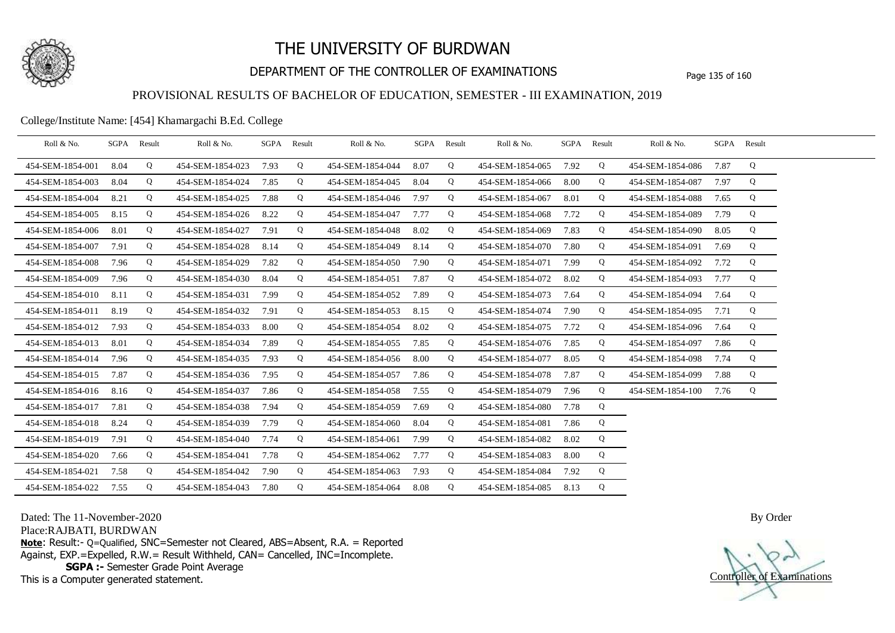# THE UNIVERSITY OF BURDWAN

## DEPARTMENT OF THE CONTROLLER OF EXAMINATIONS

### PROVISIONAL RESULTS OF BACHELOR OF EDUCATION, SEMESTER - III EXAMINATION, 2019

College/Institute Name: [454] Khamargachi B.Ed. College

| Roll & No. | SGPA | Result | Roll & No. | SGPA | Result | Roll & No. | SGPA | Result | Roll & No. | SGPA | Result | Roll & No. | SGPA | Result |
|---|---|---|---|---|---|---|---|---|---|---|---|---|---|---|
| 454-SEM-1854-001 | 8.04 | Q | 454-SEM-1854-023 | 7.93 | Q | 454-SEM-1854-044 | 8.07 | Q | 454-SEM-1854-065 | 7.92 | Q | 454-SEM-1854-086 | 7.87 | Q |
| 454-SEM-1854-003 | 8.04 | Q | 454-SEM-1854-024 | 7.85 | Q | 454-SEM-1854-045 | 8.04 | Q | 454-SEM-1854-066 | 8.00 | Q | 454-SEM-1854-087 | 7.97 | Q |
| 454-SEM-1854-004 | 8.21 | Q | 454-SEM-1854-025 | 7.88 | Q | 454-SEM-1854-046 | 7.97 | Q | 454-SEM-1854-067 | 8.01 | Q | 454-SEM-1854-088 | 7.65 | Q |
| 454-SEM-1854-005 | 8.15 | Q | 454-SEM-1854-026 | 8.22 | Q | 454-SEM-1854-047 | 7.77 | Q | 454-SEM-1854-068 | 7.72 | Q | 454-SEM-1854-089 | 7.79 | Q |
| 454-SEM-1854-006 | 8.01 | Q | 454-SEM-1854-027 | 7.91 | Q | 454-SEM-1854-048 | 8.02 | Q | 454-SEM-1854-069 | 7.83 | Q | 454-SEM-1854-090 | 8.05 | Q |
| 454-SEM-1854-007 | 7.91 | Q | 454-SEM-1854-028 | 8.14 | Q | 454-SEM-1854-049 | 8.14 | Q | 454-SEM-1854-070 | 7.80 | Q | 454-SEM-1854-091 | 7.69 | Q |
| 454-SEM-1854-008 | 7.96 | Q | 454-SEM-1854-029 | 7.82 | Q | 454-SEM-1854-050 | 7.90 | Q | 454-SEM-1854-071 | 7.99 | Q | 454-SEM-1854-092 | 7.72 | Q |
| 454-SEM-1854-009 | 7.96 | Q | 454-SEM-1854-030 | 8.04 | Q | 454-SEM-1854-051 | 7.87 | Q | 454-SEM-1854-072 | 8.02 | Q | 454-SEM-1854-093 | 7.77 | Q |
| 454-SEM-1854-010 | 8.11 | Q | 454-SEM-1854-031 | 7.99 | Q | 454-SEM-1854-052 | 7.89 | Q | 454-SEM-1854-073 | 7.64 | Q | 454-SEM-1854-094 | 7.64 | Q |
| 454-SEM-1854-011 | 8.19 | Q | 454-SEM-1854-032 | 7.91 | Q | 454-SEM-1854-053 | 8.15 | Q | 454-SEM-1854-074 | 7.90 | Q | 454-SEM-1854-095 | 7.71 | Q |
| 454-SEM-1854-012 | 7.93 | Q | 454-SEM-1854-033 | 8.00 | Q | 454-SEM-1854-054 | 8.02 | Q | 454-SEM-1854-075 | 7.72 | Q | 454-SEM-1854-096 | 7.64 | Q |
| 454-SEM-1854-013 | 8.01 | Q | 454-SEM-1854-034 | 7.89 | Q | 454-SEM-1854-055 | 7.85 | Q | 454-SEM-1854-076 | 7.85 | Q | 454-SEM-1854-097 | 7.86 | Q |
| 454-SEM-1854-014 | 7.96 | Q | 454-SEM-1854-035 | 7.93 | Q | 454-SEM-1854-056 | 8.00 | Q | 454-SEM-1854-077 | 8.05 | Q | 454-SEM-1854-098 | 7.74 | Q |
| 454-SEM-1854-015 | 7.87 | Q | 454-SEM-1854-036 | 7.95 | Q | 454-SEM-1854-057 | 7.86 | Q | 454-SEM-1854-078 | 7.87 | Q | 454-SEM-1854-099 | 7.88 | Q |
| 454-SEM-1854-016 | 8.16 | Q | 454-SEM-1854-037 | 7.86 | Q | 454-SEM-1854-058 | 7.55 | Q | 454-SEM-1854-079 | 7.96 | Q | 454-SEM-1854-100 | 7.76 | Q |
| 454-SEM-1854-017 | 7.81 | Q | 454-SEM-1854-038 | 7.94 | Q | 454-SEM-1854-059 | 7.69 | Q | 454-SEM-1854-080 | 7.78 | Q | | | |
| 454-SEM-1854-018 | 8.24 | Q | 454-SEM-1854-039 | 7.79 | Q | 454-SEM-1854-060 | 8.04 | Q | 454-SEM-1854-081 | 7.86 | Q | | | |
| 454-SEM-1854-019 | 7.91 | Q | 454-SEM-1854-040 | 7.74 | Q | 454-SEM-1854-061 | 7.99 | Q | 454-SEM-1854-082 | 8.02 | Q | | | |
| 454-SEM-1854-020 | 7.66 | Q | 454-SEM-1854-041 | 7.78 | Q | 454-SEM-1854-062 | 7.77 | Q | 454-SEM-1854-083 | 8.00 | Q | | | |
| 454-SEM-1854-021 | 7.58 | Q | 454-SEM-1854-042 | 7.90 | Q | 454-SEM-1854-063 | 7.93 | Q | 454-SEM-1854-084 | 7.92 | Q | | | |
| 454-SEM-1854-022 | 7.55 | Q | 454-SEM-1854-043 | 7.80 | Q | 454-SEM-1854-064 | 8.08 | Q | 454-SEM-1854-085 | 8.13 | Q | | | |

Dated: The 11-November-2020

Place:RAJBATI, BURDWAN

**Note**: Result:- Q=Qualified, SNC=Semester not Cleared, ABS=Absent, R.A. = Reported Against, EXP.=Expelled, R.W.= Result Withheld, CAN= Cancelled, INC=Incomplete.

**SGPA :-** Semester Grade Point Average

This is a Computer generated statement.

By Order

Controller of Examinations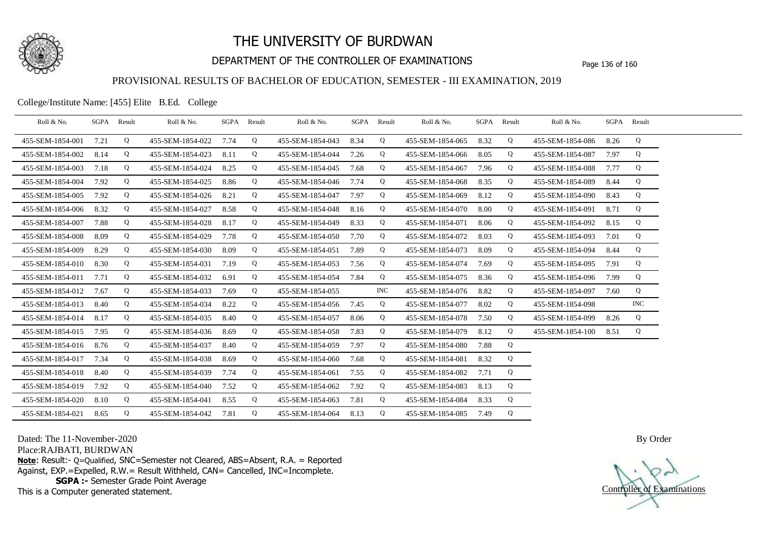# THE UNIVERSITY OF BURDWAN

## DEPARTMENT OF THE CONTROLLER OF EXAMINATIONS

### PROVISIONAL RESULTS OF BACHELOR OF EDUCATION, SEMESTER - III EXAMINATION, 2019

College/Institute Name: [455] Elite B.Ed. College

| Roll & No. | SGPA | Result | Roll & No. | SGPA | Result | Roll & No. | SGPA | Result | Roll & No. | SGPA | Result | Roll & No. | SGPA | Result |
|---|---|---|---|---|---|---|---|---|---|---|---|---|---|---|
| 455-SEM-1854-001 | 7.21 | Q | 455-SEM-1854-022 | 7.74 | Q | 455-SEM-1854-043 | 8.34 | Q | 455-SEM-1854-065 | 8.32 | Q | 455-SEM-1854-086 | 8.26 | Q |
| 455-SEM-1854-002 | 8.14 | Q | 455-SEM-1854-023 | 8.11 | Q | 455-SEM-1854-044 | 7.26 | Q | 455-SEM-1854-066 | 8.05 | Q | 455-SEM-1854-087 | 7.97 | Q |
| 455-SEM-1854-003 | 7.18 | Q | 455-SEM-1854-024 | 8.25 | Q | 455-SEM-1854-045 | 7.68 | Q | 455-SEM-1854-067 | 7.96 | Q | 455-SEM-1854-088 | 7.77 | Q |
| 455-SEM-1854-004 | 7.92 | Q | 455-SEM-1854-025 | 8.86 | Q | 455-SEM-1854-046 | 7.74 | Q | 455-SEM-1854-068 | 8.35 | Q | 455-SEM-1854-089 | 8.44 | Q |
| 455-SEM-1854-005 | 7.92 | Q | 455-SEM-1854-026 | 8.21 | Q | 455-SEM-1854-047 | 7.97 | Q | 455-SEM-1854-069 | 8.12 | Q | 455-SEM-1854-090 | 8.43 | Q |
| 455-SEM-1854-006 | 8.32 | Q | 455-SEM-1854-027 | 8.58 | Q | 455-SEM-1854-048 | 8.16 | Q | 455-SEM-1854-070 | 8.00 | Q | 455-SEM-1854-091 | 8.71 | Q |
| 455-SEM-1854-007 | 7.88 | Q | 455-SEM-1854-028 | 8.17 | Q | 455-SEM-1854-049 | 8.33 | Q | 455-SEM-1854-071 | 8.06 | Q | 455-SEM-1854-092 | 8.15 | Q |
| 455-SEM-1854-008 | 8.09 | Q | 455-SEM-1854-029 | 7.78 | Q | 455-SEM-1854-050 | 7.70 | Q | 455-SEM-1854-072 | 8.03 | Q | 455-SEM-1854-093 | 7.01 | Q |
| 455-SEM-1854-009 | 8.29 | Q | 455-SEM-1854-030 | 8.09 | Q | 455-SEM-1854-051 | 7.89 | Q | 455-SEM-1854-073 | 8.09 | Q | 455-SEM-1854-094 | 8.44 | Q |
| 455-SEM-1854-010 | 8.30 | Q | 455-SEM-1854-031 | 7.19 | Q | 455-SEM-1854-053 | 7.56 | Q | 455-SEM-1854-074 | 7.69 | Q | 455-SEM-1854-095 | 7.91 | Q |
| 455-SEM-1854-011 | 7.71 | Q | 455-SEM-1854-032 | 6.91 | Q | 455-SEM-1854-054 | 7.84 | Q | 455-SEM-1854-075 | 8.36 | Q | 455-SEM-1854-096 | 7.99 | Q |
| 455-SEM-1854-012 | 7.67 | Q | 455-SEM-1854-033 | 7.69 | Q | 455-SEM-1854-055 | | INC | 455-SEM-1854-076 | 8.82 | Q | 455-SEM-1854-097 | 7.60 | Q |
| 455-SEM-1854-013 | 8.40 | Q | 455-SEM-1854-034 | 8.22 | Q | 455-SEM-1854-056 | 7.45 | Q | 455-SEM-1854-077 | 8.02 | Q | 455-SEM-1854-098 | | INC |
| 455-SEM-1854-014 | 8.17 | Q | 455-SEM-1854-035 | 8.40 | Q | 455-SEM-1854-057 | 8.06 | Q | 455-SEM-1854-078 | 7.50 | Q | 455-SEM-1854-099 | 8.26 | Q |
| 455-SEM-1854-015 | 7.95 | Q | 455-SEM-1854-036 | 8.69 | Q | 455-SEM-1854-058 | 7.83 | Q | 455-SEM-1854-079 | 8.12 | Q | 455-SEM-1854-100 | 8.51 | Q |
| 455-SEM-1854-016 | 8.76 | Q | 455-SEM-1854-037 | 8.40 | Q | 455-SEM-1854-059 | 7.97 | Q | 455-SEM-1854-080 | 7.88 | Q | | | |
| 455-SEM-1854-017 | 7.34 | Q | 455-SEM-1854-038 | 8.69 | Q | 455-SEM-1854-060 | 7.68 | Q | 455-SEM-1854-081 | 8.32 | Q | | | |
| 455-SEM-1854-018 | 8.40 | Q | 455-SEM-1854-039 | 7.74 | Q | 455-SEM-1854-061 | 7.55 | Q | 455-SEM-1854-082 | 7.71 | Q | | | |
| 455-SEM-1854-019 | 7.92 | Q | 455-SEM-1854-040 | 7.52 | Q | 455-SEM-1854-062 | 7.92 | Q | 455-SEM-1854-083 | 8.13 | Q | | | |
| 455-SEM-1854-020 | 8.10 | Q | 455-SEM-1854-041 | 8.55 | Q | 455-SEM-1854-063 | 7.81 | Q | 455-SEM-1854-084 | 8.33 | Q | | | |
| 455-SEM-1854-021 | 8.65 | Q | 455-SEM-1854-042 | 7.81 | Q | 455-SEM-1854-064 | 8.13 | Q | 455-SEM-1854-085 | 7.49 | Q | | | |

Dated: The 11-November-2020

Place:RAJBATI, BURDWAN

**Note**: Result:- Q=Qualified, SNC=Semester not Cleared, ABS=Absent, R.A. = Reported Against, EXP.=Expelled, R.W.= Result Withheld, CAN= Cancelled, INC=Incomplete.

**SGPA :-** Semester Grade Point Average

This is a Computer generated statement.

By Order

Controller of Examinations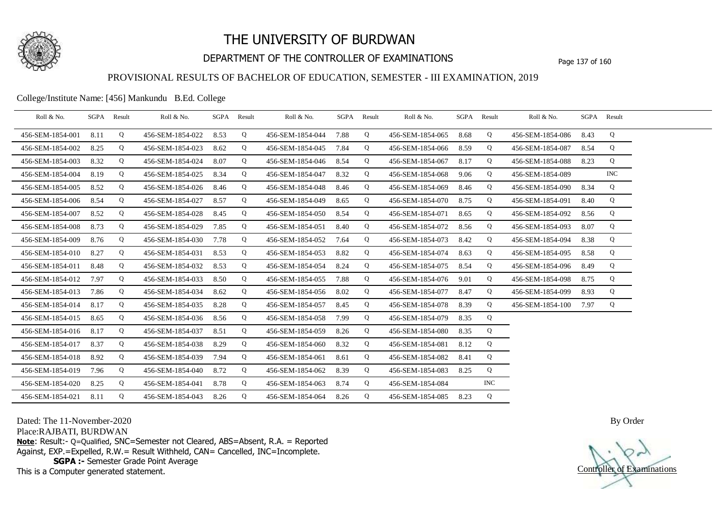# THE UNIVERSITY OF BURDWAN

## DEPARTMENT OF THE CONTROLLER OF EXAMINATIONS

### PROVISIONAL RESULTS OF BACHELOR OF EDUCATION, SEMESTER - III EXAMINATION, 2019

College/Institute Name: [456] Mankundu B.Ed. College

| Roll & No. | SGPA | Result | Roll & No. | SGPA | Result | Roll & No. | SGPA | Result | Roll & No. | SGPA | Result | Roll & No. | SGPA | Result |
|---|---|---|---|---|---|---|---|---|---|---|---|---|---|---|
| 456-SEM-1854-001 | 8.11 | Q | 456-SEM-1854-022 | 8.53 | Q | 456-SEM-1854-044 | 7.88 | Q | 456-SEM-1854-065 | 8.68 | Q | 456-SEM-1854-086 | 8.43 | Q |
| 456-SEM-1854-002 | 8.25 | Q | 456-SEM-1854-023 | 8.62 | Q | 456-SEM-1854-045 | 7.84 | Q | 456-SEM-1854-066 | 8.59 | Q | 456-SEM-1854-087 | 8.54 | Q |
| 456-SEM-1854-003 | 8.32 | Q | 456-SEM-1854-024 | 8.07 | Q | 456-SEM-1854-046 | 8.54 | Q | 456-SEM-1854-067 | 8.17 | Q | 456-SEM-1854-088 | 8.23 | Q |
| 456-SEM-1854-004 | 8.19 | Q | 456-SEM-1854-025 | 8.34 | Q | 456-SEM-1854-047 | 8.32 | Q | 456-SEM-1854-068 | 9.06 | Q | 456-SEM-1854-089 | | INC |
| 456-SEM-1854-005 | 8.52 | Q | 456-SEM-1854-026 | 8.46 | Q | 456-SEM-1854-048 | 8.46 | Q | 456-SEM-1854-069 | 8.46 | Q | 456-SEM-1854-090 | 8.34 | Q |
| 456-SEM-1854-006 | 8.54 | Q | 456-SEM-1854-027 | 8.57 | Q | 456-SEM-1854-049 | 8.65 | Q | 456-SEM-1854-070 | 8.75 | Q | 456-SEM-1854-091 | 8.40 | Q |
| 456-SEM-1854-007 | 8.52 | Q | 456-SEM-1854-028 | 8.45 | Q | 456-SEM-1854-050 | 8.54 | Q | 456-SEM-1854-071 | 8.65 | Q | 456-SEM-1854-092 | 8.56 | Q |
| 456-SEM-1854-008 | 8.73 | Q | 456-SEM-1854-029 | 7.85 | Q | 456-SEM-1854-051 | 8.40 | Q | 456-SEM-1854-072 | 8.56 | Q | 456-SEM-1854-093 | 8.07 | Q |
| 456-SEM-1854-009 | 8.76 | Q | 456-SEM-1854-030 | 7.78 | Q | 456-SEM-1854-052 | 7.64 | Q | 456-SEM-1854-073 | 8.42 | Q | 456-SEM-1854-094 | 8.38 | Q |
| 456-SEM-1854-010 | 8.27 | Q | 456-SEM-1854-031 | 8.53 | Q | 456-SEM-1854-053 | 8.82 | Q | 456-SEM-1854-074 | 8.63 | Q | 456-SEM-1854-095 | 8.58 | Q |
| 456-SEM-1854-011 | 8.48 | Q | 456-SEM-1854-032 | 8.53 | Q | 456-SEM-1854-054 | 8.24 | Q | 456-SEM-1854-075 | 8.54 | Q | 456-SEM-1854-096 | 8.49 | Q |
| 456-SEM-1854-012 | 7.97 | Q | 456-SEM-1854-033 | 8.50 | Q | 456-SEM-1854-055 | 7.88 | Q | 456-SEM-1854-076 | 9.01 | Q | 456-SEM-1854-098 | 8.75 | Q |
| 456-SEM-1854-013 | 7.86 | Q | 456-SEM-1854-034 | 8.62 | Q | 456-SEM-1854-056 | 8.02 | Q | 456-SEM-1854-077 | 8.47 | Q | 456-SEM-1854-099 | 8.93 | Q |
| 456-SEM-1854-014 | 8.17 | Q | 456-SEM-1854-035 | 8.28 | Q | 456-SEM-1854-057 | 8.45 | Q | 456-SEM-1854-078 | 8.39 | Q | 456-SEM-1854-100 | 7.97 | Q |
| 456-SEM-1854-015 | 8.65 | Q | 456-SEM-1854-036 | 8.56 | Q | 456-SEM-1854-058 | 7.99 | Q | 456-SEM-1854-079 | 8.35 | Q | | | |
| 456-SEM-1854-016 | 8.17 | Q | 456-SEM-1854-037 | 8.51 | Q | 456-SEM-1854-059 | 8.26 | Q | 456-SEM-1854-080 | 8.35 | Q | | | |
| 456-SEM-1854-017 | 8.37 | Q | 456-SEM-1854-038 | 8.29 | Q | 456-SEM-1854-060 | 8.32 | Q | 456-SEM-1854-081 | 8.12 | Q | | | |
| 456-SEM-1854-018 | 8.92 | Q | 456-SEM-1854-039 | 7.94 | Q | 456-SEM-1854-061 | 8.61 | Q | 456-SEM-1854-082 | 8.41 | Q | | | |
| 456-SEM-1854-019 | 7.96 | Q | 456-SEM-1854-040 | 8.72 | Q | 456-SEM-1854-062 | 8.39 | Q | 456-SEM-1854-083 | 8.25 | Q | | | |
| 456-SEM-1854-020 | 8.25 | Q | 456-SEM-1854-041 | 8.78 | Q | 456-SEM-1854-063 | 8.74 | Q | 456-SEM-1854-084 | | INC | | | |
| 456-SEM-1854-021 | 8.11 | Q | 456-SEM-1854-043 | 8.26 | Q | 456-SEM-1854-064 | 8.26 | Q | 456-SEM-1854-085 | 8.23 | Q | | | |

Dated: The 11-November-2020

Place:RAJBATI, BURDWAN

**Note**: Result:- Q=Qualified, SNC=Semester not Cleared, ABS=Absent, R.A. = Reported Against, EXP.=Expelled, R.W.= Result Withheld, CAN= Cancelled, INC=Incomplete.

**SGPA :-** Semester Grade Point Average

This is a Computer generated statement.

By Order

Controller of Examinations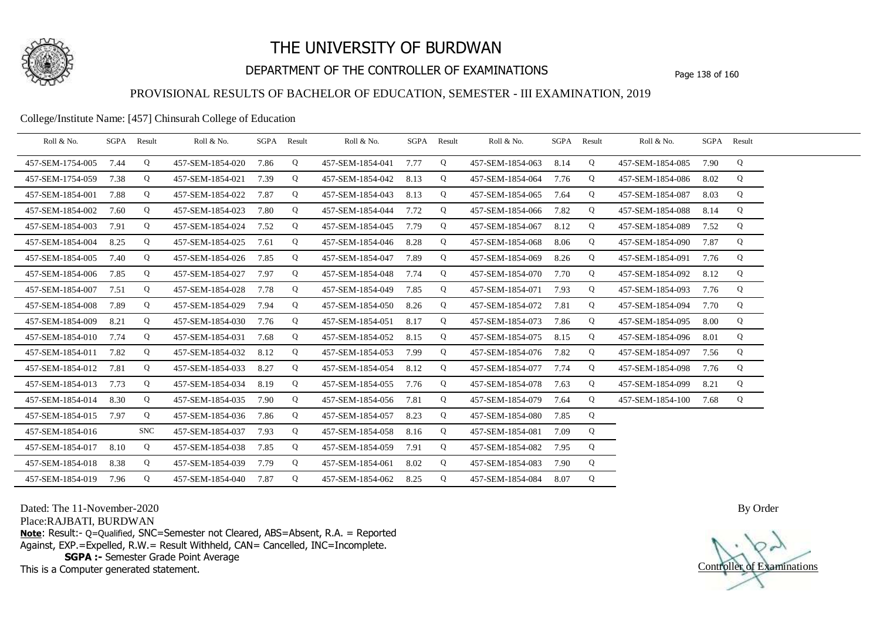# THE UNIVERSITY OF BURDWAN

## DEPARTMENT OF THE CONTROLLER OF EXAMINATIONS

### PROVISIONAL RESULTS OF BACHELOR OF EDUCATION, SEMESTER - III EXAMINATION, 2019

College/Institute Name: [457] Chinsurah College of Education

| Roll & No. | SGPA | Result | Roll & No. | SGPA | Result | Roll & No. | SGPA | Result | Roll & No. | SGPA | Result | Roll & No. | SGPA | Result |
|---|---|---|---|---|---|---|---|---|---|---|---|---|---|---|
| 457-SEM-1754-005 | 7.44 | Q | 457-SEM-1854-020 | 7.86 | Q | 457-SEM-1854-041 | 7.77 | Q | 457-SEM-1854-063 | 8.14 | Q | 457-SEM-1854-085 | 7.90 | Q |
| 457-SEM-1754-059 | 7.38 | Q | 457-SEM-1854-021 | 7.39 | Q | 457-SEM-1854-042 | 8.13 | Q | 457-SEM-1854-064 | 7.76 | Q | 457-SEM-1854-086 | 8.02 | Q |
| 457-SEM-1854-001 | 7.88 | Q | 457-SEM-1854-022 | 7.87 | Q | 457-SEM-1854-043 | 8.13 | Q | 457-SEM-1854-065 | 7.64 | Q | 457-SEM-1854-087 | 8.03 | Q |
| 457-SEM-1854-002 | 7.60 | Q | 457-SEM-1854-023 | 7.80 | Q | 457-SEM-1854-044 | 7.72 | Q | 457-SEM-1854-066 | 7.82 | Q | 457-SEM-1854-088 | 8.14 | Q |
| 457-SEM-1854-003 | 7.91 | Q | 457-SEM-1854-024 | 7.52 | Q | 457-SEM-1854-045 | 7.79 | Q | 457-SEM-1854-067 | 8.12 | Q | 457-SEM-1854-089 | 7.52 | Q |
| 457-SEM-1854-004 | 8.25 | Q | 457-SEM-1854-025 | 7.61 | Q | 457-SEM-1854-046 | 8.28 | Q | 457-SEM-1854-068 | 8.06 | Q | 457-SEM-1854-090 | 7.87 | Q |
| 457-SEM-1854-005 | 7.40 | Q | 457-SEM-1854-026 | 7.85 | Q | 457-SEM-1854-047 | 7.89 | Q | 457-SEM-1854-069 | 8.26 | Q | 457-SEM-1854-091 | 7.76 | Q |
| 457-SEM-1854-006 | 7.85 | Q | 457-SEM-1854-027 | 7.97 | Q | 457-SEM-1854-048 | 7.74 | Q | 457-SEM-1854-070 | 7.70 | Q | 457-SEM-1854-092 | 8.12 | Q |
| 457-SEM-1854-007 | 7.51 | Q | 457-SEM-1854-028 | 7.78 | Q | 457-SEM-1854-049 | 7.85 | Q | 457-SEM-1854-071 | 7.93 | Q | 457-SEM-1854-093 | 7.76 | Q |
| 457-SEM-1854-008 | 7.89 | Q | 457-SEM-1854-029 | 7.94 | Q | 457-SEM-1854-050 | 8.26 | Q | 457-SEM-1854-072 | 7.81 | Q | 457-SEM-1854-094 | 7.70 | Q |
| 457-SEM-1854-009 | 8.21 | Q | 457-SEM-1854-030 | 7.76 | Q | 457-SEM-1854-051 | 8.17 | Q | 457-SEM-1854-073 | 7.86 | Q | 457-SEM-1854-095 | 8.00 | Q |
| 457-SEM-1854-010 | 7.74 | Q | 457-SEM-1854-031 | 7.68 | Q | 457-SEM-1854-052 | 8.15 | Q | 457-SEM-1854-075 | 8.15 | Q | 457-SEM-1854-096 | 8.01 | Q |
| 457-SEM-1854-011 | 7.82 | Q | 457-SEM-1854-032 | 8.12 | Q | 457-SEM-1854-053 | 7.99 | Q | 457-SEM-1854-076 | 7.82 | Q | 457-SEM-1854-097 | 7.56 | Q |
| 457-SEM-1854-012 | 7.81 | Q | 457-SEM-1854-033 | 8.27 | Q | 457-SEM-1854-054 | 8.12 | Q | 457-SEM-1854-077 | 7.74 | Q | 457-SEM-1854-098 | 7.76 | Q |
| 457-SEM-1854-013 | 7.73 | Q | 457-SEM-1854-034 | 8.19 | Q | 457-SEM-1854-055 | 7.76 | Q | 457-SEM-1854-078 | 7.63 | Q | 457-SEM-1854-099 | 8.21 | Q |
| 457-SEM-1854-014 | 8.30 | Q | 457-SEM-1854-035 | 7.90 | Q | 457-SEM-1854-056 | 7.81 | Q | 457-SEM-1854-079 | 7.64 | Q | 457-SEM-1854-100 | 7.68 | Q |
| 457-SEM-1854-015 | 7.97 | Q | 457-SEM-1854-036 | 7.86 | Q | 457-SEM-1854-057 | 8.23 | Q | 457-SEM-1854-080 | 7.85 | Q | | | |
| 457-SEM-1854-016 | | SNC | 457-SEM-1854-037 | 7.93 | Q | 457-SEM-1854-058 | 8.16 | Q | 457-SEM-1854-081 | 7.09 | Q | | | |
| 457-SEM-1854-017 | 8.10 | Q | 457-SEM-1854-038 | 7.85 | Q | 457-SEM-1854-059 | 7.91 | Q | 457-SEM-1854-082 | 7.95 | Q | | | |
| 457-SEM-1854-018 | 8.38 | Q | 457-SEM-1854-039 | 7.79 | Q | 457-SEM-1854-061 | 8.02 | Q | 457-SEM-1854-083 | 7.90 | Q | | | |
| 457-SEM-1854-019 | 7.96 | Q | 457-SEM-1854-040 | 7.87 | Q | 457-SEM-1854-062 | 8.25 | Q | 457-SEM-1854-084 | 8.07 | Q | | | |

Dated: The 11-November-2020

Place:RAJBATI, BURDWAN

**Note**: Result:- Q=Qualified, SNC=Semester not Cleared, ABS=Absent, R.A. = Reported Against, EXP.=Expelled, R.W.= Result Withheld, CAN= Cancelled, INC=Incomplete.

**SGPA :-** Semester Grade Point Average

This is a Computer generated statement.

By Order

Controller of Examinations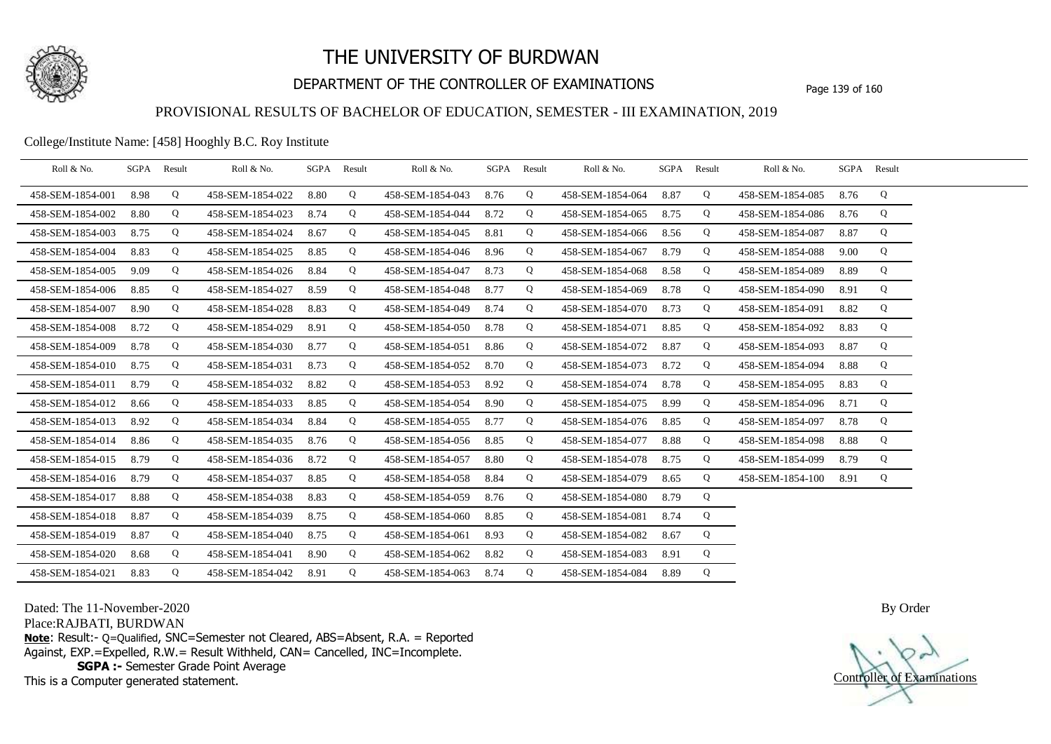# THE UNIVERSITY OF BURDWAN

## DEPARTMENT OF THE CONTROLLER OF EXAMINATIONS

### PROVISIONAL RESULTS OF BACHELOR OF EDUCATION, SEMESTER - III EXAMINATION, 2019

College/Institute Name: [458] Hooghly B.C. Roy Institute

| Roll & No. | SGPA | Result | Roll & No. | SGPA | Result | Roll & No. | SGPA | Result | Roll & No. | SGPA | Result | Roll & No. | SGPA | Result |
|---|---|---|---|---|---|---|---|---|---|---|---|---|---|---|
| 458-SEM-1854-001 | 8.98 | Q | 458-SEM-1854-022 | 8.80 | Q | 458-SEM-1854-043 | 8.76 | Q | 458-SEM-1854-064 | 8.87 | Q | 458-SEM-1854-085 | 8.76 | Q |
| 458-SEM-1854-002 | 8.80 | Q | 458-SEM-1854-023 | 8.74 | Q | 458-SEM-1854-044 | 8.72 | Q | 458-SEM-1854-065 | 8.75 | Q | 458-SEM-1854-086 | 8.76 | Q |
| 458-SEM-1854-003 | 8.75 | Q | 458-SEM-1854-024 | 8.67 | Q | 458-SEM-1854-045 | 8.81 | Q | 458-SEM-1854-066 | 8.56 | Q | 458-SEM-1854-087 | 8.87 | Q |
| 458-SEM-1854-004 | 8.83 | Q | 458-SEM-1854-025 | 8.85 | Q | 458-SEM-1854-046 | 8.96 | Q | 458-SEM-1854-067 | 8.79 | Q | 458-SEM-1854-088 | 9.00 | Q |
| 458-SEM-1854-005 | 9.09 | Q | 458-SEM-1854-026 | 8.84 | Q | 458-SEM-1854-047 | 8.73 | Q | 458-SEM-1854-068 | 8.58 | Q | 458-SEM-1854-089 | 8.89 | Q |
| 458-SEM-1854-006 | 8.85 | Q | 458-SEM-1854-027 | 8.59 | Q | 458-SEM-1854-048 | 8.77 | Q | 458-SEM-1854-069 | 8.78 | Q | 458-SEM-1854-090 | 8.91 | Q |
| 458-SEM-1854-007 | 8.90 | Q | 458-SEM-1854-028 | 8.83 | Q | 458-SEM-1854-049 | 8.74 | Q | 458-SEM-1854-070 | 8.73 | Q | 458-SEM-1854-091 | 8.82 | Q |
| 458-SEM-1854-008 | 8.72 | Q | 458-SEM-1854-029 | 8.91 | Q | 458-SEM-1854-050 | 8.78 | Q | 458-SEM-1854-071 | 8.85 | Q | 458-SEM-1854-092 | 8.83 | Q |
| 458-SEM-1854-009 | 8.78 | Q | 458-SEM-1854-030 | 8.77 | Q | 458-SEM-1854-051 | 8.86 | Q | 458-SEM-1854-072 | 8.87 | Q | 458-SEM-1854-093 | 8.87 | Q |
| 458-SEM-1854-010 | 8.75 | Q | 458-SEM-1854-031 | 8.73 | Q | 458-SEM-1854-052 | 8.70 | Q | 458-SEM-1854-073 | 8.72 | Q | 458-SEM-1854-094 | 8.88 | Q |
| 458-SEM-1854-011 | 8.79 | Q | 458-SEM-1854-032 | 8.82 | Q | 458-SEM-1854-053 | 8.92 | Q | 458-SEM-1854-074 | 8.78 | Q | 458-SEM-1854-095 | 8.83 | Q |
| 458-SEM-1854-012 | 8.66 | Q | 458-SEM-1854-033 | 8.85 | Q | 458-SEM-1854-054 | 8.90 | Q | 458-SEM-1854-075 | 8.99 | Q | 458-SEM-1854-096 | 8.71 | Q |
| 458-SEM-1854-013 | 8.92 | Q | 458-SEM-1854-034 | 8.84 | Q | 458-SEM-1854-055 | 8.77 | Q | 458-SEM-1854-076 | 8.85 | Q | 458-SEM-1854-097 | 8.78 | Q |
| 458-SEM-1854-014 | 8.86 | Q | 458-SEM-1854-035 | 8.76 | Q | 458-SEM-1854-056 | 8.85 | Q | 458-SEM-1854-077 | 8.88 | Q | 458-SEM-1854-098 | 8.88 | Q |
| 458-SEM-1854-015 | 8.79 | Q | 458-SEM-1854-036 | 8.72 | Q | 458-SEM-1854-057 | 8.80 | Q | 458-SEM-1854-078 | 8.75 | Q | 458-SEM-1854-099 | 8.79 | Q |
| 458-SEM-1854-016 | 8.79 | Q | 458-SEM-1854-037 | 8.85 | Q | 458-SEM-1854-058 | 8.84 | Q | 458-SEM-1854-079 | 8.65 | Q | 458-SEM-1854-100 | 8.91 | Q |
| 458-SEM-1854-017 | 8.88 | Q | 458-SEM-1854-038 | 8.83 | Q | 458-SEM-1854-059 | 8.76 | Q | 458-SEM-1854-080 | 8.79 | Q | | | |
| 458-SEM-1854-018 | 8.87 | Q | 458-SEM-1854-039 | 8.75 | Q | 458-SEM-1854-060 | 8.85 | Q | 458-SEM-1854-081 | 8.74 | Q | | | |
| 458-SEM-1854-019 | 8.87 | Q | 458-SEM-1854-040 | 8.75 | Q | 458-SEM-1854-061 | 8.93 | Q | 458-SEM-1854-082 | 8.67 | Q | | | |
| 458-SEM-1854-020 | 8.68 | Q | 458-SEM-1854-041 | 8.90 | Q | 458-SEM-1854-062 | 8.82 | Q | 458-SEM-1854-083 | 8.91 | Q | | | |
| 458-SEM-1854-021 | 8.83 | Q | 458-SEM-1854-042 | 8.91 | Q | 458-SEM-1854-063 | 8.74 | Q | 458-SEM-1854-084 | 8.89 | Q | | | |

Dated: The 11-November-2020

Place:RAJBATI, BURDWAN

**Note**: Result:- Q=Qualified, SNC=Semester not Cleared, ABS=Absent, R.A. = Reported Against, EXP.=Expelled, R.W.= Result Withheld, CAN= Cancelled, INC=Incomplete.

**SGPA :-** Semester Grade Point Average

This is a Computer generated statement.

By Order

Controller of Examinations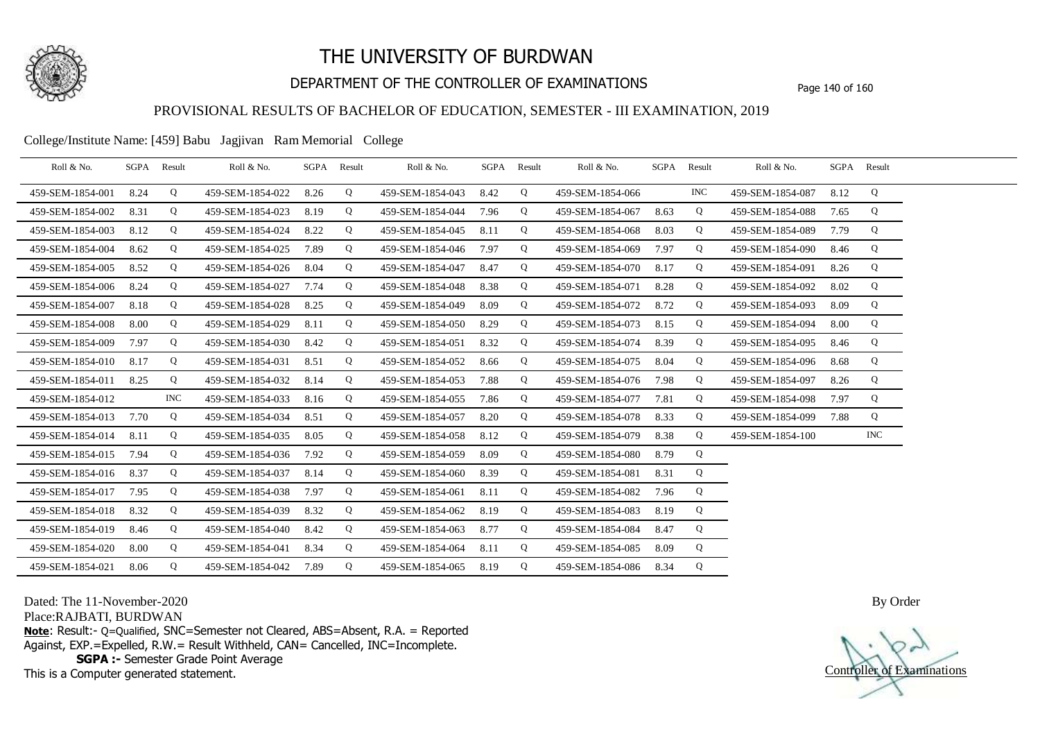# THE UNIVERSITY OF BURDWAN

## DEPARTMENT OF THE CONTROLLER OF EXAMINATIONS

### PROVISIONAL RESULTS OF BACHELOR OF EDUCATION, SEMESTER - III EXAMINATION, 2019

College/Institute Name: [459] Babu Jagjivan Ram Memorial College

| Roll & No. | SGPA | Result | Roll & No. | SGPA | Result | Roll & No. | SGPA | Result | Roll & No. | SGPA | Result | Roll & No. | SGPA | Result |
|---|---|---|---|---|---|---|---|---|---|---|---|---|---|---|
| 459-SEM-1854-001 | 8.24 | Q | 459-SEM-1854-022 | 8.26 | Q | 459-SEM-1854-043 | 8.42 | Q | 459-SEM-1854-066 | | INC | 459-SEM-1854-087 | 8.12 | Q |
| 459-SEM-1854-002 | 8.31 | Q | 459-SEM-1854-023 | 8.19 | Q | 459-SEM-1854-044 | 7.96 | Q | 459-SEM-1854-067 | 8.63 | Q | 459-SEM-1854-088 | 7.65 | Q |
| 459-SEM-1854-003 | 8.12 | Q | 459-SEM-1854-024 | 8.22 | Q | 459-SEM-1854-045 | 8.11 | Q | 459-SEM-1854-068 | 8.03 | Q | 459-SEM-1854-089 | 7.79 | Q |
| 459-SEM-1854-004 | 8.62 | Q | 459-SEM-1854-025 | 7.89 | Q | 459-SEM-1854-046 | 7.97 | Q | 459-SEM-1854-069 | 7.97 | Q | 459-SEM-1854-090 | 8.46 | Q |
| 459-SEM-1854-005 | 8.52 | Q | 459-SEM-1854-026 | 8.04 | Q | 459-SEM-1854-047 | 8.47 | Q | 459-SEM-1854-070 | 8.17 | Q | 459-SEM-1854-091 | 8.26 | Q |
| 459-SEM-1854-006 | 8.24 | Q | 459-SEM-1854-027 | 7.74 | Q | 459-SEM-1854-048 | 8.38 | Q | 459-SEM-1854-071 | 8.28 | Q | 459-SEM-1854-092 | 8.02 | Q |
| 459-SEM-1854-007 | 8.18 | Q | 459-SEM-1854-028 | 8.25 | Q | 459-SEM-1854-049 | 8.09 | Q | 459-SEM-1854-072 | 8.72 | Q | 459-SEM-1854-093 | 8.09 | Q |
| 459-SEM-1854-008 | 8.00 | Q | 459-SEM-1854-029 | 8.11 | Q | 459-SEM-1854-050 | 8.29 | Q | 459-SEM-1854-073 | 8.15 | Q | 459-SEM-1854-094 | 8.00 | Q |
| 459-SEM-1854-009 | 7.97 | Q | 459-SEM-1854-030 | 8.42 | Q | 459-SEM-1854-051 | 8.32 | Q | 459-SEM-1854-074 | 8.39 | Q | 459-SEM-1854-095 | 8.46 | Q |
| 459-SEM-1854-010 | 8.17 | Q | 459-SEM-1854-031 | 8.51 | Q | 459-SEM-1854-052 | 8.66 | Q | 459-SEM-1854-075 | 8.04 | Q | 459-SEM-1854-096 | 8.68 | Q |
| 459-SEM-1854-011 | 8.25 | Q | 459-SEM-1854-032 | 8.14 | Q | 459-SEM-1854-053 | 7.88 | Q | 459-SEM-1854-076 | 7.98 | Q | 459-SEM-1854-097 | 8.26 | Q |
| 459-SEM-1854-012 | | INC | 459-SEM-1854-033 | 8.16 | Q | 459-SEM-1854-055 | 7.86 | Q | 459-SEM-1854-077 | 7.81 | Q | 459-SEM-1854-098 | 7.97 | Q |
| 459-SEM-1854-013 | 7.70 | Q | 459-SEM-1854-034 | 8.51 | Q | 459-SEM-1854-057 | 8.20 | Q | 459-SEM-1854-078 | 8.33 | Q | 459-SEM-1854-099 | 7.88 | Q |
| 459-SEM-1854-014 | 8.11 | Q | 459-SEM-1854-035 | 8.05 | Q | 459-SEM-1854-058 | 8.12 | Q | 459-SEM-1854-079 | 8.38 | Q | 459-SEM-1854-100 | | INC |
| 459-SEM-1854-015 | 7.94 | Q | 459-SEM-1854-036 | 7.92 | Q | 459-SEM-1854-059 | 8.09 | Q | 459-SEM-1854-080 | 8.79 | Q | | | |
| 459-SEM-1854-016 | 8.37 | Q | 459-SEM-1854-037 | 8.14 | Q | 459-SEM-1854-060 | 8.39 | Q | 459-SEM-1854-081 | 8.31 | Q | | | |
| 459-SEM-1854-017 | 7.95 | Q | 459-SEM-1854-038 | 7.97 | Q | 459-SEM-1854-061 | 8.11 | Q | 459-SEM-1854-082 | 7.96 | Q | | | |
| 459-SEM-1854-018 | 8.32 | Q | 459-SEM-1854-039 | 8.32 | Q | 459-SEM-1854-062 | 8.19 | Q | 459-SEM-1854-083 | 8.19 | Q | | | |
| 459-SEM-1854-019 | 8.46 | Q | 459-SEM-1854-040 | 8.42 | Q | 459-SEM-1854-063 | 8.77 | Q | 459-SEM-1854-084 | 8.47 | Q | | | |
| 459-SEM-1854-020 | 8.00 | Q | 459-SEM-1854-041 | 8.34 | Q | 459-SEM-1854-064 | 8.11 | Q | 459-SEM-1854-085 | 8.09 | Q | | | |
| 459-SEM-1854-021 | 8.06 | Q | 459-SEM-1854-042 | 7.89 | Q | 459-SEM-1854-065 | 8.19 | Q | 459-SEM-1854-086 | 8.34 | Q | | | |

Dated: The 11-November-2020

Place:RAJBATI, BURDWAN

**Note**: Result:- Q=Qualified, SNC=Semester not Cleared, ABS=Absent, R.A. = Reported Against, EXP.=Expelled, R.W.= Result Withheld, CAN= Cancelled, INC=Incomplete.

**SGPA :-** Semester Grade Point Average

This is a Computer generated statement.

By Order

Controller of Examinations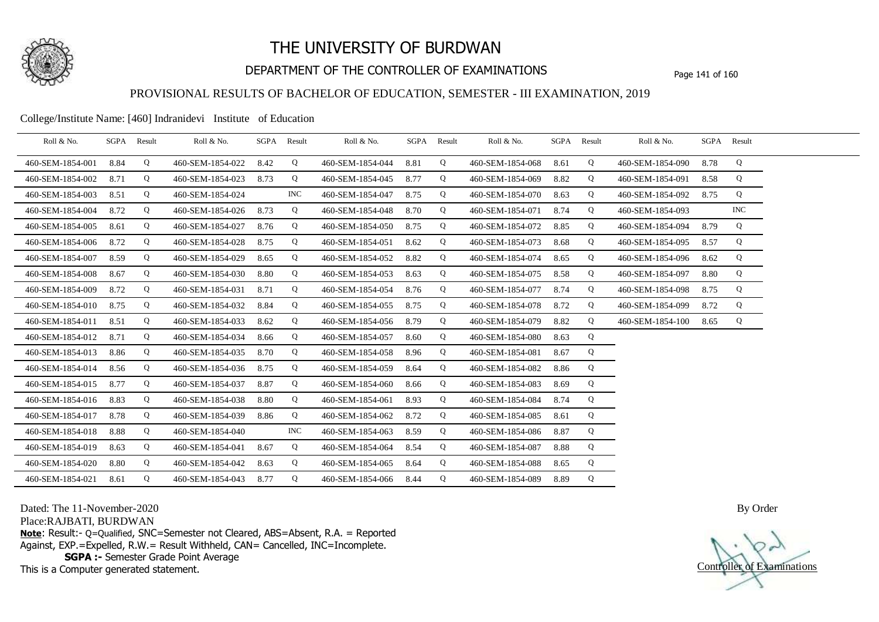# THE UNIVERSITY OF BURDWAN

## DEPARTMENT OF THE CONTROLLER OF EXAMINATIONS

### PROVISIONAL RESULTS OF BACHELOR OF EDUCATION, SEMESTER - III EXAMINATION, 2019

College/Institute Name: [460] Indranidevi Institute of Education

| Roll & No. | SGPA | Result | Roll & No. | SGPA | Result | Roll & No. | SGPA | Result | Roll & No. | SGPA | Result | Roll & No. | SGPA | Result |
|---|---|---|---|---|---|---|---|---|---|---|---|---|---|---|
| 460-SEM-1854-001 | 8.84 | Q | 460-SEM-1854-022 | 8.42 | Q | 460-SEM-1854-044 | 8.81 | Q | 460-SEM-1854-068 | 8.61 | Q | 460-SEM-1854-090 | 8.78 | Q |
| 460-SEM-1854-002 | 8.71 | Q | 460-SEM-1854-023 | 8.73 | Q | 460-SEM-1854-045 | 8.77 | Q | 460-SEM-1854-069 | 8.82 | Q | 460-SEM-1854-091 | 8.58 | Q |
| 460-SEM-1854-003 | 8.51 | Q | 460-SEM-1854-024 | | INC | 460-SEM-1854-047 | 8.75 | Q | 460-SEM-1854-070 | 8.63 | Q | 460-SEM-1854-092 | 8.75 | Q |
| 460-SEM-1854-004 | 8.72 | Q | 460-SEM-1854-026 | 8.73 | Q | 460-SEM-1854-048 | 8.70 | Q | 460-SEM-1854-071 | 8.74 | Q | 460-SEM-1854-093 | | INC |
| 460-SEM-1854-005 | 8.61 | Q | 460-SEM-1854-027 | 8.76 | Q | 460-SEM-1854-050 | 8.75 | Q | 460-SEM-1854-072 | 8.85 | Q | 460-SEM-1854-094 | 8.79 | Q |
| 460-SEM-1854-006 | 8.72 | Q | 460-SEM-1854-028 | 8.75 | Q | 460-SEM-1854-051 | 8.62 | Q | 460-SEM-1854-073 | 8.68 | Q | 460-SEM-1854-095 | 8.57 | Q |
| 460-SEM-1854-007 | 8.59 | Q | 460-SEM-1854-029 | 8.65 | Q | 460-SEM-1854-052 | 8.82 | Q | 460-SEM-1854-074 | 8.65 | Q | 460-SEM-1854-096 | 8.62 | Q |
| 460-SEM-1854-008 | 8.67 | Q | 460-SEM-1854-030 | 8.80 | Q | 460-SEM-1854-053 | 8.63 | Q | 460-SEM-1854-075 | 8.58 | Q | 460-SEM-1854-097 | 8.80 | Q |
| 460-SEM-1854-009 | 8.72 | Q | 460-SEM-1854-031 | 8.71 | Q | 460-SEM-1854-054 | 8.76 | Q | 460-SEM-1854-077 | 8.74 | Q | 460-SEM-1854-098 | 8.75 | Q |
| 460-SEM-1854-010 | 8.75 | Q | 460-SEM-1854-032 | 8.84 | Q | 460-SEM-1854-055 | 8.75 | Q | 460-SEM-1854-078 | 8.72 | Q | 460-SEM-1854-099 | 8.72 | Q |
| 460-SEM-1854-011 | 8.51 | Q | 460-SEM-1854-033 | 8.62 | Q | 460-SEM-1854-056 | 8.79 | Q | 460-SEM-1854-079 | 8.82 | Q | 460-SEM-1854-100 | 8.65 | Q |
| 460-SEM-1854-012 | 8.71 | Q | 460-SEM-1854-034 | 8.66 | Q | 460-SEM-1854-057 | 8.60 | Q | 460-SEM-1854-080 | 8.63 | Q | | | |
| 460-SEM-1854-013 | 8.86 | Q | 460-SEM-1854-035 | 8.70 | Q | 460-SEM-1854-058 | 8.96 | Q | 460-SEM-1854-081 | 8.67 | Q | | | |
| 460-SEM-1854-014 | 8.56 | Q | 460-SEM-1854-036 | 8.75 | Q | 460-SEM-1854-059 | 8.64 | Q | 460-SEM-1854-082 | 8.86 | Q | | | |
| 460-SEM-1854-015 | 8.77 | Q | 460-SEM-1854-037 | 8.87 | Q | 460-SEM-1854-060 | 8.66 | Q | 460-SEM-1854-083 | 8.69 | Q | | | |
| 460-SEM-1854-016 | 8.83 | Q | 460-SEM-1854-038 | 8.80 | Q | 460-SEM-1854-061 | 8.93 | Q | 460-SEM-1854-084 | 8.74 | Q | | | |
| 460-SEM-1854-017 | 8.78 | Q | 460-SEM-1854-039 | 8.86 | Q | 460-SEM-1854-062 | 8.72 | Q | 460-SEM-1854-085 | 8.61 | Q | | | |
| 460-SEM-1854-018 | 8.88 | Q | 460-SEM-1854-040 | | INC | 460-SEM-1854-063 | 8.59 | Q | 460-SEM-1854-086 | 8.87 | Q | | | |
| 460-SEM-1854-019 | 8.63 | Q | 460-SEM-1854-041 | 8.67 | Q | 460-SEM-1854-064 | 8.54 | Q | 460-SEM-1854-087 | 8.88 | Q | | | |
| 460-SEM-1854-020 | 8.80 | Q | 460-SEM-1854-042 | 8.63 | Q | 460-SEM-1854-065 | 8.64 | Q | 460-SEM-1854-088 | 8.65 | Q | | | |
| 460-SEM-1854-021 | 8.61 | Q | 460-SEM-1854-043 | 8.77 | Q | 460-SEM-1854-066 | 8.44 | Q | 460-SEM-1854-089 | 8.89 | Q | | | |

Dated: The 11-November-2020

Place:RAJBATI, BURDWAN

**Note**: Result:- Q=Qualified, SNC=Semester not Cleared, ABS=Absent, R.A. = Reported Against, EXP.=Expelled, R.W.= Result Withheld, CAN= Cancelled, INC=Incomplete.

**SGPA :-** Semester Grade Point Average

This is a Computer generated statement.

By Order

Controller of Examinations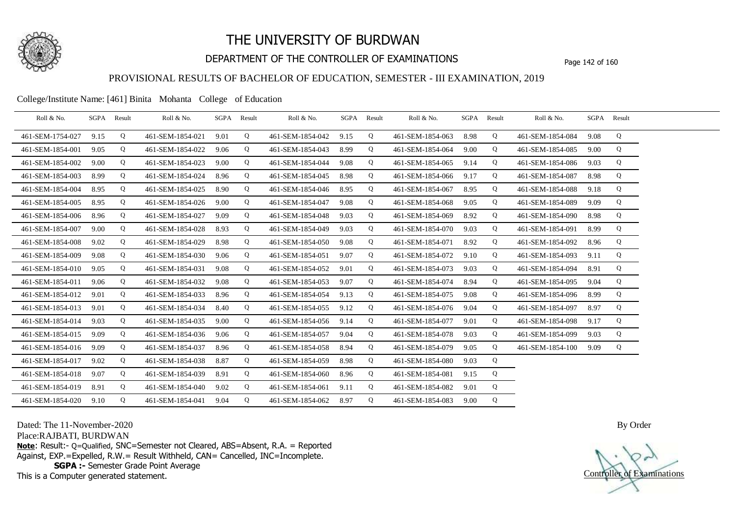# THE UNIVERSITY OF BURDWAN

## DEPARTMENT OF THE CONTROLLER OF EXAMINATIONS

### PROVISIONAL RESULTS OF BACHELOR OF EDUCATION, SEMESTER - III EXAMINATION, 2019

College/Institute Name: [461] Binita Mohanta College of Education

| Roll & No. | SGPA | Result | Roll & No. | SGPA | Result | Roll & No. | SGPA | Result | Roll & No. | SGPA | Result | Roll & No. | SGPA | Result |
|---|---|---|---|---|---|---|---|---|---|---|---|---|---|---|
| 461-SEM-1754-027 | 9.15 | Q | 461-SEM-1854-021 | 9.01 | Q | 461-SEM-1854-042 | 9.15 | Q | 461-SEM-1854-063 | 8.98 | Q | 461-SEM-1854-084 | 9.08 | Q |
| 461-SEM-1854-001 | 9.05 | Q | 461-SEM-1854-022 | 9.06 | Q | 461-SEM-1854-043 | 8.99 | Q | 461-SEM-1854-064 | 9.00 | Q | 461-SEM-1854-085 | 9.00 | Q |
| 461-SEM-1854-002 | 9.00 | Q | 461-SEM-1854-023 | 9.00 | Q | 461-SEM-1854-044 | 9.08 | Q | 461-SEM-1854-065 | 9.14 | Q | 461-SEM-1854-086 | 9.03 | Q |
| 461-SEM-1854-003 | 8.99 | Q | 461-SEM-1854-024 | 8.96 | Q | 461-SEM-1854-045 | 8.98 | Q | 461-SEM-1854-066 | 9.17 | Q | 461-SEM-1854-087 | 8.98 | Q |
| 461-SEM-1854-004 | 8.95 | Q | 461-SEM-1854-025 | 8.90 | Q | 461-SEM-1854-046 | 8.95 | Q | 461-SEM-1854-067 | 8.95 | Q | 461-SEM-1854-088 | 9.18 | Q |
| 461-SEM-1854-005 | 8.95 | Q | 461-SEM-1854-026 | 9.00 | Q | 461-SEM-1854-047 | 9.08 | Q | 461-SEM-1854-068 | 9.05 | Q | 461-SEM-1854-089 | 9.09 | Q |
| 461-SEM-1854-006 | 8.96 | Q | 461-SEM-1854-027 | 9.09 | Q | 461-SEM-1854-048 | 9.03 | Q | 461-SEM-1854-069 | 8.92 | Q | 461-SEM-1854-090 | 8.98 | Q |
| 461-SEM-1854-007 | 9.00 | Q | 461-SEM-1854-028 | 8.93 | Q | 461-SEM-1854-049 | 9.03 | Q | 461-SEM-1854-070 | 9.03 | Q | 461-SEM-1854-091 | 8.99 | Q |
| 461-SEM-1854-008 | 9.02 | Q | 461-SEM-1854-029 | 8.98 | Q | 461-SEM-1854-050 | 9.08 | Q | 461-SEM-1854-071 | 8.92 | Q | 461-SEM-1854-092 | 8.96 | Q |
| 461-SEM-1854-009 | 9.08 | Q | 461-SEM-1854-030 | 9.06 | Q | 461-SEM-1854-051 | 9.07 | Q | 461-SEM-1854-072 | 9.10 | Q | 461-SEM-1854-093 | 9.11 | Q |
| 461-SEM-1854-010 | 9.05 | Q | 461-SEM-1854-031 | 9.08 | Q | 461-SEM-1854-052 | 9.01 | Q | 461-SEM-1854-073 | 9.03 | Q | 461-SEM-1854-094 | 8.91 | Q |
| 461-SEM-1854-011 | 9.06 | Q | 461-SEM-1854-032 | 9.08 | Q | 461-SEM-1854-053 | 9.07 | Q | 461-SEM-1854-074 | 8.94 | Q | 461-SEM-1854-095 | 9.04 | Q |
| 461-SEM-1854-012 | 9.01 | Q | 461-SEM-1854-033 | 8.96 | Q | 461-SEM-1854-054 | 9.13 | Q | 461-SEM-1854-075 | 9.08 | Q | 461-SEM-1854-096 | 8.99 | Q |
| 461-SEM-1854-013 | 9.01 | Q | 461-SEM-1854-034 | 8.40 | Q | 461-SEM-1854-055 | 9.12 | Q | 461-SEM-1854-076 | 9.04 | Q | 461-SEM-1854-097 | 8.97 | Q |
| 461-SEM-1854-014 | 9.03 | Q | 461-SEM-1854-035 | 9.00 | Q | 461-SEM-1854-056 | 9.14 | Q | 461-SEM-1854-077 | 9.01 | Q | 461-SEM-1854-098 | 9.17 | Q |
| 461-SEM-1854-015 | 9.09 | Q | 461-SEM-1854-036 | 9.06 | Q | 461-SEM-1854-057 | 9.04 | Q | 461-SEM-1854-078 | 9.03 | Q | 461-SEM-1854-099 | 9.03 | Q |
| 461-SEM-1854-016 | 9.09 | Q | 461-SEM-1854-037 | 8.96 | Q | 461-SEM-1854-058 | 8.94 | Q | 461-SEM-1854-079 | 9.05 | Q | 461-SEM-1854-100 | 9.09 | Q |
| 461-SEM-1854-017 | 9.02 | Q | 461-SEM-1854-038 | 8.87 | Q | 461-SEM-1854-059 | 8.98 | Q | 461-SEM-1854-080 | 9.03 | Q | | | |
| 461-SEM-1854-018 | 9.07 | Q | 461-SEM-1854-039 | 8.91 | Q | 461-SEM-1854-060 | 8.96 | Q | 461-SEM-1854-081 | 9.15 | Q | | | |
| 461-SEM-1854-019 | 8.91 | Q | 461-SEM-1854-040 | 9.02 | Q | 461-SEM-1854-061 | 9.11 | Q | 461-SEM-1854-082 | 9.01 | Q | | | |
| 461-SEM-1854-020 | 9.10 | Q | 461-SEM-1854-041 | 9.04 | Q | 461-SEM-1854-062 | 8.97 | Q | 461-SEM-1854-083 | 9.00 | Q | | | |

Dated: The 11-November-2020

Place:RAJBATI, BURDWAN

**Note**: Result:- Q=Qualified, SNC=Semester not Cleared, ABS=Absent, R.A. = Reported Against, EXP.=Expelled, R.W.= Result Withheld, CAN= Cancelled, INC=Incomplete.

**SGPA :-** Semester Grade Point Average

This is a Computer generated statement.

By Order

Controller of Examinations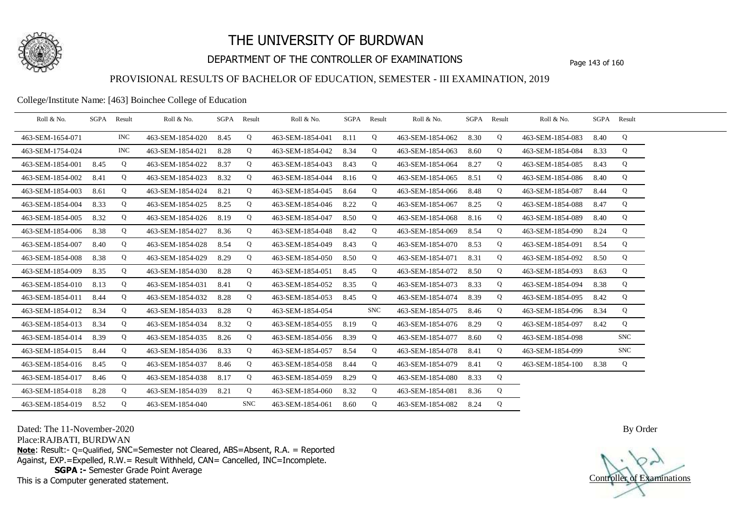# THE UNIVERSITY OF BURDWAN

## DEPARTMENT OF THE CONTROLLER OF EXAMINATIONS

### PROVISIONAL RESULTS OF BACHELOR OF EDUCATION, SEMESTER - III EXAMINATION, 2019

College/Institute Name: [463] Boinchee College of Education

| Roll & No. | SGPA | Result | Roll & No. | SGPA | Result | Roll & No. | SGPA | Result | Roll & No. | SGPA | Result | Roll & No. | SGPA | Result |
|---|---|---|---|---|---|---|---|---|---|---|---|---|---|---|
| 463-SEM-1654-071 | | INC | 463-SEM-1854-020 | 8.45 | Q | 463-SEM-1854-041 | 8.11 | Q | 463-SEM-1854-062 | 8.30 | Q | 463-SEM-1854-083 | 8.40 | Q |
| 463-SEM-1754-024 | | INC | 463-SEM-1854-021 | 8.28 | Q | 463-SEM-1854-042 | 8.34 | Q | 463-SEM-1854-063 | 8.60 | Q | 463-SEM-1854-084 | 8.33 | Q |
| 463-SEM-1854-001 | 8.45 | Q | 463-SEM-1854-022 | 8.37 | Q | 463-SEM-1854-043 | 8.43 | Q | 463-SEM-1854-064 | 8.27 | Q | 463-SEM-1854-085 | 8.43 | Q |
| 463-SEM-1854-002 | 8.41 | Q | 463-SEM-1854-023 | 8.32 | Q | 463-SEM-1854-044 | 8.16 | Q | 463-SEM-1854-065 | 8.51 | Q | 463-SEM-1854-086 | 8.40 | Q |
| 463-SEM-1854-003 | 8.61 | Q | 463-SEM-1854-024 | 8.21 | Q | 463-SEM-1854-045 | 8.64 | Q | 463-SEM-1854-066 | 8.48 | Q | 463-SEM-1854-087 | 8.44 | Q |
| 463-SEM-1854-004 | 8.33 | Q | 463-SEM-1854-025 | 8.25 | Q | 463-SEM-1854-046 | 8.22 | Q | 463-SEM-1854-067 | 8.25 | Q | 463-SEM-1854-088 | 8.47 | Q |
| 463-SEM-1854-005 | 8.32 | Q | 463-SEM-1854-026 | 8.19 | Q | 463-SEM-1854-047 | 8.50 | Q | 463-SEM-1854-068 | 8.16 | Q | 463-SEM-1854-089 | 8.40 | Q |
| 463-SEM-1854-006 | 8.38 | Q | 463-SEM-1854-027 | 8.36 | Q | 463-SEM-1854-048 | 8.42 | Q | 463-SEM-1854-069 | 8.54 | Q | 463-SEM-1854-090 | 8.24 | Q |
| 463-SEM-1854-007 | 8.40 | Q | 463-SEM-1854-028 | 8.54 | Q | 463-SEM-1854-049 | 8.43 | Q | 463-SEM-1854-070 | 8.53 | Q | 463-SEM-1854-091 | 8.54 | Q |
| 463-SEM-1854-008 | 8.38 | Q | 463-SEM-1854-029 | 8.29 | Q | 463-SEM-1854-050 | 8.50 | Q | 463-SEM-1854-071 | 8.31 | Q | 463-SEM-1854-092 | 8.50 | Q |
| 463-SEM-1854-009 | 8.35 | Q | 463-SEM-1854-030 | 8.28 | Q | 463-SEM-1854-051 | 8.45 | Q | 463-SEM-1854-072 | 8.50 | Q | 463-SEM-1854-093 | 8.63 | Q |
| 463-SEM-1854-010 | 8.13 | Q | 463-SEM-1854-031 | 8.41 | Q | 463-SEM-1854-052 | 8.35 | Q | 463-SEM-1854-073 | 8.33 | Q | 463-SEM-1854-094 | 8.38 | Q |
| 463-SEM-1854-011 | 8.44 | Q | 463-SEM-1854-032 | 8.28 | Q | 463-SEM-1854-053 | 8.45 | Q | 463-SEM-1854-074 | 8.39 | Q | 463-SEM-1854-095 | 8.42 | Q |
| 463-SEM-1854-012 | 8.34 | Q | 463-SEM-1854-033 | 8.28 | Q | 463-SEM-1854-054 | | SNC | 463-SEM-1854-075 | 8.46 | Q | 463-SEM-1854-096 | 8.34 | Q |
| 463-SEM-1854-013 | 8.34 | Q | 463-SEM-1854-034 | 8.32 | Q | 463-SEM-1854-055 | 8.19 | Q | 463-SEM-1854-076 | 8.29 | Q | 463-SEM-1854-097 | 8.42 | Q |
| 463-SEM-1854-014 | 8.39 | Q | 463-SEM-1854-035 | 8.26 | Q | 463-SEM-1854-056 | 8.39 | Q | 463-SEM-1854-077 | 8.60 | Q | 463-SEM-1854-098 | | SNC |
| 463-SEM-1854-015 | 8.44 | Q | 463-SEM-1854-036 | 8.33 | Q | 463-SEM-1854-057 | 8.54 | Q | 463-SEM-1854-078 | 8.41 | Q | 463-SEM-1854-099 | | SNC |
| 463-SEM-1854-016 | 8.45 | Q | 463-SEM-1854-037 | 8.46 | Q | 463-SEM-1854-058 | 8.44 | Q | 463-SEM-1854-079 | 8.41 | Q | 463-SEM-1854-100 | 8.38 | Q |
| 463-SEM-1854-017 | 8.46 | Q | 463-SEM-1854-038 | 8.17 | Q | 463-SEM-1854-059 | 8.29 | Q | 463-SEM-1854-080 | 8.33 | Q | | | |
| 463-SEM-1854-018 | 8.28 | Q | 463-SEM-1854-039 | 8.21 | Q | 463-SEM-1854-060 | 8.32 | Q | 463-SEM-1854-081 | 8.36 | Q | | | |
| 463-SEM-1854-019 | 8.52 | Q | 463-SEM-1854-040 | | SNC | 463-SEM-1854-061 | 8.60 | Q | 463-SEM-1854-082 | 8.24 | Q | | | |

Dated: The 11-November-2020

Place:RAJBATI, BURDWAN

**Note**: Result:- Q=Qualified, SNC=Semester not Cleared, ABS=Absent, R.A. = Reported Against, EXP.=Expelled, R.W.= Result Withheld, CAN= Cancelled, INC=Incomplete.

**SGPA :-** Semester Grade Point Average

This is a Computer generated statement.

By Order

Controller of Examinations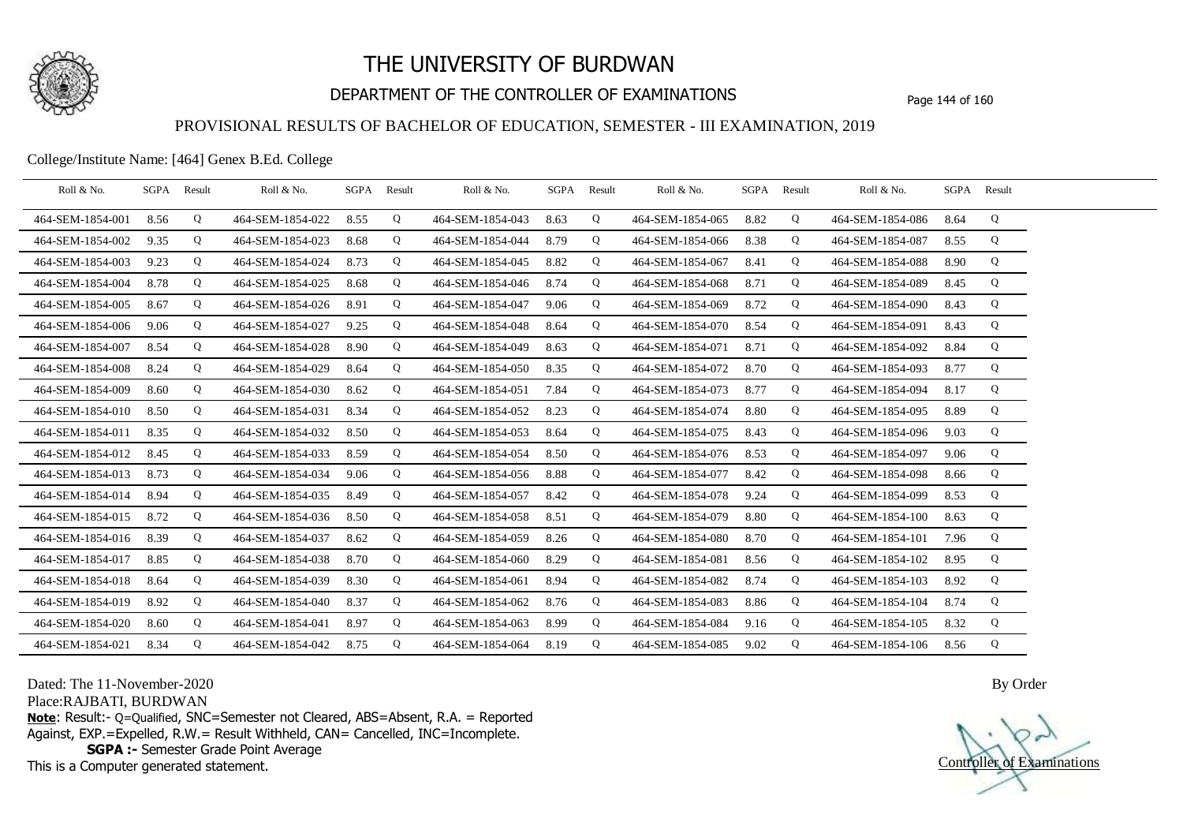# THE UNIVERSITY OF BURDWAN

## DEPARTMENT OF THE CONTROLLER OF EXAMINATIONS

### PROVISIONAL RESULTS OF BACHELOR OF EDUCATION, SEMESTER - III EXAMINATION, 2019

College/Institute Name: [464] Genex B.Ed. College

| Roll & No. | SGPA | Result | Roll & No. | SGPA | Result | Roll & No. | SGPA | Result | Roll & No. | SGPA | Result | Roll & No. | SGPA | Result |
|---|---|---|---|---|---|---|---|---|---|---|---|---|---|---|
| 464-SEM-1854-001 | 8.56 | Q | 464-SEM-1854-022 | 8.55 | Q | 464-SEM-1854-043 | 8.63 | Q | 464-SEM-1854-065 | 8.82 | Q | 464-SEM-1854-086 | 8.64 | Q |
| 464-SEM-1854-002 | 9.35 | Q | 464-SEM-1854-023 | 8.68 | Q | 464-SEM-1854-044 | 8.79 | Q | 464-SEM-1854-066 | 8.38 | Q | 464-SEM-1854-087 | 8.55 | Q |
| 464-SEM-1854-003 | 9.23 | Q | 464-SEM-1854-024 | 8.73 | Q | 464-SEM-1854-045 | 8.82 | Q | 464-SEM-1854-067 | 8.41 | Q | 464-SEM-1854-088 | 8.90 | Q |
| 464-SEM-1854-004 | 8.78 | Q | 464-SEM-1854-025 | 8.68 | Q | 464-SEM-1854-046 | 8.74 | Q | 464-SEM-1854-068 | 8.71 | Q | 464-SEM-1854-089 | 8.45 | Q |
| 464-SEM-1854-005 | 8.67 | Q | 464-SEM-1854-026 | 8.91 | Q | 464-SEM-1854-047 | 9.06 | Q | 464-SEM-1854-069 | 8.72 | Q | 464-SEM-1854-090 | 8.43 | Q |
| 464-SEM-1854-006 | 9.06 | Q | 464-SEM-1854-027 | 9.25 | Q | 464-SEM-1854-048 | 8.64 | Q | 464-SEM-1854-070 | 8.54 | Q | 464-SEM-1854-091 | 8.43 | Q |
| 464-SEM-1854-007 | 8.54 | Q | 464-SEM-1854-028 | 8.90 | Q | 464-SEM-1854-049 | 8.63 | Q | 464-SEM-1854-071 | 8.71 | Q | 464-SEM-1854-092 | 8.84 | Q |
| 464-SEM-1854-008 | 8.24 | Q | 464-SEM-1854-029 | 8.64 | Q | 464-SEM-1854-050 | 8.35 | Q | 464-SEM-1854-072 | 8.70 | Q | 464-SEM-1854-093 | 8.77 | Q |
| 464-SEM-1854-009 | 8.60 | Q | 464-SEM-1854-030 | 8.62 | Q | 464-SEM-1854-051 | 7.84 | Q | 464-SEM-1854-073 | 8.77 | Q | 464-SEM-1854-094 | 8.17 | Q |
| 464-SEM-1854-010 | 8.50 | Q | 464-SEM-1854-031 | 8.34 | Q | 464-SEM-1854-052 | 8.23 | Q | 464-SEM-1854-074 | 8.80 | Q | 464-SEM-1854-095 | 8.89 | Q |
| 464-SEM-1854-011 | 8.35 | Q | 464-SEM-1854-032 | 8.50 | Q | 464-SEM-1854-053 | 8.64 | Q | 464-SEM-1854-075 | 8.43 | Q | 464-SEM-1854-096 | 9.03 | Q |
| 464-SEM-1854-012 | 8.45 | Q | 464-SEM-1854-033 | 8.59 | Q | 464-SEM-1854-054 | 8.50 | Q | 464-SEM-1854-076 | 8.53 | Q | 464-SEM-1854-097 | 9.06 | Q |
| 464-SEM-1854-013 | 8.73 | Q | 464-SEM-1854-034 | 9.06 | Q | 464-SEM-1854-056 | 8.88 | Q | 464-SEM-1854-077 | 8.42 | Q | 464-SEM-1854-098 | 8.66 | Q |
| 464-SEM-1854-014 | 8.94 | Q | 464-SEM-1854-035 | 8.49 | Q | 464-SEM-1854-057 | 8.42 | Q | 464-SEM-1854-078 | 9.24 | Q | 464-SEM-1854-099 | 8.53 | Q |
| 464-SEM-1854-015 | 8.72 | Q | 464-SEM-1854-036 | 8.50 | Q | 464-SEM-1854-058 | 8.51 | Q | 464-SEM-1854-079 | 8.80 | Q | 464-SEM-1854-100 | 8.63 | Q |
| 464-SEM-1854-016 | 8.39 | Q | 464-SEM-1854-037 | 8.62 | Q | 464-SEM-1854-059 | 8.26 | Q | 464-SEM-1854-080 | 8.70 | Q | 464-SEM-1854-101 | 7.96 | Q |
| 464-SEM-1854-017 | 8.85 | Q | 464-SEM-1854-038 | 8.70 | Q | 464-SEM-1854-060 | 8.29 | Q | 464-SEM-1854-081 | 8.56 | Q | 464-SEM-1854-102 | 8.95 | Q |
| 464-SEM-1854-018 | 8.64 | Q | 464-SEM-1854-039 | 8.30 | Q | 464-SEM-1854-061 | 8.94 | Q | 464-SEM-1854-082 | 8.74 | Q | 464-SEM-1854-103 | 8.92 | Q |
| 464-SEM-1854-019 | 8.92 | Q | 464-SEM-1854-040 | 8.37 | Q | 464-SEM-1854-062 | 8.76 | Q | 464-SEM-1854-083 | 8.86 | Q | 464-SEM-1854-104 | 8.74 | Q |
| 464-SEM-1854-020 | 8.60 | Q | 464-SEM-1854-041 | 8.97 | Q | 464-SEM-1854-063 | 8.99 | Q | 464-SEM-1854-084 | 9.16 | Q | 464-SEM-1854-105 | 8.32 | Q |
| 464-SEM-1854-021 | 8.34 | Q | 464-SEM-1854-042 | 8.75 | Q | 464-SEM-1854-064 | 8.19 | Q | 464-SEM-1854-085 | 9.02 | Q | 464-SEM-1854-106 | 8.56 | Q |

Dated: The 11-November-2020

Place:RAJBATI, BURDWAN

**Note**: Result:- Q=Qualified, SNC=Semester not Cleared, ABS=Absent, R.A. = Reported Against, EXP.=Expelled, R.W.= Result Withheld, CAN= Cancelled, INC=Incomplete.

**SGPA :-** Semester Grade Point Average

This is a Computer generated statement.

By Order

Controller of Examinations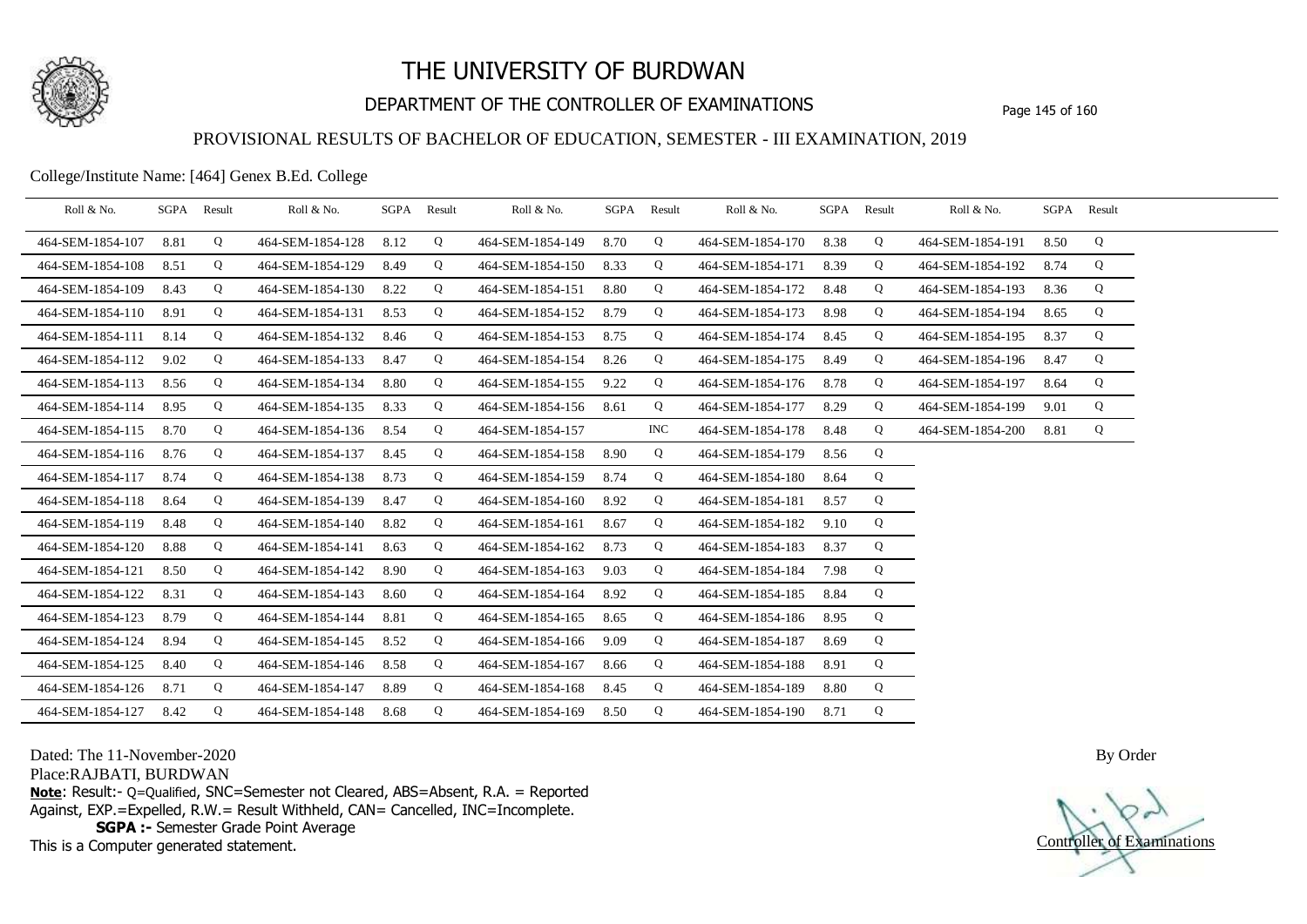# THE UNIVERSITY OF BURDWAN

## DEPARTMENT OF THE CONTROLLER OF EXAMINATIONS

### PROVISIONAL RESULTS OF BACHELOR OF EDUCATION, SEMESTER - III EXAMINATION, 2019

College/Institute Name: [464] Genex B.Ed. College

| Roll & No. | SGPA | Result | Roll & No. | SGPA | Result | Roll & No. | SGPA | Result | Roll & No. | SGPA | Result | Roll & No. | SGPA | Result |
|---|---|---|---|---|---|---|---|---|---|---|---|---|---|---|
| 464-SEM-1854-107 | 8.81 | Q | 464-SEM-1854-128 | 8.12 | Q | 464-SEM-1854-149 | 8.70 | Q | 464-SEM-1854-170 | 8.38 | Q | 464-SEM-1854-191 | 8.50 | Q |
| 464-SEM-1854-108 | 8.51 | Q | 464-SEM-1854-129 | 8.49 | Q | 464-SEM-1854-150 | 8.33 | Q | 464-SEM-1854-171 | 8.39 | Q | 464-SEM-1854-192 | 8.74 | Q |
| 464-SEM-1854-109 | 8.43 | Q | 464-SEM-1854-130 | 8.22 | Q | 464-SEM-1854-151 | 8.80 | Q | 464-SEM-1854-172 | 8.48 | Q | 464-SEM-1854-193 | 8.36 | Q |
| 464-SEM-1854-110 | 8.91 | Q | 464-SEM-1854-131 | 8.53 | Q | 464-SEM-1854-152 | 8.79 | Q | 464-SEM-1854-173 | 8.98 | Q | 464-SEM-1854-194 | 8.65 | Q |
| 464-SEM-1854-111 | 8.14 | Q | 464-SEM-1854-132 | 8.46 | Q | 464-SEM-1854-153 | 8.75 | Q | 464-SEM-1854-174 | 8.45 | Q | 464-SEM-1854-195 | 8.37 | Q |
| 464-SEM-1854-112 | 9.02 | Q | 464-SEM-1854-133 | 8.47 | Q | 464-SEM-1854-154 | 8.26 | Q | 464-SEM-1854-175 | 8.49 | Q | 464-SEM-1854-196 | 8.47 | Q |
| 464-SEM-1854-113 | 8.56 | Q | 464-SEM-1854-134 | 8.80 | Q | 464-SEM-1854-155 | 9.22 | Q | 464-SEM-1854-176 | 8.78 | Q | 464-SEM-1854-197 | 8.64 | Q |
| 464-SEM-1854-114 | 8.95 | Q | 464-SEM-1854-135 | 8.33 | Q | 464-SEM-1854-156 | 8.61 | Q | 464-SEM-1854-177 | 8.29 | Q | 464-SEM-1854-199 | 9.01 | Q |
| 464-SEM-1854-115 | 8.70 | Q | 464-SEM-1854-136 | 8.54 | Q | 464-SEM-1854-157 | | INC | 464-SEM-1854-178 | 8.48 | Q | 464-SEM-1854-200 | 8.81 | Q |
| 464-SEM-1854-116 | 8.76 | Q | 464-SEM-1854-137 | 8.45 | Q | 464-SEM-1854-158 | 8.90 | Q | 464-SEM-1854-179 | 8.56 | Q | | | |
| 464-SEM-1854-117 | 8.74 | Q | 464-SEM-1854-138 | 8.73 | Q | 464-SEM-1854-159 | 8.74 | Q | 464-SEM-1854-180 | 8.64 | Q | | | |
| 464-SEM-1854-118 | 8.64 | Q | 464-SEM-1854-139 | 8.47 | Q | 464-SEM-1854-160 | 8.92 | Q | 464-SEM-1854-181 | 8.57 | Q | | | |
| 464-SEM-1854-119 | 8.48 | Q | 464-SEM-1854-140 | 8.82 | Q | 464-SEM-1854-161 | 8.67 | Q | 464-SEM-1854-182 | 9.10 | Q | | | |
| 464-SEM-1854-120 | 8.88 | Q | 464-SEM-1854-141 | 8.63 | Q | 464-SEM-1854-162 | 8.73 | Q | 464-SEM-1854-183 | 8.37 | Q | | | |
| 464-SEM-1854-121 | 8.50 | Q | 464-SEM-1854-142 | 8.90 | Q | 464-SEM-1854-163 | 9.03 | Q | 464-SEM-1854-184 | 7.98 | Q | | | |
| 464-SEM-1854-122 | 8.31 | Q | 464-SEM-1854-143 | 8.60 | Q | 464-SEM-1854-164 | 8.92 | Q | 464-SEM-1854-185 | 8.84 | Q | | | |
| 464-SEM-1854-123 | 8.79 | Q | 464-SEM-1854-144 | 8.81 | Q | 464-SEM-1854-165 | 8.65 | Q | 464-SEM-1854-186 | 8.95 | Q | | | |
| 464-SEM-1854-124 | 8.94 | Q | 464-SEM-1854-145 | 8.52 | Q | 464-SEM-1854-166 | 9.09 | Q | 464-SEM-1854-187 | 8.69 | Q | | | |
| 464-SEM-1854-125 | 8.40 | Q | 464-SEM-1854-146 | 8.58 | Q | 464-SEM-1854-167 | 8.66 | Q | 464-SEM-1854-188 | 8.91 | Q | | | |
| 464-SEM-1854-126 | 8.71 | Q | 464-SEM-1854-147 | 8.89 | Q | 464-SEM-1854-168 | 8.45 | Q | 464-SEM-1854-189 | 8.80 | Q | | | |
| 464-SEM-1854-127 | 8.42 | Q | 464-SEM-1854-148 | 8.68 | Q | 464-SEM-1854-169 | 8.50 | Q | 464-SEM-1854-190 | 8.71 | Q | | | |

Dated: The 11-November-2020

Place:RAJBATI, BURDWAN

**Note**: Result:- Q=Qualified, SNC=Semester not Cleared, ABS=Absent, R.A. = Reported Against, EXP.=Expelled, R.W.= Result Withheld, CAN= Cancelled, INC=Incomplete.

**SGPA :-** Semester Grade Point Average

This is a Computer generated statement.

By Order

Controller of Examinations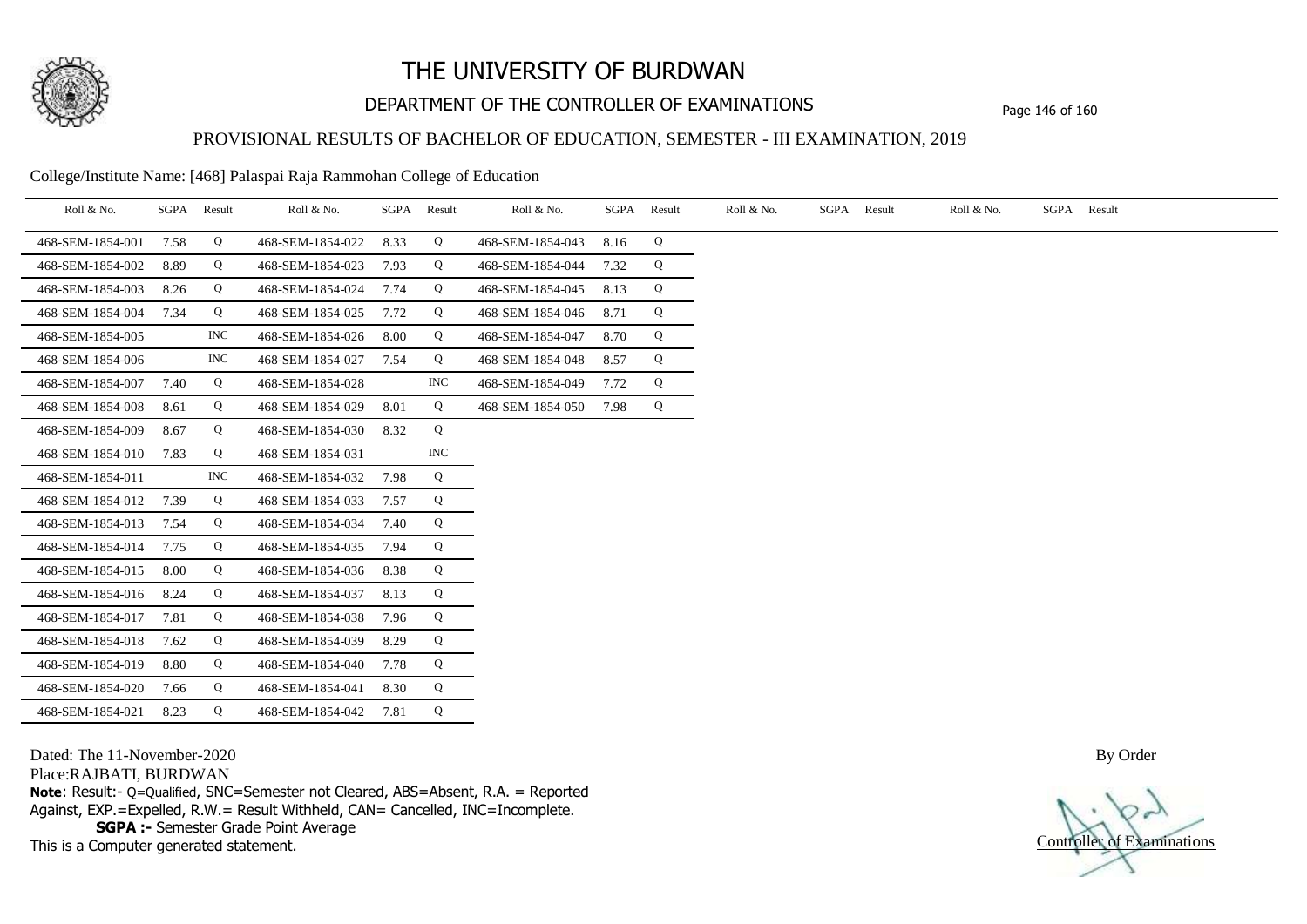# THE UNIVERSITY OF BURDWAN

## DEPARTMENT OF THE CONTROLLER OF EXAMINATIONS

### PROVISIONAL RESULTS OF BACHELOR OF EDUCATION, SEMESTER - III EXAMINATION, 2019

College/Institute Name: [468] Palaspai Raja Rammohan College of Education

| Roll & No. | SGPA | Result | Roll & No. | SGPA | Result | Roll & No. | SGPA | Result | Roll & No. | SGPA | Result | Roll & No. | SGPA | Result |
|---|---|---|---|---|---|---|---|---|---|---|---|---|---|---|
| 468-SEM-1854-001 | 7.58 | Q | 468-SEM-1854-022 | 8.33 | Q | 468-SEM-1854-043 | 8.16 | Q | | | | | | |
| 468-SEM-1854-002 | 8.89 | Q | 468-SEM-1854-023 | 7.93 | Q | 468-SEM-1854-044 | 7.32 | Q | | | | | | |
| 468-SEM-1854-003 | 8.26 | Q | 468-SEM-1854-024 | 7.74 | Q | 468-SEM-1854-045 | 8.13 | Q | | | | | | |
| 468-SEM-1854-004 | 7.34 | Q | 468-SEM-1854-025 | 7.72 | Q | 468-SEM-1854-046 | 8.71 | Q | | | | | | |
| 468-SEM-1854-005 | | INC | 468-SEM-1854-026 | 8.00 | Q | 468-SEM-1854-047 | 8.70 | Q | | | | | | |
| 468-SEM-1854-006 | | INC | 468-SEM-1854-027 | 7.54 | Q | 468-SEM-1854-048 | 8.57 | Q | | | | | | |
| 468-SEM-1854-007 | 7.40 | Q | 468-SEM-1854-028 | | INC | 468-SEM-1854-049 | 7.72 | Q | | | | | | |
| 468-SEM-1854-008 | 8.61 | Q | 468-SEM-1854-029 | 8.01 | Q | 468-SEM-1854-050 | 7.98 | Q | | | | | | |
| 468-SEM-1854-009 | 8.67 | Q | 468-SEM-1854-030 | 8.32 | Q | | | | | | | | | |
| 468-SEM-1854-010 | 7.83 | Q | 468-SEM-1854-031 | | INC | | | | | | | | | |
| 468-SEM-1854-011 | | INC | 468-SEM-1854-032 | 7.98 | Q | | | | | | | | | |
| 468-SEM-1854-012 | 7.39 | Q | 468-SEM-1854-033 | 7.57 | Q | | | | | | | | | |
| 468-SEM-1854-013 | 7.54 | Q | 468-SEM-1854-034 | 7.40 | Q | | | | | | | | | |
| 468-SEM-1854-014 | 7.75 | Q | 468-SEM-1854-035 | 7.94 | Q | | | | | | | | | |
| 468-SEM-1854-015 | 8.00 | Q | 468-SEM-1854-036 | 8.38 | Q | | | | | | | | | |
| 468-SEM-1854-016 | 8.24 | Q | 468-SEM-1854-037 | 8.13 | Q | | | | | | | | | |
| 468-SEM-1854-017 | 7.81 | Q | 468-SEM-1854-038 | 7.96 | Q | | | | | | | | | |
| 468-SEM-1854-018 | 7.62 | Q | 468-SEM-1854-039 | 8.29 | Q | | | | | | | | | |
| 468-SEM-1854-019 | 8.80 | Q | 468-SEM-1854-040 | 7.78 | Q | | | | | | | | | |
| 468-SEM-1854-020 | 7.66 | Q | 468-SEM-1854-041 | 8.30 | Q | | | | | | | | | |
| 468-SEM-1854-021 | 8.23 | Q | 468-SEM-1854-042 | 7.81 | Q | | | | | | | | | |

Dated: The 11-November-2020

Place:RAJBATI, BURDWAN

**Note**: Result:- Q=Qualified, SNC=Semester not Cleared, ABS=Absent, R.A. = Reported Against, EXP.=Expelled, R.W.= Result Withheld, CAN= Cancelled, INC=Incomplete.

**SGPA :-** Semester Grade Point Average

This is a Computer generated statement.

By Order

Controller of Examinations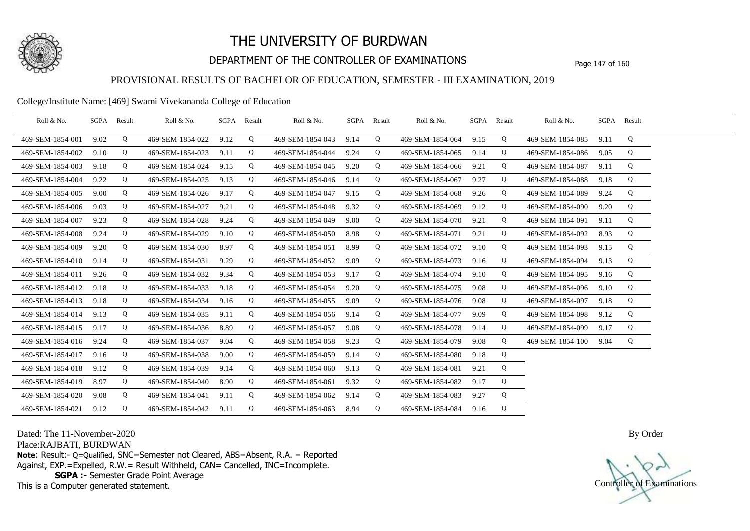# THE UNIVERSITY OF BURDWAN

## DEPARTMENT OF THE CONTROLLER OF EXAMINATIONS

### PROVISIONAL RESULTS OF BACHELOR OF EDUCATION, SEMESTER - III EXAMINATION, 2019

College/Institute Name: [469] Swami Vivekananda College of Education

| Roll & No. | SGPA | Result | Roll & No. | SGPA | Result | Roll & No. | SGPA | Result | Roll & No. | SGPA | Result | Roll & No. | SGPA | Result |
|---|---|---|---|---|---|---|---|---|---|---|---|---|---|---|
| 469-SEM-1854-001 | 9.02 | Q | 469-SEM-1854-022 | 9.12 | Q | 469-SEM-1854-043 | 9.14 | Q | 469-SEM-1854-064 | 9.15 | Q | 469-SEM-1854-085 | 9.11 | Q |
| 469-SEM-1854-002 | 9.10 | Q | 469-SEM-1854-023 | 9.11 | Q | 469-SEM-1854-044 | 9.24 | Q | 469-SEM-1854-065 | 9.14 | Q | 469-SEM-1854-086 | 9.05 | Q |
| 469-SEM-1854-003 | 9.18 | Q | 469-SEM-1854-024 | 9.15 | Q | 469-SEM-1854-045 | 9.20 | Q | 469-SEM-1854-066 | 9.21 | Q | 469-SEM-1854-087 | 9.11 | Q |
| 469-SEM-1854-004 | 9.22 | Q | 469-SEM-1854-025 | 9.13 | Q | 469-SEM-1854-046 | 9.14 | Q | 469-SEM-1854-067 | 9.27 | Q | 469-SEM-1854-088 | 9.18 | Q |
| 469-SEM-1854-005 | 9.00 | Q | 469-SEM-1854-026 | 9.17 | Q | 469-SEM-1854-047 | 9.15 | Q | 469-SEM-1854-068 | 9.26 | Q | 469-SEM-1854-089 | 9.24 | Q |
| 469-SEM-1854-006 | 9.03 | Q | 469-SEM-1854-027 | 9.21 | Q | 469-SEM-1854-048 | 9.32 | Q | 469-SEM-1854-069 | 9.12 | Q | 469-SEM-1854-090 | 9.20 | Q |
| 469-SEM-1854-007 | 9.23 | Q | 469-SEM-1854-028 | 9.24 | Q | 469-SEM-1854-049 | 9.00 | Q | 469-SEM-1854-070 | 9.21 | Q | 469-SEM-1854-091 | 9.11 | Q |
| 469-SEM-1854-008 | 9.24 | Q | 469-SEM-1854-029 | 9.10 | Q | 469-SEM-1854-050 | 8.98 | Q | 469-SEM-1854-071 | 9.21 | Q | 469-SEM-1854-092 | 8.93 | Q |
| 469-SEM-1854-009 | 9.20 | Q | 469-SEM-1854-030 | 8.97 | Q | 469-SEM-1854-051 | 8.99 | Q | 469-SEM-1854-072 | 9.10 | Q | 469-SEM-1854-093 | 9.15 | Q |
| 469-SEM-1854-010 | 9.14 | Q | 469-SEM-1854-031 | 9.29 | Q | 469-SEM-1854-052 | 9.09 | Q | 469-SEM-1854-073 | 9.16 | Q | 469-SEM-1854-094 | 9.13 | Q |
| 469-SEM-1854-011 | 9.26 | Q | 469-SEM-1854-032 | 9.34 | Q | 469-SEM-1854-053 | 9.17 | Q | 469-SEM-1854-074 | 9.10 | Q | 469-SEM-1854-095 | 9.16 | Q |
| 469-SEM-1854-012 | 9.18 | Q | 469-SEM-1854-033 | 9.18 | Q | 469-SEM-1854-054 | 9.20 | Q | 469-SEM-1854-075 | 9.08 | Q | 469-SEM-1854-096 | 9.10 | Q |
| 469-SEM-1854-013 | 9.18 | Q | 469-SEM-1854-034 | 9.16 | Q | 469-SEM-1854-055 | 9.09 | Q | 469-SEM-1854-076 | 9.08 | Q | 469-SEM-1854-097 | 9.18 | Q |
| 469-SEM-1854-014 | 9.13 | Q | 469-SEM-1854-035 | 9.11 | Q | 469-SEM-1854-056 | 9.14 | Q | 469-SEM-1854-077 | 9.09 | Q | 469-SEM-1854-098 | 9.12 | Q |
| 469-SEM-1854-015 | 9.17 | Q | 469-SEM-1854-036 | 8.89 | Q | 469-SEM-1854-057 | 9.08 | Q | 469-SEM-1854-078 | 9.14 | Q | 469-SEM-1854-099 | 9.17 | Q |
| 469-SEM-1854-016 | 9.24 | Q | 469-SEM-1854-037 | 9.04 | Q | 469-SEM-1854-058 | 9.23 | Q | 469-SEM-1854-079 | 9.08 | Q | 469-SEM-1854-100 | 9.04 | Q |
| 469-SEM-1854-017 | 9.16 | Q | 469-SEM-1854-038 | 9.00 | Q | 469-SEM-1854-059 | 9.14 | Q | 469-SEM-1854-080 | 9.18 | Q | | | |
| 469-SEM-1854-018 | 9.12 | Q | 469-SEM-1854-039 | 9.14 | Q | 469-SEM-1854-060 | 9.13 | Q | 469-SEM-1854-081 | 9.21 | Q | | | |
| 469-SEM-1854-019 | 8.97 | Q | 469-SEM-1854-040 | 8.90 | Q | 469-SEM-1854-061 | 9.32 | Q | 469-SEM-1854-082 | 9.17 | Q | | | |
| 469-SEM-1854-020 | 9.08 | Q | 469-SEM-1854-041 | 9.11 | Q | 469-SEM-1854-062 | 9.14 | Q | 469-SEM-1854-083 | 9.27 | Q | | | |
| 469-SEM-1854-021 | 9.12 | Q | 469-SEM-1854-042 | 9.11 | Q | 469-SEM-1854-063 | 8.94 | Q | 469-SEM-1854-084 | 9.16 | Q | | | |

Dated: The 11-November-2020

Place:RAJBATI, BURDWAN

**Note**: Result:- Q=Qualified, SNC=Semester not Cleared, ABS=Absent, R.A. = Reported Against, EXP.=Expelled, R.W.= Result Withheld, CAN= Cancelled, INC=Incomplete.

**SGPA :-** Semester Grade Point Average

This is a Computer generated statement.

By Order

Controller of Examinations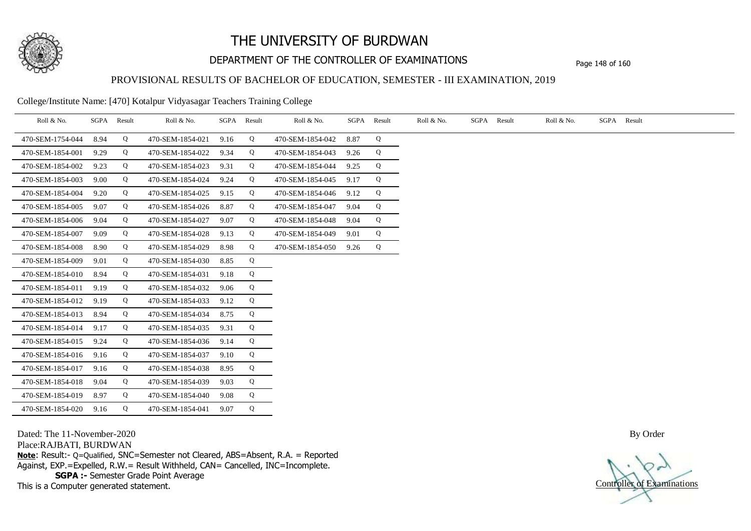# THE UNIVERSITY OF BURDWAN

## DEPARTMENT OF THE CONTROLLER OF EXAMINATIONS

### PROVISIONAL RESULTS OF BACHELOR OF EDUCATION, SEMESTER - III EXAMINATION, 2019

College/Institute Name: [470] Kotalpur Vidyasagar Teachers Training College

| Roll & No. | SGPA | Result | Roll & No. | SGPA | Result | Roll & No. | SGPA | Result | Roll & No. | SGPA | Result | Roll & No. | SGPA | Result |
|---|---|---|---|---|---|---|---|---|---|---|---|---|---|---|
| 470-SEM-1754-044 | 8.94 | Q | 470-SEM-1854-021 | 9.16 | Q | 470-SEM-1854-042 | 8.87 | Q | | | | | | |
| 470-SEM-1854-001 | 9.29 | Q | 470-SEM-1854-022 | 9.34 | Q | 470-SEM-1854-043 | 9.26 | Q | | | | | | |
| 470-SEM-1854-002 | 9.23 | Q | 470-SEM-1854-023 | 9.31 | Q | 470-SEM-1854-044 | 9.25 | Q | | | | | | |
| 470-SEM-1854-003 | 9.00 | Q | 470-SEM-1854-024 | 9.24 | Q | 470-SEM-1854-045 | 9.17 | Q | | | | | | |
| 470-SEM-1854-004 | 9.20 | Q | 470-SEM-1854-025 | 9.15 | Q | 470-SEM-1854-046 | 9.12 | Q | | | | | | |
| 470-SEM-1854-005 | 9.07 | Q | 470-SEM-1854-026 | 8.87 | Q | 470-SEM-1854-047 | 9.04 | Q | | | | | | |
| 470-SEM-1854-006 | 9.04 | Q | 470-SEM-1854-027 | 9.07 | Q | 470-SEM-1854-048 | 9.04 | Q | | | | | | |
| 470-SEM-1854-007 | 9.09 | Q | 470-SEM-1854-028 | 9.13 | Q | 470-SEM-1854-049 | 9.01 | Q | | | | | | |
| 470-SEM-1854-008 | 8.90 | Q | 470-SEM-1854-029 | 8.98 | Q | 470-SEM-1854-050 | 9.26 | Q | | | | | | |
| 470-SEM-1854-009 | 9.01 | Q | 470-SEM-1854-030 | 8.85 | Q | | | | | | | | | |
| 470-SEM-1854-010 | 8.94 | Q | 470-SEM-1854-031 | 9.18 | Q | | | | | | | | | |
| 470-SEM-1854-011 | 9.19 | Q | 470-SEM-1854-032 | 9.06 | Q | | | | | | | | | |
| 470-SEM-1854-012 | 9.19 | Q | 470-SEM-1854-033 | 9.12 | Q | | | | | | | | | |
| 470-SEM-1854-013 | 8.94 | Q | 470-SEM-1854-034 | 8.75 | Q | | | | | | | | | |
| 470-SEM-1854-014 | 9.17 | Q | 470-SEM-1854-035 | 9.31 | Q | | | | | | | | | |
| 470-SEM-1854-015 | 9.24 | Q | 470-SEM-1854-036 | 9.14 | Q | | | | | | | | | |
| 470-SEM-1854-016 | 9.16 | Q | 470-SEM-1854-037 | 9.10 | Q | | | | | | | | | |
| 470-SEM-1854-017 | 9.16 | Q | 470-SEM-1854-038 | 8.95 | Q | | | | | | | | | |
| 470-SEM-1854-018 | 9.04 | Q | 470-SEM-1854-039 | 9.03 | Q | | | | | | | | | |
| 470-SEM-1854-019 | 8.97 | Q | 470-SEM-1854-040 | 9.08 | Q | | | | | | | | | |
| 470-SEM-1854-020 | 9.16 | Q | 470-SEM-1854-041 | 9.07 | Q | | | | | | | | | |

Dated: The 11-November-2020

Place:RAJBATI, BURDWAN

**Note**: Result:- Q=Qualified, SNC=Semester not Cleared, ABS=Absent, R.A. = Reported Against, EXP.=Expelled, R.W.= Result Withheld, CAN= Cancelled, INC=Incomplete.

**SGPA :-** Semester Grade Point Average

This is a Computer generated statement.

By Order

Controller of Examinations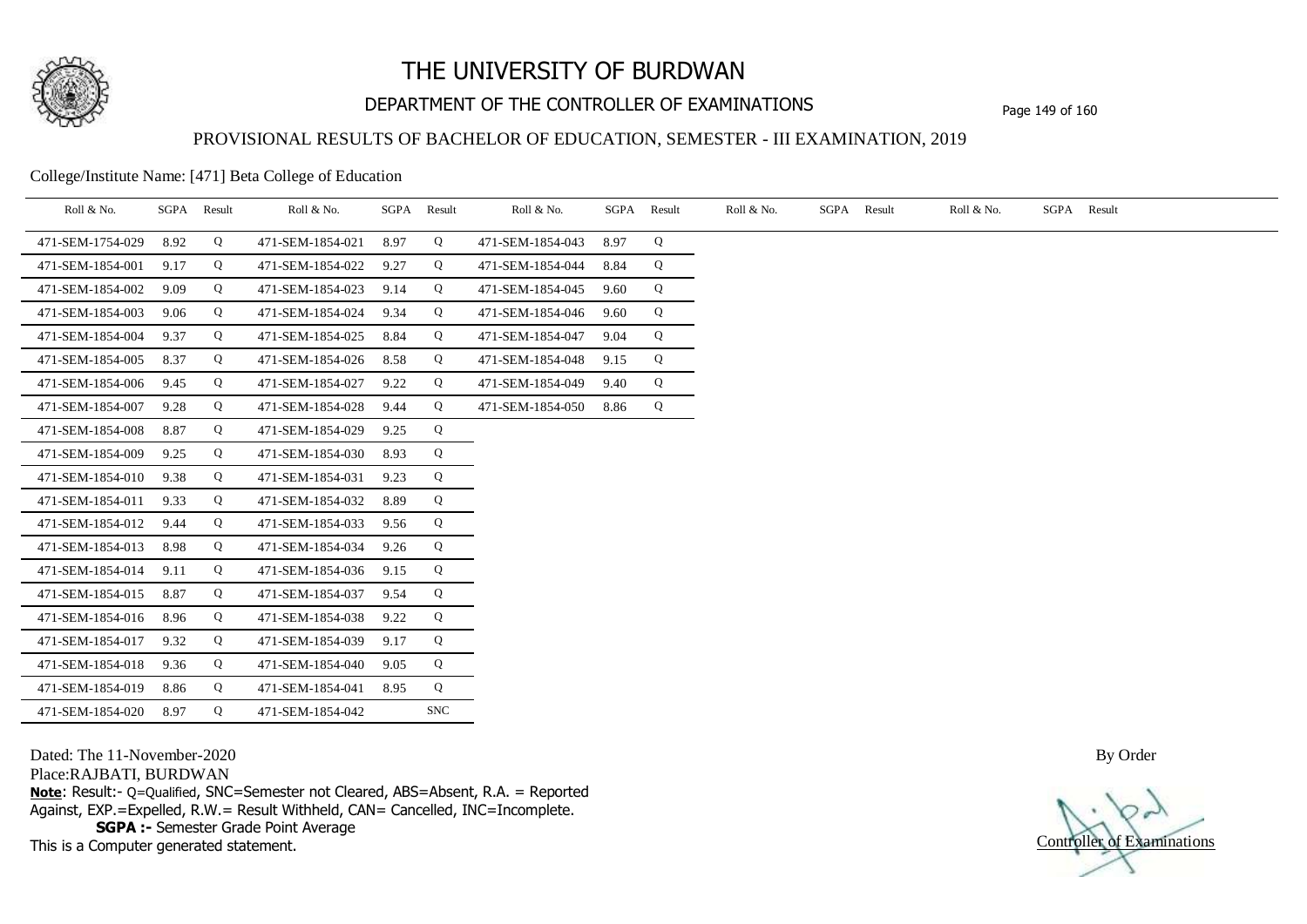# THE UNIVERSITY OF BURDWAN

## DEPARTMENT OF THE CONTROLLER OF EXAMINATIONS

### PROVISIONAL RESULTS OF BACHELOR OF EDUCATION, SEMESTER - III EXAMINATION, 2019

College/Institute Name: [471] Beta College of Education

| Roll & No. | SGPA | Result | Roll & No. | SGPA | Result | Roll & No. | SGPA | Result | Roll & No. | SGPA | Result | Roll & No. | SGPA | Result |
|---|---|---|---|---|---|---|---|---|---|---|---|---|---|---|
| 471-SEM-1754-029 | 8.92 | Q | 471-SEM-1854-021 | 8.97 | Q | 471-SEM-1854-043 | 8.97 | Q | | | | | | |
| 471-SEM-1854-001 | 9.17 | Q | 471-SEM-1854-022 | 9.27 | Q | 471-SEM-1854-044 | 8.84 | Q | | | | | | |
| 471-SEM-1854-002 | 9.09 | Q | 471-SEM-1854-023 | 9.14 | Q | 471-SEM-1854-045 | 9.60 | Q | | | | | | |
| 471-SEM-1854-003 | 9.06 | Q | 471-SEM-1854-024 | 9.34 | Q | 471-SEM-1854-046 | 9.60 | Q | | | | | | |
| 471-SEM-1854-004 | 9.37 | Q | 471-SEM-1854-025 | 8.84 | Q | 471-SEM-1854-047 | 9.04 | Q | | | | | | |
| 471-SEM-1854-005 | 8.37 | Q | 471-SEM-1854-026 | 8.58 | Q | 471-SEM-1854-048 | 9.15 | Q | | | | | | |
| 471-SEM-1854-006 | 9.45 | Q | 471-SEM-1854-027 | 9.22 | Q | 471-SEM-1854-049 | 9.40 | Q | | | | | | |
| 471-SEM-1854-007 | 9.28 | Q | 471-SEM-1854-028 | 9.44 | Q | 471-SEM-1854-050 | 8.86 | Q | | | | | | |
| 471-SEM-1854-008 | 8.87 | Q | 471-SEM-1854-029 | 9.25 | Q | | | | | | | | | |
| 471-SEM-1854-009 | 9.25 | Q | 471-SEM-1854-030 | 8.93 | Q | | | | | | | | | |
| 471-SEM-1854-010 | 9.38 | Q | 471-SEM-1854-031 | 9.23 | Q | | | | | | | | | |
| 471-SEM-1854-011 | 9.33 | Q | 471-SEM-1854-032 | 8.89 | Q | | | | | | | | | |
| 471-SEM-1854-012 | 9.44 | Q | 471-SEM-1854-033 | 9.56 | Q | | | | | | | | | |
| 471-SEM-1854-013 | 8.98 | Q | 471-SEM-1854-034 | 9.26 | Q | | | | | | | | | |
| 471-SEM-1854-014 | 9.11 | Q | 471-SEM-1854-036 | 9.15 | Q | | | | | | | | | |
| 471-SEM-1854-015 | 8.87 | Q | 471-SEM-1854-037 | 9.54 | Q | | | | | | | | | |
| 471-SEM-1854-016 | 8.96 | Q | 471-SEM-1854-038 | 9.22 | Q | | | | | | | | | |
| 471-SEM-1854-017 | 9.32 | Q | 471-SEM-1854-039 | 9.17 | Q | | | | | | | | | |
| 471-SEM-1854-018 | 9.36 | Q | 471-SEM-1854-040 | 9.05 | Q | | | | | | | | | |
| 471-SEM-1854-019 | 8.86 | Q | 471-SEM-1854-041 | 8.95 | Q | | | | | | | | | |
| 471-SEM-1854-020 | 8.97 | Q | 471-SEM-1854-042 | | SNC | | | | | | | | | |

Dated: The 11-November-2020

Place:RAJBATI, BURDWAN

**Note**: Result:- Q=Qualified, SNC=Semester not Cleared, ABS=Absent, R.A. = Reported Against, EXP.=Expelled, R.W.= Result Withheld, CAN= Cancelled, INC=Incomplete.

**SGPA :-** Semester Grade Point Average

This is a Computer generated statement.

By Order

Controller of Examinations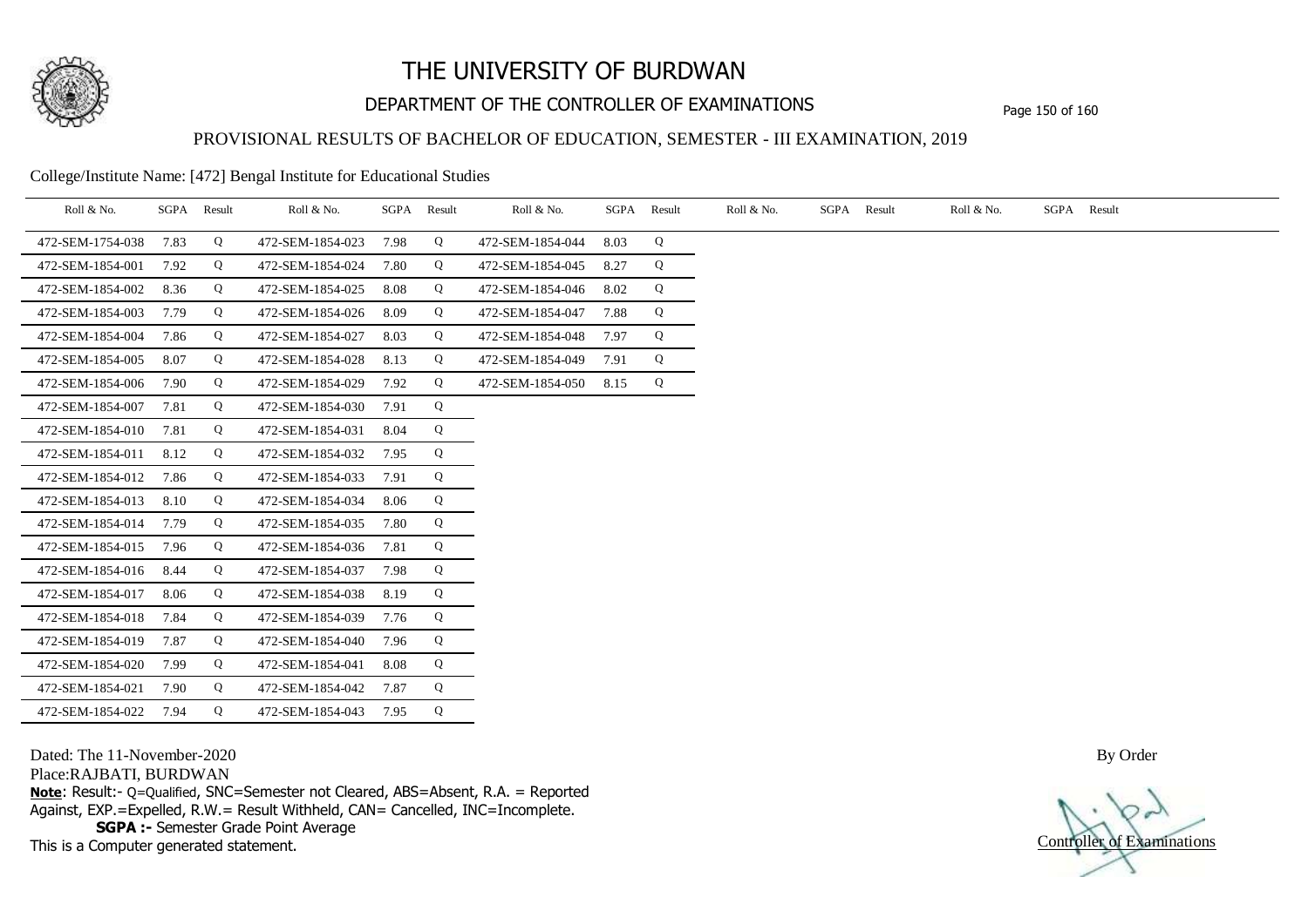# THE UNIVERSITY OF BURDWAN

## DEPARTMENT OF THE CONTROLLER OF EXAMINATIONS

### PROVISIONAL RESULTS OF BACHELOR OF EDUCATION, SEMESTER - III EXAMINATION, 2019

College/Institute Name: [472] Bengal Institute for Educational Studies

| Roll & No. | SGPA | Result | Roll & No. | SGPA | Result | Roll & No. | SGPA | Result | Roll & No. | SGPA | Result | Roll & No. | SGPA | Result |
|---|---|---|---|---|---|---|---|---|---|---|---|---|---|---|
| 472-SEM-1754-038 | 7.83 | Q | 472-SEM-1854-023 | 7.98 | Q | 472-SEM-1854-044 | 8.03 | Q | | | | | | |
| 472-SEM-1854-001 | 7.92 | Q | 472-SEM-1854-024 | 7.80 | Q | 472-SEM-1854-045 | 8.27 | Q | | | | | | |
| 472-SEM-1854-002 | 8.36 | Q | 472-SEM-1854-025 | 8.08 | Q | 472-SEM-1854-046 | 8.02 | Q | | | | | | |
| 472-SEM-1854-003 | 7.79 | Q | 472-SEM-1854-026 | 8.09 | Q | 472-SEM-1854-047 | 7.88 | Q | | | | | | |
| 472-SEM-1854-004 | 7.86 | Q | 472-SEM-1854-027 | 8.03 | Q | 472-SEM-1854-048 | 7.97 | Q | | | | | | |
| 472-SEM-1854-005 | 8.07 | Q | 472-SEM-1854-028 | 8.13 | Q | 472-SEM-1854-049 | 7.91 | Q | | | | | | |
| 472-SEM-1854-006 | 7.90 | Q | 472-SEM-1854-029 | 7.92 | Q | 472-SEM-1854-050 | 8.15 | Q | | | | | | |
| 472-SEM-1854-007 | 7.81 | Q | 472-SEM-1854-030 | 7.91 | Q | | | | | | | | | |
| 472-SEM-1854-010 | 7.81 | Q | 472-SEM-1854-031 | 8.04 | Q | | | | | | | | | |
| 472-SEM-1854-011 | 8.12 | Q | 472-SEM-1854-032 | 7.95 | Q | | | | | | | | | |
| 472-SEM-1854-012 | 7.86 | Q | 472-SEM-1854-033 | 7.91 | Q | | | | | | | | | |
| 472-SEM-1854-013 | 8.10 | Q | 472-SEM-1854-034 | 8.06 | Q | | | | | | | | | |
| 472-SEM-1854-014 | 7.79 | Q | 472-SEM-1854-035 | 7.80 | Q | | | | | | | | | |
| 472-SEM-1854-015 | 7.96 | Q | 472-SEM-1854-036 | 7.81 | Q | | | | | | | | | |
| 472-SEM-1854-016 | 8.44 | Q | 472-SEM-1854-037 | 7.98 | Q | | | | | | | | | |
| 472-SEM-1854-017 | 8.06 | Q | 472-SEM-1854-038 | 8.19 | Q | | | | | | | | | |
| 472-SEM-1854-018 | 7.84 | Q | 472-SEM-1854-039 | 7.76 | Q | | | | | | | | | |
| 472-SEM-1854-019 | 7.87 | Q | 472-SEM-1854-040 | 7.96 | Q | | | | | | | | | |
| 472-SEM-1854-020 | 7.99 | Q | 472-SEM-1854-041 | 8.08 | Q | | | | | | | | | |
| 472-SEM-1854-021 | 7.90 | Q | 472-SEM-1854-042 | 7.87 | Q | | | | | | | | | |
| 472-SEM-1854-022 | 7.94 | Q | 472-SEM-1854-043 | 7.95 | Q | | | | | | | | | |

Dated: The 11-November-2020

Place:RAJBATI, BURDWAN

**Note**: Result:- Q=Qualified, SNC=Semester not Cleared, ABS=Absent, R.A. = Reported Against, EXP.=Expelled, R.W.= Result Withheld, CAN= Cancelled, INC=Incomplete.

**SGPA :-** Semester Grade Point Average

This is a Computer generated statement.

By Order

Controller of Examinations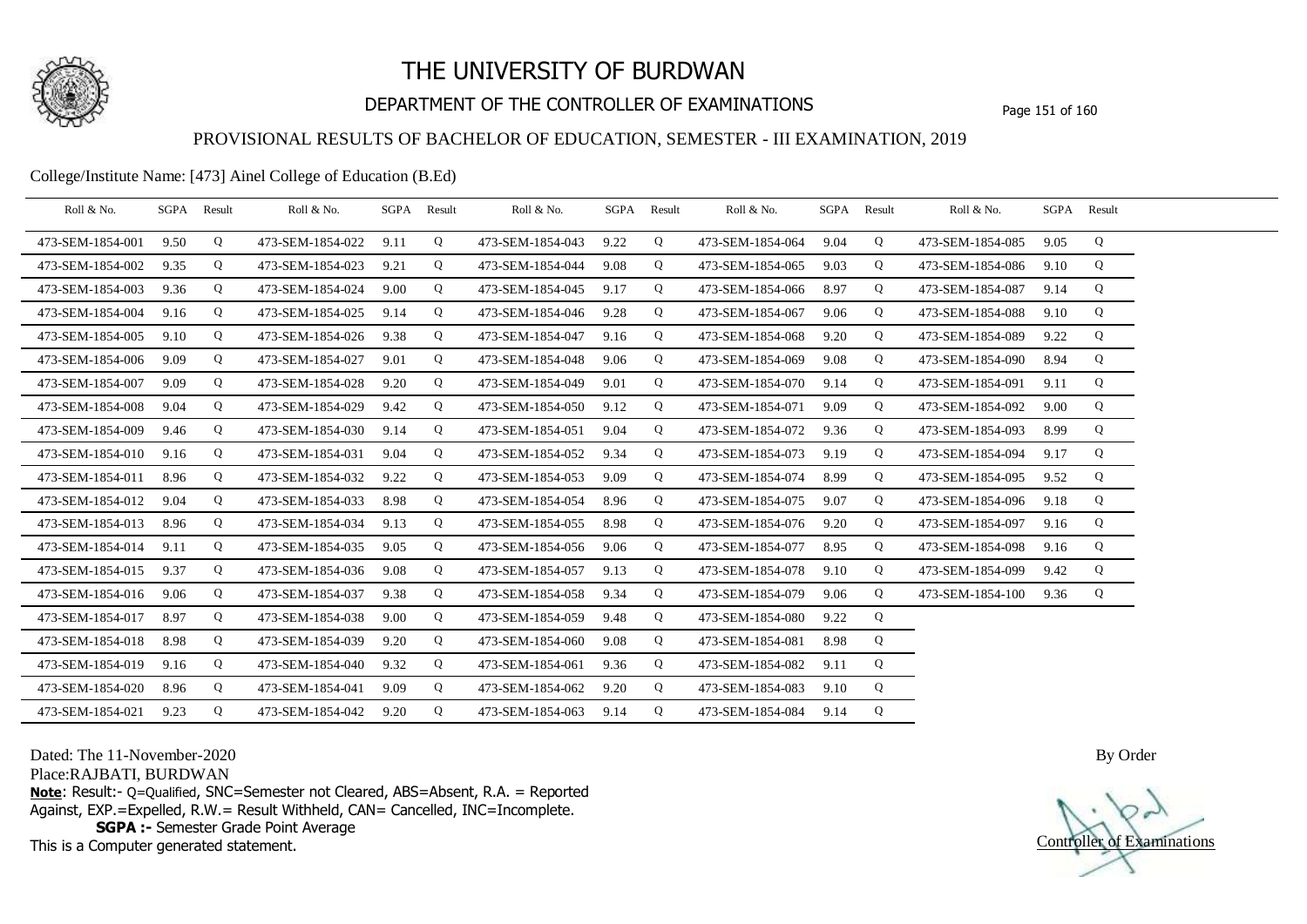# THE UNIVERSITY OF BURDWAN

## DEPARTMENT OF THE CONTROLLER OF EXAMINATIONS

### PROVISIONAL RESULTS OF BACHELOR OF EDUCATION, SEMESTER - III EXAMINATION, 2019

College/Institute Name: [473] Ainel College of Education (B.Ed)

| Roll & No. | SGPA | Result | Roll & No. | SGPA | Result | Roll & No. | SGPA | Result | Roll & No. | SGPA | Result | Roll & No. | SGPA | Result |
|---|---|---|---|---|---|---|---|---|---|---|---|---|---|---|
| 473-SEM-1854-001 | 9.50 | Q | 473-SEM-1854-022 | 9.11 | Q | 473-SEM-1854-043 | 9.22 | Q | 473-SEM-1854-064 | 9.04 | Q | 473-SEM-1854-085 | 9.05 | Q |
| 473-SEM-1854-002 | 9.35 | Q | 473-SEM-1854-023 | 9.21 | Q | 473-SEM-1854-044 | 9.08 | Q | 473-SEM-1854-065 | 9.03 | Q | 473-SEM-1854-086 | 9.10 | Q |
| 473-SEM-1854-003 | 9.36 | Q | 473-SEM-1854-024 | 9.00 | Q | 473-SEM-1854-045 | 9.17 | Q | 473-SEM-1854-066 | 8.97 | Q | 473-SEM-1854-087 | 9.14 | Q |
| 473-SEM-1854-004 | 9.16 | Q | 473-SEM-1854-025 | 9.14 | Q | 473-SEM-1854-046 | 9.28 | Q | 473-SEM-1854-067 | 9.06 | Q | 473-SEM-1854-088 | 9.10 | Q |
| 473-SEM-1854-005 | 9.10 | Q | 473-SEM-1854-026 | 9.38 | Q | 473-SEM-1854-047 | 9.16 | Q | 473-SEM-1854-068 | 9.20 | Q | 473-SEM-1854-089 | 9.22 | Q |
| 473-SEM-1854-006 | 9.09 | Q | 473-SEM-1854-027 | 9.01 | Q | 473-SEM-1854-048 | 9.06 | Q | 473-SEM-1854-069 | 9.08 | Q | 473-SEM-1854-090 | 8.94 | Q |
| 473-SEM-1854-007 | 9.09 | Q | 473-SEM-1854-028 | 9.20 | Q | 473-SEM-1854-049 | 9.01 | Q | 473-SEM-1854-070 | 9.14 | Q | 473-SEM-1854-091 | 9.11 | Q |
| 473-SEM-1854-008 | 9.04 | Q | 473-SEM-1854-029 | 9.42 | Q | 473-SEM-1854-050 | 9.12 | Q | 473-SEM-1854-071 | 9.09 | Q | 473-SEM-1854-092 | 9.00 | Q |
| 473-SEM-1854-009 | 9.46 | Q | 473-SEM-1854-030 | 9.14 | Q | 473-SEM-1854-051 | 9.04 | Q | 473-SEM-1854-072 | 9.36 | Q | 473-SEM-1854-093 | 8.99 | Q |
| 473-SEM-1854-010 | 9.16 | Q | 473-SEM-1854-031 | 9.04 | Q | 473-SEM-1854-052 | 9.34 | Q | 473-SEM-1854-073 | 9.19 | Q | 473-SEM-1854-094 | 9.17 | Q |
| 473-SEM-1854-011 | 8.96 | Q | 473-SEM-1854-032 | 9.22 | Q | 473-SEM-1854-053 | 9.09 | Q | 473-SEM-1854-074 | 8.99 | Q | 473-SEM-1854-095 | 9.52 | Q |
| 473-SEM-1854-012 | 9.04 | Q | 473-SEM-1854-033 | 8.98 | Q | 473-SEM-1854-054 | 8.96 | Q | 473-SEM-1854-075 | 9.07 | Q | 473-SEM-1854-096 | 9.18 | Q |
| 473-SEM-1854-013 | 8.96 | Q | 473-SEM-1854-034 | 9.13 | Q | 473-SEM-1854-055 | 8.98 | Q | 473-SEM-1854-076 | 9.20 | Q | 473-SEM-1854-097 | 9.16 | Q |
| 473-SEM-1854-014 | 9.11 | Q | 473-SEM-1854-035 | 9.05 | Q | 473-SEM-1854-056 | 9.06 | Q | 473-SEM-1854-077 | 8.95 | Q | 473-SEM-1854-098 | 9.16 | Q |
| 473-SEM-1854-015 | 9.37 | Q | 473-SEM-1854-036 | 9.08 | Q | 473-SEM-1854-057 | 9.13 | Q | 473-SEM-1854-078 | 9.10 | Q | 473-SEM-1854-099 | 9.42 | Q |
| 473-SEM-1854-016 | 9.06 | Q | 473-SEM-1854-037 | 9.38 | Q | 473-SEM-1854-058 | 9.34 | Q | 473-SEM-1854-079 | 9.06 | Q | 473-SEM-1854-100 | 9.36 | Q |
| 473-SEM-1854-017 | 8.97 | Q | 473-SEM-1854-038 | 9.00 | Q | 473-SEM-1854-059 | 9.48 | Q | 473-SEM-1854-080 | 9.22 | Q | | | |
| 473-SEM-1854-018 | 8.98 | Q | 473-SEM-1854-039 | 9.20 | Q | 473-SEM-1854-060 | 9.08 | Q | 473-SEM-1854-081 | 8.98 | Q | | | |
| 473-SEM-1854-019 | 9.16 | Q | 473-SEM-1854-040 | 9.32 | Q | 473-SEM-1854-061 | 9.36 | Q | 473-SEM-1854-082 | 9.11 | Q | | | |
| 473-SEM-1854-020 | 8.96 | Q | 473-SEM-1854-041 | 9.09 | Q | 473-SEM-1854-062 | 9.20 | Q | 473-SEM-1854-083 | 9.10 | Q | | | |
| 473-SEM-1854-021 | 9.23 | Q | 473-SEM-1854-042 | 9.20 | Q | 473-SEM-1854-063 | 9.14 | Q | 473-SEM-1854-084 | 9.14 | Q | | | |

Dated: The 11-November-2020

Place:RAJBATI, BURDWAN

**Note**: Result:- Q=Qualified, SNC=Semester not Cleared, ABS=Absent, R.A. = Reported Against, EXP.=Expelled, R.W.= Result Withheld, CAN= Cancelled, INC=Incomplete.

**SGPA :-** Semester Grade Point Average

This is a Computer generated statement.

By Order

Controller of Examinations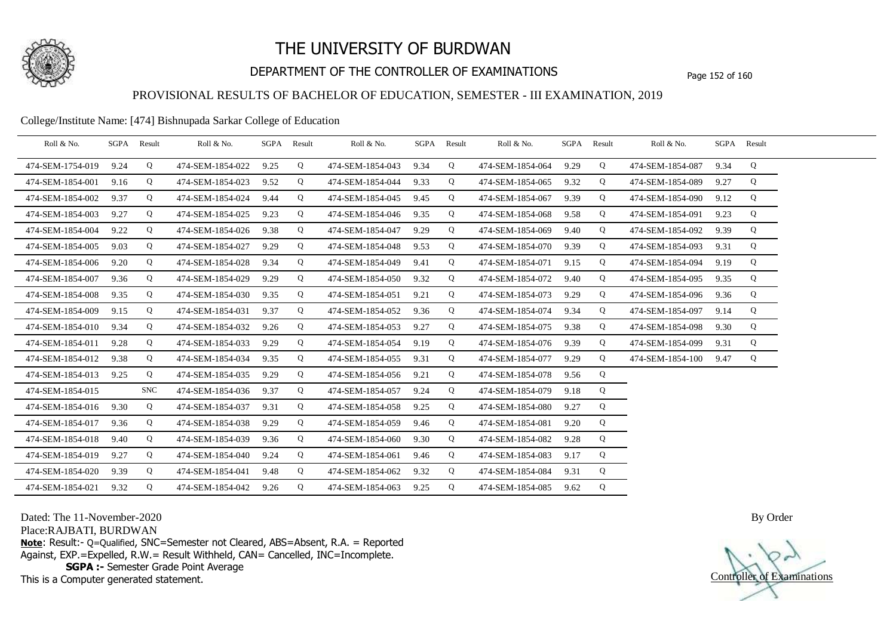# THE UNIVERSITY OF BURDWAN

## DEPARTMENT OF THE CONTROLLER OF EXAMINATIONS

### PROVISIONAL RESULTS OF BACHELOR OF EDUCATION, SEMESTER - III EXAMINATION, 2019

College/Institute Name: [474] Bishnupada Sarkar College of Education

| Roll & No. | SGPA | Result | Roll & No. | SGPA | Result | Roll & No. | SGPA | Result | Roll & No. | SGPA | Result | Roll & No. | SGPA | Result |
|---|---|---|---|---|---|---|---|---|---|---|---|---|---|---|
| 474-SEM-1754-019 | 9.24 | Q | 474-SEM-1854-022 | 9.25 | Q | 474-SEM-1854-043 | 9.34 | Q | 474-SEM-1854-064 | 9.29 | Q | 474-SEM-1854-087 | 9.34 | Q |
| 474-SEM-1854-001 | 9.16 | Q | 474-SEM-1854-023 | 9.52 | Q | 474-SEM-1854-044 | 9.33 | Q | 474-SEM-1854-065 | 9.32 | Q | 474-SEM-1854-089 | 9.27 | Q |
| 474-SEM-1854-002 | 9.37 | Q | 474-SEM-1854-024 | 9.44 | Q | 474-SEM-1854-045 | 9.45 | Q | 474-SEM-1854-067 | 9.39 | Q | 474-SEM-1854-090 | 9.12 | Q |
| 474-SEM-1854-003 | 9.27 | Q | 474-SEM-1854-025 | 9.23 | Q | 474-SEM-1854-046 | 9.35 | Q | 474-SEM-1854-068 | 9.58 | Q | 474-SEM-1854-091 | 9.23 | Q |
| 474-SEM-1854-004 | 9.22 | Q | 474-SEM-1854-026 | 9.38 | Q | 474-SEM-1854-047 | 9.29 | Q | 474-SEM-1854-069 | 9.40 | Q | 474-SEM-1854-092 | 9.39 | Q |
| 474-SEM-1854-005 | 9.03 | Q | 474-SEM-1854-027 | 9.29 | Q | 474-SEM-1854-048 | 9.53 | Q | 474-SEM-1854-070 | 9.39 | Q | 474-SEM-1854-093 | 9.31 | Q |
| 474-SEM-1854-006 | 9.20 | Q | 474-SEM-1854-028 | 9.34 | Q | 474-SEM-1854-049 | 9.41 | Q | 474-SEM-1854-071 | 9.15 | Q | 474-SEM-1854-094 | 9.19 | Q |
| 474-SEM-1854-007 | 9.36 | Q | 474-SEM-1854-029 | 9.29 | Q | 474-SEM-1854-050 | 9.32 | Q | 474-SEM-1854-072 | 9.40 | Q | 474-SEM-1854-095 | 9.35 | Q |
| 474-SEM-1854-008 | 9.35 | Q | 474-SEM-1854-030 | 9.35 | Q | 474-SEM-1854-051 | 9.21 | Q | 474-SEM-1854-073 | 9.29 | Q | 474-SEM-1854-096 | 9.36 | Q |
| 474-SEM-1854-009 | 9.15 | Q | 474-SEM-1854-031 | 9.37 | Q | 474-SEM-1854-052 | 9.36 | Q | 474-SEM-1854-074 | 9.34 | Q | 474-SEM-1854-097 | 9.14 | Q |
| 474-SEM-1854-010 | 9.34 | Q | 474-SEM-1854-032 | 9.26 | Q | 474-SEM-1854-053 | 9.27 | Q | 474-SEM-1854-075 | 9.38 | Q | 474-SEM-1854-098 | 9.30 | Q |
| 474-SEM-1854-011 | 9.28 | Q | 474-SEM-1854-033 | 9.29 | Q | 474-SEM-1854-054 | 9.19 | Q | 474-SEM-1854-076 | 9.39 | Q | 474-SEM-1854-099 | 9.31 | Q |
| 474-SEM-1854-012 | 9.38 | Q | 474-SEM-1854-034 | 9.35 | Q | 474-SEM-1854-055 | 9.31 | Q | 474-SEM-1854-077 | 9.29 | Q | 474-SEM-1854-100 | 9.47 | Q |
| 474-SEM-1854-013 | 9.25 | Q | 474-SEM-1854-035 | 9.29 | Q | 474-SEM-1854-056 | 9.21 | Q | 474-SEM-1854-078 | 9.56 | Q | | | |
| 474-SEM-1854-015 | | SNC | 474-SEM-1854-036 | 9.37 | Q | 474-SEM-1854-057 | 9.24 | Q | 474-SEM-1854-079 | 9.18 | Q | | | |
| 474-SEM-1854-016 | 9.30 | Q | 474-SEM-1854-037 | 9.31 | Q | 474-SEM-1854-058 | 9.25 | Q | 474-SEM-1854-080 | 9.27 | Q | | | |
| 474-SEM-1854-017 | 9.36 | Q | 474-SEM-1854-038 | 9.29 | Q | 474-SEM-1854-059 | 9.46 | Q | 474-SEM-1854-081 | 9.20 | Q | | | |
| 474-SEM-1854-018 | 9.40 | Q | 474-SEM-1854-039 | 9.36 | Q | 474-SEM-1854-060 | 9.30 | Q | 474-SEM-1854-082 | 9.28 | Q | | | |
| 474-SEM-1854-019 | 9.27 | Q | 474-SEM-1854-040 | 9.24 | Q | 474-SEM-1854-061 | 9.46 | Q | 474-SEM-1854-083 | 9.17 | Q | | | |
| 474-SEM-1854-020 | 9.39 | Q | 474-SEM-1854-041 | 9.48 | Q | 474-SEM-1854-062 | 9.32 | Q | 474-SEM-1854-084 | 9.31 | Q | | | |
| 474-SEM-1854-021 | 9.32 | Q | 474-SEM-1854-042 | 9.26 | Q | 474-SEM-1854-063 | 9.25 | Q | 474-SEM-1854-085 | 9.62 | Q | | | |

Dated: The 11-November-2020

Place:RAJBATI, BURDWAN

**Note**: Result:- Q=Qualified, SNC=Semester not Cleared, ABS=Absent, R.A. = Reported Against, EXP.=Expelled, R.W.= Result Withheld, CAN= Cancelled, INC=Incomplete.

**SGPA :-** Semester Grade Point Average

This is a Computer generated statement.

By Order

Controller of Examinations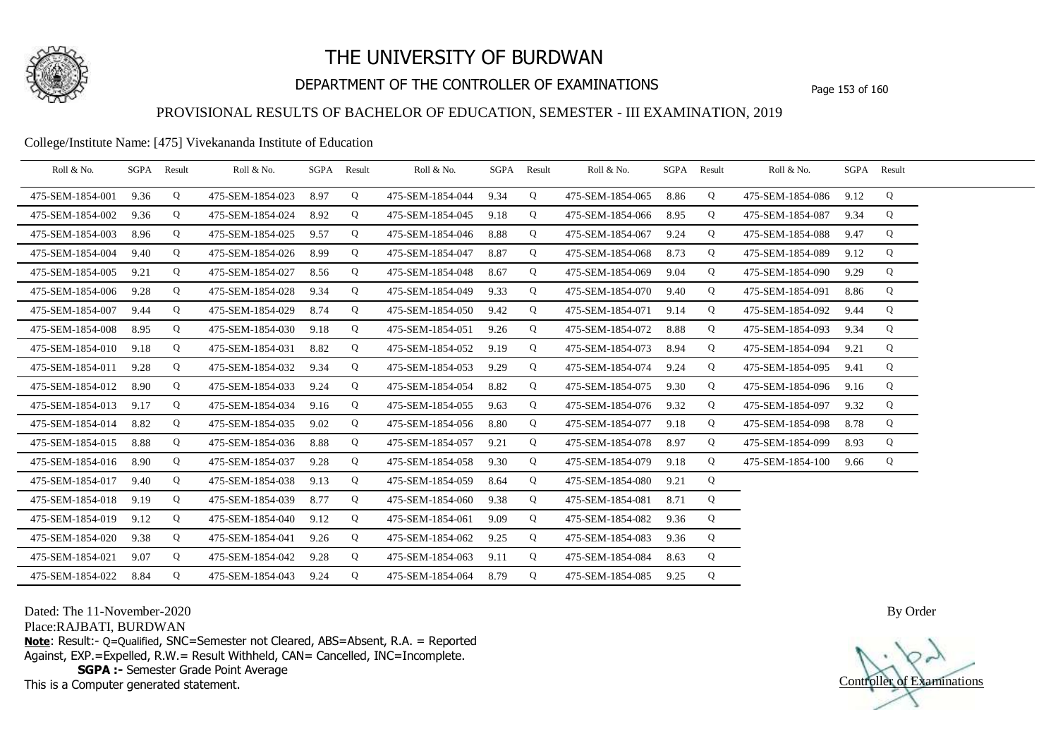# THE UNIVERSITY OF BURDWAN

## DEPARTMENT OF THE CONTROLLER OF EXAMINATIONS

### PROVISIONAL RESULTS OF BACHELOR OF EDUCATION, SEMESTER - III EXAMINATION, 2019

College/Institute Name: [475] Vivekananda Institute of Education

| Roll & No. | SGPA | Result | Roll & No. | SGPA | Result | Roll & No. | SGPA | Result | Roll & No. | SGPA | Result | Roll & No. | SGPA | Result |
|---|---|---|---|---|---|---|---|---|---|---|---|---|---|---|
| 475-SEM-1854-001 | 9.36 | Q | 475-SEM-1854-023 | 8.97 | Q | 475-SEM-1854-044 | 9.34 | Q | 475-SEM-1854-065 | 8.86 | Q | 475-SEM-1854-086 | 9.12 | Q |
| 475-SEM-1854-002 | 9.36 | Q | 475-SEM-1854-024 | 8.92 | Q | 475-SEM-1854-045 | 9.18 | Q | 475-SEM-1854-066 | 8.95 | Q | 475-SEM-1854-087 | 9.34 | Q |
| 475-SEM-1854-003 | 8.96 | Q | 475-SEM-1854-025 | 9.57 | Q | 475-SEM-1854-046 | 8.88 | Q | 475-SEM-1854-067 | 9.24 | Q | 475-SEM-1854-088 | 9.47 | Q |
| 475-SEM-1854-004 | 9.40 | Q | 475-SEM-1854-026 | 8.99 | Q | 475-SEM-1854-047 | 8.87 | Q | 475-SEM-1854-068 | 8.73 | Q | 475-SEM-1854-089 | 9.12 | Q |
| 475-SEM-1854-005 | 9.21 | Q | 475-SEM-1854-027 | 8.56 | Q | 475-SEM-1854-048 | 8.67 | Q | 475-SEM-1854-069 | 9.04 | Q | 475-SEM-1854-090 | 9.29 | Q |
| 475-SEM-1854-006 | 9.28 | Q | 475-SEM-1854-028 | 9.34 | Q | 475-SEM-1854-049 | 9.33 | Q | 475-SEM-1854-070 | 9.40 | Q | 475-SEM-1854-091 | 8.86 | Q |
| 475-SEM-1854-007 | 9.44 | Q | 475-SEM-1854-029 | 8.74 | Q | 475-SEM-1854-050 | 9.42 | Q | 475-SEM-1854-071 | 9.14 | Q | 475-SEM-1854-092 | 9.44 | Q |
| 475-SEM-1854-008 | 8.95 | Q | 475-SEM-1854-030 | 9.18 | Q | 475-SEM-1854-051 | 9.26 | Q | 475-SEM-1854-072 | 8.88 | Q | 475-SEM-1854-093 | 9.34 | Q |
| 475-SEM-1854-010 | 9.18 | Q | 475-SEM-1854-031 | 8.82 | Q | 475-SEM-1854-052 | 9.19 | Q | 475-SEM-1854-073 | 8.94 | Q | 475-SEM-1854-094 | 9.21 | Q |
| 475-SEM-1854-011 | 9.28 | Q | 475-SEM-1854-032 | 9.34 | Q | 475-SEM-1854-053 | 9.29 | Q | 475-SEM-1854-074 | 9.24 | Q | 475-SEM-1854-095 | 9.41 | Q |
| 475-SEM-1854-012 | 8.90 | Q | 475-SEM-1854-033 | 9.24 | Q | 475-SEM-1854-054 | 8.82 | Q | 475-SEM-1854-075 | 9.30 | Q | 475-SEM-1854-096 | 9.16 | Q |
| 475-SEM-1854-013 | 9.17 | Q | 475-SEM-1854-034 | 9.16 | Q | 475-SEM-1854-055 | 9.63 | Q | 475-SEM-1854-076 | 9.32 | Q | 475-SEM-1854-097 | 9.32 | Q |
| 475-SEM-1854-014 | 8.82 | Q | 475-SEM-1854-035 | 9.02 | Q | 475-SEM-1854-056 | 8.80 | Q | 475-SEM-1854-077 | 9.18 | Q | 475-SEM-1854-098 | 8.78 | Q |
| 475-SEM-1854-015 | 8.88 | Q | 475-SEM-1854-036 | 8.88 | Q | 475-SEM-1854-057 | 9.21 | Q | 475-SEM-1854-078 | 8.97 | Q | 475-SEM-1854-099 | 8.93 | Q |
| 475-SEM-1854-016 | 8.90 | Q | 475-SEM-1854-037 | 9.28 | Q | 475-SEM-1854-058 | 9.30 | Q | 475-SEM-1854-079 | 9.18 | Q | 475-SEM-1854-100 | 9.66 | Q |
| 475-SEM-1854-017 | 9.40 | Q | 475-SEM-1854-038 | 9.13 | Q | 475-SEM-1854-059 | 8.64 | Q | 475-SEM-1854-080 | 9.21 | Q | | | |
| 475-SEM-1854-018 | 9.19 | Q | 475-SEM-1854-039 | 8.77 | Q | 475-SEM-1854-060 | 9.38 | Q | 475-SEM-1854-081 | 8.71 | Q | | | |
| 475-SEM-1854-019 | 9.12 | Q | 475-SEM-1854-040 | 9.12 | Q | 475-SEM-1854-061 | 9.09 | Q | 475-SEM-1854-082 | 9.36 | Q | | | |
| 475-SEM-1854-020 | 9.38 | Q | 475-SEM-1854-041 | 9.26 | Q | 475-SEM-1854-062 | 9.25 | Q | 475-SEM-1854-083 | 9.36 | Q | | | |
| 475-SEM-1854-021 | 9.07 | Q | 475-SEM-1854-042 | 9.28 | Q | 475-SEM-1854-063 | 9.11 | Q | 475-SEM-1854-084 | 8.63 | Q | | | |
| 475-SEM-1854-022 | 8.84 | Q | 475-SEM-1854-043 | 9.24 | Q | 475-SEM-1854-064 | 8.79 | Q | 475-SEM-1854-085 | 9.25 | Q | | | |

Dated: The 11-November-2020

Place:RAJBATI, BURDWAN

**Note**: Result:- Q=Qualified, SNC=Semester not Cleared, ABS=Absent, R.A. = Reported Against, EXP.=Expelled, R.W.= Result Withheld, CAN= Cancelled, INC=Incomplete.

**SGPA :-** Semester Grade Point Average

This is a Computer generated statement.

By Order

Controller of Examinations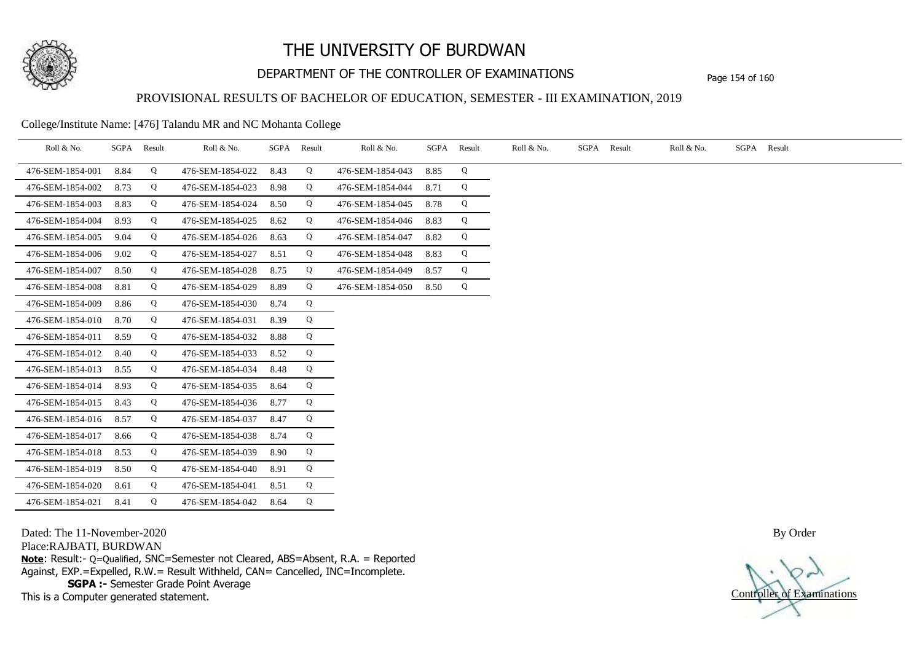# THE UNIVERSITY OF BURDWAN

## DEPARTMENT OF THE CONTROLLER OF EXAMINATIONS

### PROVISIONAL RESULTS OF BACHELOR OF EDUCATION, SEMESTER - III EXAMINATION, 2019

College/Institute Name: [476] Talandu MR and NC Mohanta College

| Roll & No. | SGPA | Result | Roll & No. | SGPA | Result | Roll & No. | SGPA | Result | Roll & No. | SGPA | Result | Roll & No. | SGPA | Result |
|---|---|---|---|---|---|---|---|---|---|---|---|---|---|---|
| 476-SEM-1854-001 | 8.84 | Q | 476-SEM-1854-022 | 8.43 | Q | 476-SEM-1854-043 | 8.85 | Q | | | | | | |
| 476-SEM-1854-002 | 8.73 | Q | 476-SEM-1854-023 | 8.98 | Q | 476-SEM-1854-044 | 8.71 | Q | | | | | | |
| 476-SEM-1854-003 | 8.83 | Q | 476-SEM-1854-024 | 8.50 | Q | 476-SEM-1854-045 | 8.78 | Q | | | | | | |
| 476-SEM-1854-004 | 8.93 | Q | 476-SEM-1854-025 | 8.62 | Q | 476-SEM-1854-046 | 8.83 | Q | | | | | | |
| 476-SEM-1854-005 | 9.04 | Q | 476-SEM-1854-026 | 8.63 | Q | 476-SEM-1854-047 | 8.82 | Q | | | | | | |
| 476-SEM-1854-006 | 9.02 | Q | 476-SEM-1854-027 | 8.51 | Q | 476-SEM-1854-048 | 8.83 | Q | | | | | | |
| 476-SEM-1854-007 | 8.50 | Q | 476-SEM-1854-028 | 8.75 | Q | 476-SEM-1854-049 | 8.57 | Q | | | | | | |
| 476-SEM-1854-008 | 8.81 | Q | 476-SEM-1854-029 | 8.89 | Q | 476-SEM-1854-050 | 8.50 | Q | | | | | | |
| 476-SEM-1854-009 | 8.86 | Q | 476-SEM-1854-030 | 8.74 | Q | | | | | | | | | |
| 476-SEM-1854-010 | 8.70 | Q | 476-SEM-1854-031 | 8.39 | Q | | | | | | | | | |
| 476-SEM-1854-011 | 8.59 | Q | 476-SEM-1854-032 | 8.88 | Q | | | | | | | | | |
| 476-SEM-1854-012 | 8.40 | Q | 476-SEM-1854-033 | 8.52 | Q | | | | | | | | | |
| 476-SEM-1854-013 | 8.55 | Q | 476-SEM-1854-034 | 8.48 | Q | | | | | | | | | |
| 476-SEM-1854-014 | 8.93 | Q | 476-SEM-1854-035 | 8.64 | Q | | | | | | | | | |
| 476-SEM-1854-015 | 8.43 | Q | 476-SEM-1854-036 | 8.77 | Q | | | | | | | | | |
| 476-SEM-1854-016 | 8.57 | Q | 476-SEM-1854-037 | 8.47 | Q | | | | | | | | | |
| 476-SEM-1854-017 | 8.66 | Q | 476-SEM-1854-038 | 8.74 | Q | | | | | | | | | |
| 476-SEM-1854-018 | 8.53 | Q | 476-SEM-1854-039 | 8.90 | Q | | | | | | | | | |
| 476-SEM-1854-019 | 8.50 | Q | 476-SEM-1854-040 | 8.91 | Q | | | | | | | | | |
| 476-SEM-1854-020 | 8.61 | Q | 476-SEM-1854-041 | 8.51 | Q | | | | | | | | | |
| 476-SEM-1854-021 | 8.41 | Q | 476-SEM-1854-042 | 8.64 | Q | | | | | | | | | |

Dated: The 11-November-2020

Place:RAJBATI, BURDWAN

**Note**: Result:- Q=Qualified, SNC=Semester not Cleared, ABS=Absent, R.A. = Reported Against, EXP.=Expelled, R.W.= Result Withheld, CAN= Cancelled, INC=Incomplete.

**SGPA :-** Semester Grade Point Average

This is a Computer generated statement.

By Order

Controller of Examinations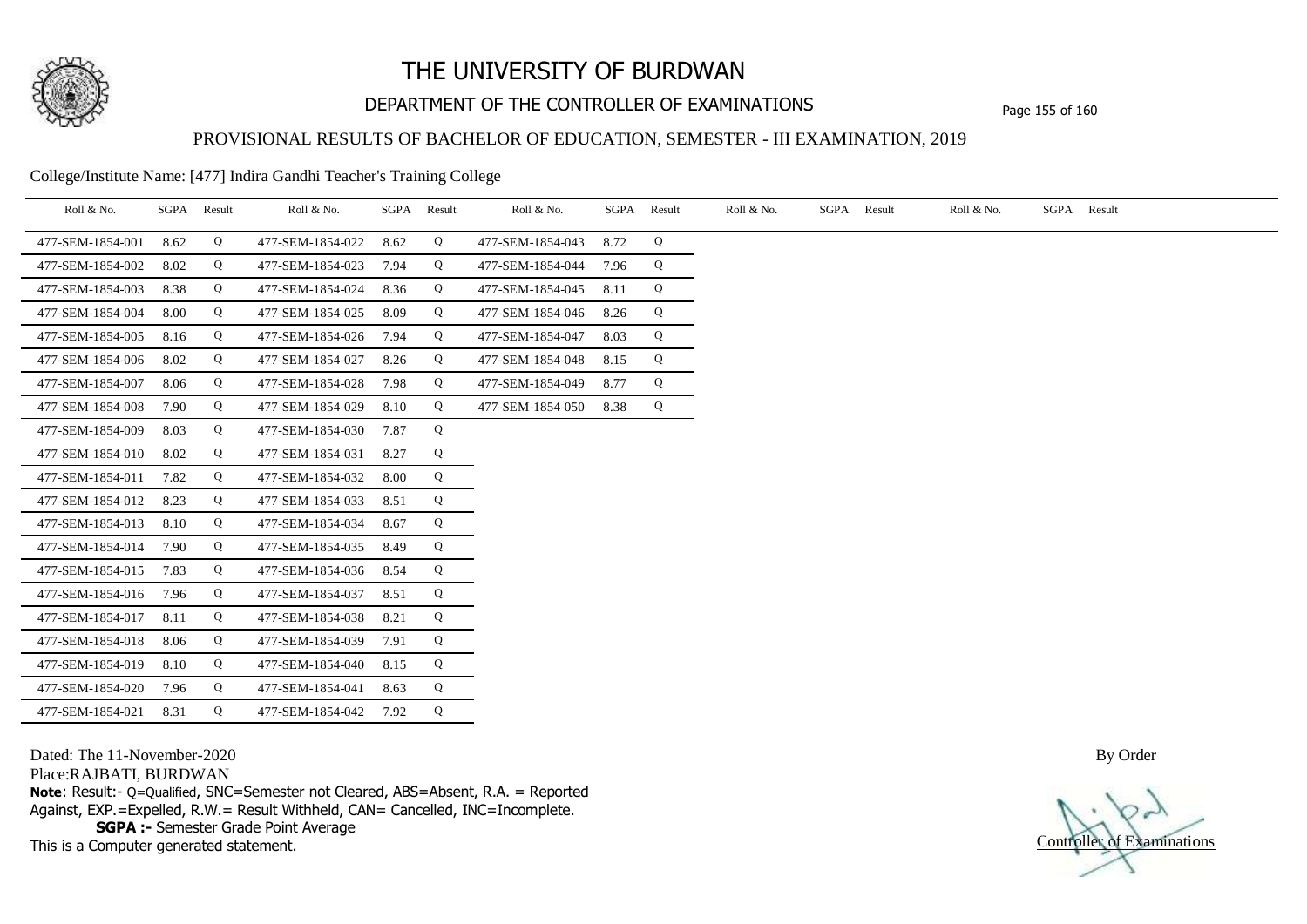# THE UNIVERSITY OF BURDWAN

## DEPARTMENT OF THE CONTROLLER OF EXAMINATIONS

### PROVISIONAL RESULTS OF BACHELOR OF EDUCATION, SEMESTER - III EXAMINATION, 2019

College/Institute Name: [477] Indira Gandhi Teacher's Training College

| Roll & No. | SGPA | Result | Roll & No. | SGPA | Result | Roll & No. | SGPA | Result | Roll & No. | SGPA | Result | Roll & No. | SGPA | Result |
|---|---|---|---|---|---|---|---|---|---|---|---|---|---|---|
| 477-SEM-1854-001 | 8.62 | Q | 477-SEM-1854-022 | 8.62 | Q | 477-SEM-1854-043 | 8.72 | Q | | | | | | |
| 477-SEM-1854-002 | 8.02 | Q | 477-SEM-1854-023 | 7.94 | Q | 477-SEM-1854-044 | 7.96 | Q | | | | | | |
| 477-SEM-1854-003 | 8.38 | Q | 477-SEM-1854-024 | 8.36 | Q | 477-SEM-1854-045 | 8.11 | Q | | | | | | |
| 477-SEM-1854-004 | 8.00 | Q | 477-SEM-1854-025 | 8.09 | Q | 477-SEM-1854-046 | 8.26 | Q | | | | | | |
| 477-SEM-1854-005 | 8.16 | Q | 477-SEM-1854-026 | 7.94 | Q | 477-SEM-1854-047 | 8.03 | Q | | | | | | |
| 477-SEM-1854-006 | 8.02 | Q | 477-SEM-1854-027 | 8.26 | Q | 477-SEM-1854-048 | 8.15 | Q | | | | | | |
| 477-SEM-1854-007 | 8.06 | Q | 477-SEM-1854-028 | 7.98 | Q | 477-SEM-1854-049 | 8.77 | Q | | | | | | |
| 477-SEM-1854-008 | 7.90 | Q | 477-SEM-1854-029 | 8.10 | Q | 477-SEM-1854-050 | 8.38 | Q | | | | | | |
| 477-SEM-1854-009 | 8.03 | Q | 477-SEM-1854-030 | 7.87 | Q | | | | | | | | | |
| 477-SEM-1854-010 | 8.02 | Q | 477-SEM-1854-031 | 8.27 | Q | | | | | | | | | |
| 477-SEM-1854-011 | 7.82 | Q | 477-SEM-1854-032 | 8.00 | Q | | | | | | | | | |
| 477-SEM-1854-012 | 8.23 | Q | 477-SEM-1854-033 | 8.51 | Q | | | | | | | | | |
| 477-SEM-1854-013 | 8.10 | Q | 477-SEM-1854-034 | 8.67 | Q | | | | | | | | | |
| 477-SEM-1854-014 | 7.90 | Q | 477-SEM-1854-035 | 8.49 | Q | | | | | | | | | |
| 477-SEM-1854-015 | 7.83 | Q | 477-SEM-1854-036 | 8.54 | Q | | | | | | | | | |
| 477-SEM-1854-016 | 7.96 | Q | 477-SEM-1854-037 | 8.51 | Q | | | | | | | | | |
| 477-SEM-1854-017 | 8.11 | Q | 477-SEM-1854-038 | 8.21 | Q | | | | | | | | | |
| 477-SEM-1854-018 | 8.06 | Q | 477-SEM-1854-039 | 7.91 | Q | | | | | | | | | |
| 477-SEM-1854-019 | 8.10 | Q | 477-SEM-1854-040 | 8.15 | Q | | | | | | | | | |
| 477-SEM-1854-020 | 7.96 | Q | 477-SEM-1854-041 | 8.63 | Q | | | | | | | | | |
| 477-SEM-1854-021 | 8.31 | Q | 477-SEM-1854-042 | 7.92 | Q | | | | | | | | | |

Dated: The 11-November-2020

Place:RAJBATI, BURDWAN

**Note**: Result:- Q=Qualified, SNC=Semester not Cleared, ABS=Absent, R.A. = Reported Against, EXP.=Expelled, R.W.= Result Withheld, CAN= Cancelled, INC=Incomplete.

**SGPA :-** Semester Grade Point Average

This is a Computer generated statement.

By Order

Controller of Examinations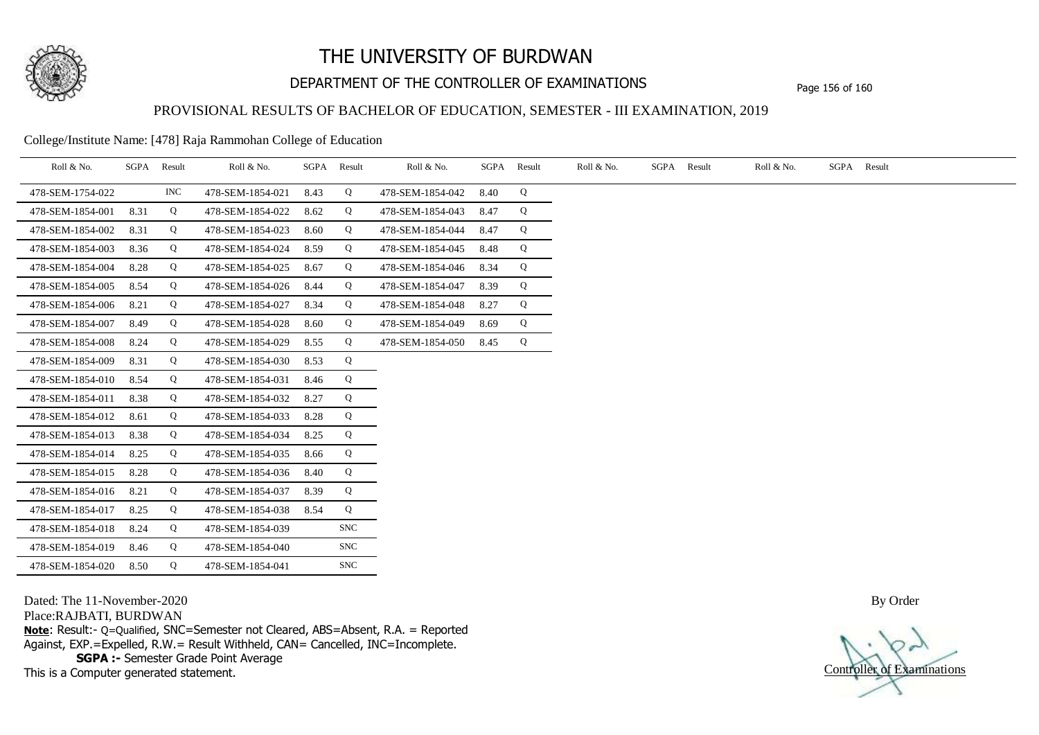# THE UNIVERSITY OF BURDWAN

## DEPARTMENT OF THE CONTROLLER OF EXAMINATIONS

### PROVISIONAL RESULTS OF BACHELOR OF EDUCATION, SEMESTER - III EXAMINATION, 2019

College/Institute Name: [478] Raja Rammohan College of Education

| Roll & No. | SGPA | Result | Roll & No. | SGPA | Result | Roll & No. | SGPA | Result | Roll & No. | SGPA | Result | Roll & No. | SGPA | Result |
|---|---|---|---|---|---|---|---|---|---|---|---|---|---|---|
| 478-SEM-1754-022 | | INC | 478-SEM-1854-021 | 8.43 | Q | 478-SEM-1854-042 | 8.40 | Q | | | | | | |
| 478-SEM-1854-001 | 8.31 | Q | 478-SEM-1854-022 | 8.62 | Q | 478-SEM-1854-043 | 8.47 | Q | | | | | | |
| 478-SEM-1854-002 | 8.31 | Q | 478-SEM-1854-023 | 8.60 | Q | 478-SEM-1854-044 | 8.47 | Q | | | | | | |
| 478-SEM-1854-003 | 8.36 | Q | 478-SEM-1854-024 | 8.59 | Q | 478-SEM-1854-045 | 8.48 | Q | | | | | | |
| 478-SEM-1854-004 | 8.28 | Q | 478-SEM-1854-025 | 8.67 | Q | 478-SEM-1854-046 | 8.34 | Q | | | | | | |
| 478-SEM-1854-005 | 8.54 | Q | 478-SEM-1854-026 | 8.44 | Q | 478-SEM-1854-047 | 8.39 | Q | | | | | | |
| 478-SEM-1854-006 | 8.21 | Q | 478-SEM-1854-027 | 8.34 | Q | 478-SEM-1854-048 | 8.27 | Q | | | | | | |
| 478-SEM-1854-007 | 8.49 | Q | 478-SEM-1854-028 | 8.60 | Q | 478-SEM-1854-049 | 8.69 | Q | | | | | | |
| 478-SEM-1854-008 | 8.24 | Q | 478-SEM-1854-029 | 8.55 | Q | 478-SEM-1854-050 | 8.45 | Q | | | | | | |
| 478-SEM-1854-009 | 8.31 | Q | 478-SEM-1854-030 | 8.53 | Q | | | | | | | | | |
| 478-SEM-1854-010 | 8.54 | Q | 478-SEM-1854-031 | 8.46 | Q | | | | | | | | | |
| 478-SEM-1854-011 | 8.38 | Q | 478-SEM-1854-032 | 8.27 | Q | | | | | | | | | |
| 478-SEM-1854-012 | 8.61 | Q | 478-SEM-1854-033 | 8.28 | Q | | | | | | | | | |
| 478-SEM-1854-013 | 8.38 | Q | 478-SEM-1854-034 | 8.25 | Q | | | | | | | | | |
| 478-SEM-1854-014 | 8.25 | Q | 478-SEM-1854-035 | 8.66 | Q | | | | | | | | | |
| 478-SEM-1854-015 | 8.28 | Q | 478-SEM-1854-036 | 8.40 | Q | | | | | | | | | |
| 478-SEM-1854-016 | 8.21 | Q | 478-SEM-1854-037 | 8.39 | Q | | | | | | | | | |
| 478-SEM-1854-017 | 8.25 | Q | 478-SEM-1854-038 | 8.54 | Q | | | | | | | | | |
| 478-SEM-1854-018 | 8.24 | Q | 478-SEM-1854-039 | | SNC | | | | | | | | | |
| 478-SEM-1854-019 | 8.46 | Q | 478-SEM-1854-040 | | SNC | | | | | | | | | |
| 478-SEM-1854-020 | 8.50 | Q | 478-SEM-1854-041 | | SNC | | | | | | | | | |

Dated: The 11-November-2020

Place:RAJBATI, BURDWAN

**Note**: Result:- Q=Qualified, SNC=Semester not Cleared, ABS=Absent, R.A. = Reported Against, EXP.=Expelled, R.W.= Result Withheld, CAN= Cancelled, INC=Incomplete.

**SGPA :-** Semester Grade Point Average

This is a Computer generated statement.

By Order

Controller of Examinations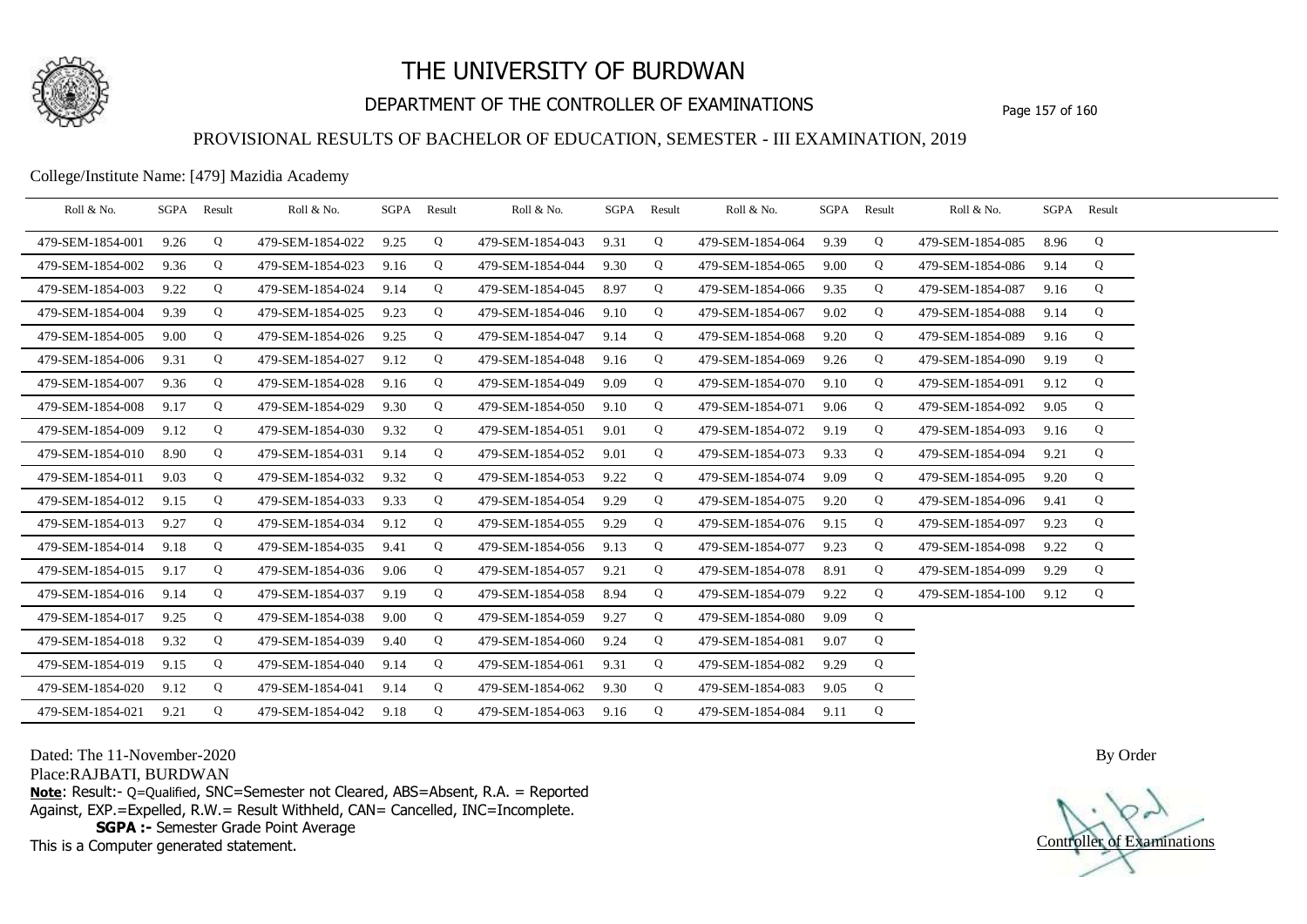# THE UNIVERSITY OF BURDWAN

## DEPARTMENT OF THE CONTROLLER OF EXAMINATIONS

### PROVISIONAL RESULTS OF BACHELOR OF EDUCATION, SEMESTER - III EXAMINATION, 2019

College/Institute Name: [479] Mazidia Academy

| Roll & No. | SGPA | Result | Roll & No. | SGPA | Result | Roll & No. | SGPA | Result | Roll & No. | SGPA | Result | Roll & No. | SGPA | Result |
|---|---|---|---|---|---|---|---|---|---|---|---|---|---|---|
| 479-SEM-1854-001 | 9.26 | Q | 479-SEM-1854-022 | 9.25 | Q | 479-SEM-1854-043 | 9.31 | Q | 479-SEM-1854-064 | 9.39 | Q | 479-SEM-1854-085 | 8.96 | Q |
| 479-SEM-1854-002 | 9.36 | Q | 479-SEM-1854-023 | 9.16 | Q | 479-SEM-1854-044 | 9.30 | Q | 479-SEM-1854-065 | 9.00 | Q | 479-SEM-1854-086 | 9.14 | Q |
| 479-SEM-1854-003 | 9.22 | Q | 479-SEM-1854-024 | 9.14 | Q | 479-SEM-1854-045 | 8.97 | Q | 479-SEM-1854-066 | 9.35 | Q | 479-SEM-1854-087 | 9.16 | Q |
| 479-SEM-1854-004 | 9.39 | Q | 479-SEM-1854-025 | 9.23 | Q | 479-SEM-1854-046 | 9.10 | Q | 479-SEM-1854-067 | 9.02 | Q | 479-SEM-1854-088 | 9.14 | Q |
| 479-SEM-1854-005 | 9.00 | Q | 479-SEM-1854-026 | 9.25 | Q | 479-SEM-1854-047 | 9.14 | Q | 479-SEM-1854-068 | 9.20 | Q | 479-SEM-1854-089 | 9.16 | Q |
| 479-SEM-1854-006 | 9.31 | Q | 479-SEM-1854-027 | 9.12 | Q | 479-SEM-1854-048 | 9.16 | Q | 479-SEM-1854-069 | 9.26 | Q | 479-SEM-1854-090 | 9.19 | Q |
| 479-SEM-1854-007 | 9.36 | Q | 479-SEM-1854-028 | 9.16 | Q | 479-SEM-1854-049 | 9.09 | Q | 479-SEM-1854-070 | 9.10 | Q | 479-SEM-1854-091 | 9.12 | Q |
| 479-SEM-1854-008 | 9.17 | Q | 479-SEM-1854-029 | 9.30 | Q | 479-SEM-1854-050 | 9.10 | Q | 479-SEM-1854-071 | 9.06 | Q | 479-SEM-1854-092 | 9.05 | Q |
| 479-SEM-1854-009 | 9.12 | Q | 479-SEM-1854-030 | 9.32 | Q | 479-SEM-1854-051 | 9.01 | Q | 479-SEM-1854-072 | 9.19 | Q | 479-SEM-1854-093 | 9.16 | Q |
| 479-SEM-1854-010 | 8.90 | Q | 479-SEM-1854-031 | 9.14 | Q | 479-SEM-1854-052 | 9.01 | Q | 479-SEM-1854-073 | 9.33 | Q | 479-SEM-1854-094 | 9.21 | Q |
| 479-SEM-1854-011 | 9.03 | Q | 479-SEM-1854-032 | 9.32 | Q | 479-SEM-1854-053 | 9.22 | Q | 479-SEM-1854-074 | 9.09 | Q | 479-SEM-1854-095 | 9.20 | Q |
| 479-SEM-1854-012 | 9.15 | Q | 479-SEM-1854-033 | 9.33 | Q | 479-SEM-1854-054 | 9.29 | Q | 479-SEM-1854-075 | 9.20 | Q | 479-SEM-1854-096 | 9.41 | Q |
| 479-SEM-1854-013 | 9.27 | Q | 479-SEM-1854-034 | 9.12 | Q | 479-SEM-1854-055 | 9.29 | Q | 479-SEM-1854-076 | 9.15 | Q | 479-SEM-1854-097 | 9.23 | Q |
| 479-SEM-1854-014 | 9.18 | Q | 479-SEM-1854-035 | 9.41 | Q | 479-SEM-1854-056 | 9.13 | Q | 479-SEM-1854-077 | 9.23 | Q | 479-SEM-1854-098 | 9.22 | Q |
| 479-SEM-1854-015 | 9.17 | Q | 479-SEM-1854-036 | 9.06 | Q | 479-SEM-1854-057 | 9.21 | Q | 479-SEM-1854-078 | 8.91 | Q | 479-SEM-1854-099 | 9.29 | Q |
| 479-SEM-1854-016 | 9.14 | Q | 479-SEM-1854-037 | 9.19 | Q | 479-SEM-1854-058 | 8.94 | Q | 479-SEM-1854-079 | 9.22 | Q | 479-SEM-1854-100 | 9.12 | Q |
| 479-SEM-1854-017 | 9.25 | Q | 479-SEM-1854-038 | 9.00 | Q | 479-SEM-1854-059 | 9.27 | Q | 479-SEM-1854-080 | 9.09 | Q | | | |
| 479-SEM-1854-018 | 9.32 | Q | 479-SEM-1854-039 | 9.40 | Q | 479-SEM-1854-060 | 9.24 | Q | 479-SEM-1854-081 | 9.07 | Q | | | |
| 479-SEM-1854-019 | 9.15 | Q | 479-SEM-1854-040 | 9.14 | Q | 479-SEM-1854-061 | 9.31 | Q | 479-SEM-1854-082 | 9.29 | Q | | | |
| 479-SEM-1854-020 | 9.12 | Q | 479-SEM-1854-041 | 9.14 | Q | 479-SEM-1854-062 | 9.30 | Q | 479-SEM-1854-083 | 9.05 | Q | | | |
| 479-SEM-1854-021 | 9.21 | Q | 479-SEM-1854-042 | 9.18 | Q | 479-SEM-1854-063 | 9.16 | Q | 479-SEM-1854-084 | 9.11 | Q | | | |

Dated: The 11-November-2020

Place:RAJBATI, BURDWAN

By Order

**Note**: Result:- Q=Qualified, SNC=Semester not Cleared, ABS=Absent, R.A. = Reported Against, EXP.=Expelled, R.W.= Result Withheld, CAN= Cancelled, INC=Incomplete.

**SGPA :-** Semester Grade Point Average

This is a Computer generated statement.

Controller of Examinations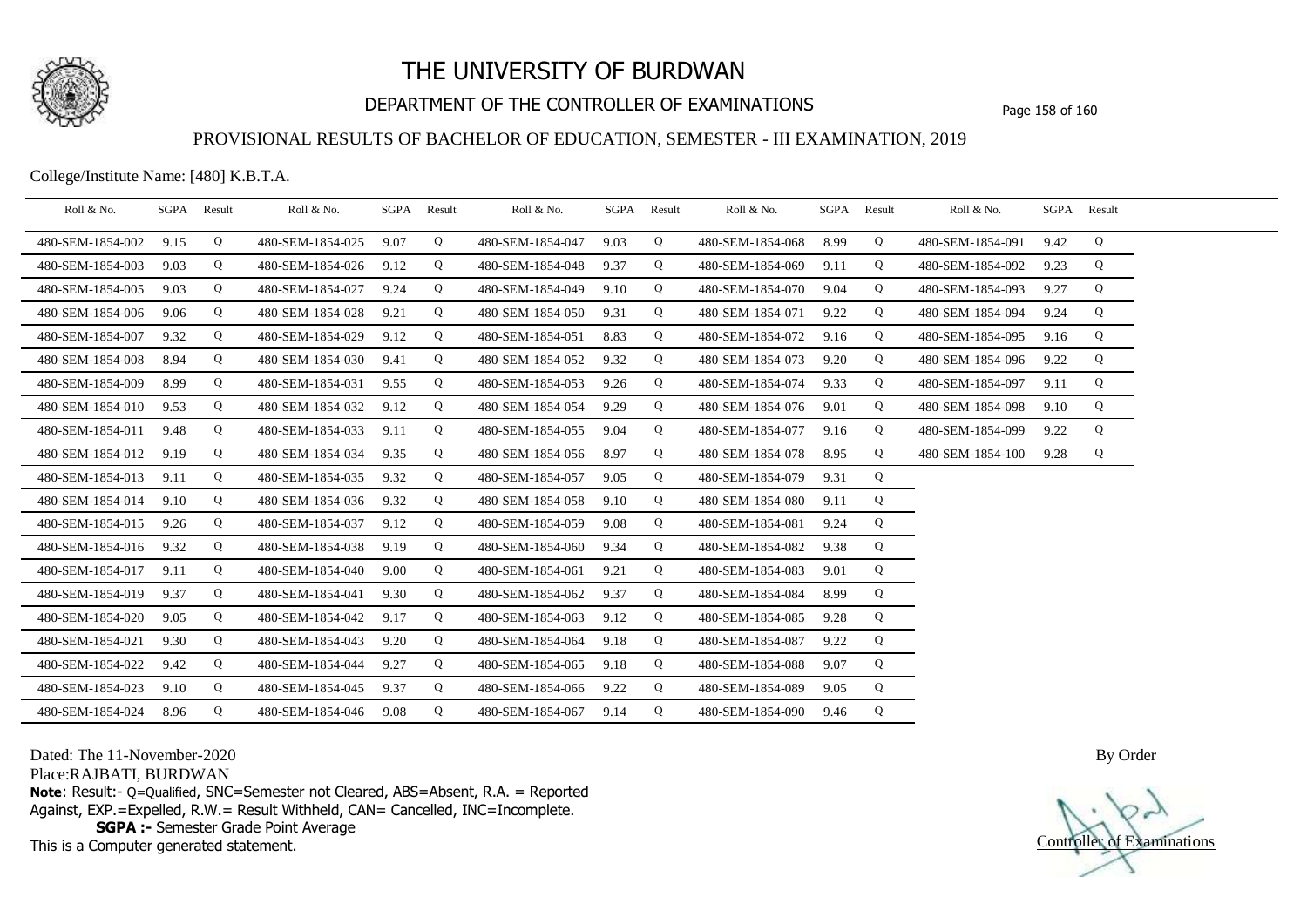# THE UNIVERSITY OF BURDWAN

## DEPARTMENT OF THE CONTROLLER OF EXAMINATIONS

### PROVISIONAL RESULTS OF BACHELOR OF EDUCATION, SEMESTER - III EXAMINATION, 2019

College/Institute Name: [480] K.B.T.A.

| Roll & No. | SGPA | Result | Roll & No. | SGPA | Result | Roll & No. | SGPA | Result | Roll & No. | SGPA | Result | Roll & No. | SGPA | Result |
|---|---|---|---|---|---|---|---|---|---|---|---|---|---|---|
| 480-SEM-1854-002 | 9.15 | Q | 480-SEM-1854-025 | 9.07 | Q | 480-SEM-1854-047 | 9.03 | Q | 480-SEM-1854-068 | 8.99 | Q | 480-SEM-1854-091 | 9.42 | Q |
| 480-SEM-1854-003 | 9.03 | Q | 480-SEM-1854-026 | 9.12 | Q | 480-SEM-1854-048 | 9.37 | Q | 480-SEM-1854-069 | 9.11 | Q | 480-SEM-1854-092 | 9.23 | Q |
| 480-SEM-1854-005 | 9.03 | Q | 480-SEM-1854-027 | 9.24 | Q | 480-SEM-1854-049 | 9.10 | Q | 480-SEM-1854-070 | 9.04 | Q | 480-SEM-1854-093 | 9.27 | Q |
| 480-SEM-1854-006 | 9.06 | Q | 480-SEM-1854-028 | 9.21 | Q | 480-SEM-1854-050 | 9.31 | Q | 480-SEM-1854-071 | 9.22 | Q | 480-SEM-1854-094 | 9.24 | Q |
| 480-SEM-1854-007 | 9.32 | Q | 480-SEM-1854-029 | 9.12 | Q | 480-SEM-1854-051 | 8.83 | Q | 480-SEM-1854-072 | 9.16 | Q | 480-SEM-1854-095 | 9.16 | Q |
| 480-SEM-1854-008 | 8.94 | Q | 480-SEM-1854-030 | 9.41 | Q | 480-SEM-1854-052 | 9.32 | Q | 480-SEM-1854-073 | 9.20 | Q | 480-SEM-1854-096 | 9.22 | Q |
| 480-SEM-1854-009 | 8.99 | Q | 480-SEM-1854-031 | 9.55 | Q | 480-SEM-1854-053 | 9.26 | Q | 480-SEM-1854-074 | 9.33 | Q | 480-SEM-1854-097 | 9.11 | Q |
| 480-SEM-1854-010 | 9.53 | Q | 480-SEM-1854-032 | 9.12 | Q | 480-SEM-1854-054 | 9.29 | Q | 480-SEM-1854-076 | 9.01 | Q | 480-SEM-1854-098 | 9.10 | Q |
| 480-SEM-1854-011 | 9.48 | Q | 480-SEM-1854-033 | 9.11 | Q | 480-SEM-1854-055 | 9.04 | Q | 480-SEM-1854-077 | 9.16 | Q | 480-SEM-1854-099 | 9.22 | Q |
| 480-SEM-1854-012 | 9.19 | Q | 480-SEM-1854-034 | 9.35 | Q | 480-SEM-1854-056 | 8.97 | Q | 480-SEM-1854-078 | 8.95 | Q | 480-SEM-1854-100 | 9.28 | Q |
| 480-SEM-1854-013 | 9.11 | Q | 480-SEM-1854-035 | 9.32 | Q | 480-SEM-1854-057 | 9.05 | Q | 480-SEM-1854-079 | 9.31 | Q | | | |
| 480-SEM-1854-014 | 9.10 | Q | 480-SEM-1854-036 | 9.32 | Q | 480-SEM-1854-058 | 9.10 | Q | 480-SEM-1854-080 | 9.11 | Q | | | |
| 480-SEM-1854-015 | 9.26 | Q | 480-SEM-1854-037 | 9.12 | Q | 480-SEM-1854-059 | 9.08 | Q | 480-SEM-1854-081 | 9.24 | Q | | | |
| 480-SEM-1854-016 | 9.32 | Q | 480-SEM-1854-038 | 9.19 | Q | 480-SEM-1854-060 | 9.34 | Q | 480-SEM-1854-082 | 9.38 | Q | | | |
| 480-SEM-1854-017 | 9.11 | Q | 480-SEM-1854-040 | 9.00 | Q | 480-SEM-1854-061 | 9.21 | Q | 480-SEM-1854-083 | 9.01 | Q | | | |
| 480-SEM-1854-019 | 9.37 | Q | 480-SEM-1854-041 | 9.30 | Q | 480-SEM-1854-062 | 9.37 | Q | 480-SEM-1854-084 | 8.99 | Q | | | |
| 480-SEM-1854-020 | 9.05 | Q | 480-SEM-1854-042 | 9.17 | Q | 480-SEM-1854-063 | 9.12 | Q | 480-SEM-1854-085 | 9.28 | Q | | | |
| 480-SEM-1854-021 | 9.30 | Q | 480-SEM-1854-043 | 9.20 | Q | 480-SEM-1854-064 | 9.18 | Q | 480-SEM-1854-087 | 9.22 | Q | | | |
| 480-SEM-1854-022 | 9.42 | Q | 480-SEM-1854-044 | 9.27 | Q | 480-SEM-1854-065 | 9.18 | Q | 480-SEM-1854-088 | 9.07 | Q | | | |
| 480-SEM-1854-023 | 9.10 | Q | 480-SEM-1854-045 | 9.37 | Q | 480-SEM-1854-066 | 9.22 | Q | 480-SEM-1854-089 | 9.05 | Q | | | |
| 480-SEM-1854-024 | 8.96 | Q | 480-SEM-1854-046 | 9.08 | Q | 480-SEM-1854-067 | 9.14 | Q | 480-SEM-1854-090 | 9.46 | Q | | | |

Dated: The 11-November-2020

Place:RAJBATI, BURDWAN

**Note**: Result:- Q=Qualified, SNC=Semester not Cleared, ABS=Absent, R.A. = Reported Against, EXP.=Expelled, R.W.= Result Withheld, CAN= Cancelled, INC=Incomplete.

**SGPA :-** Semester Grade Point Average

This is a Computer generated statement.

By Order

Controller of Examinations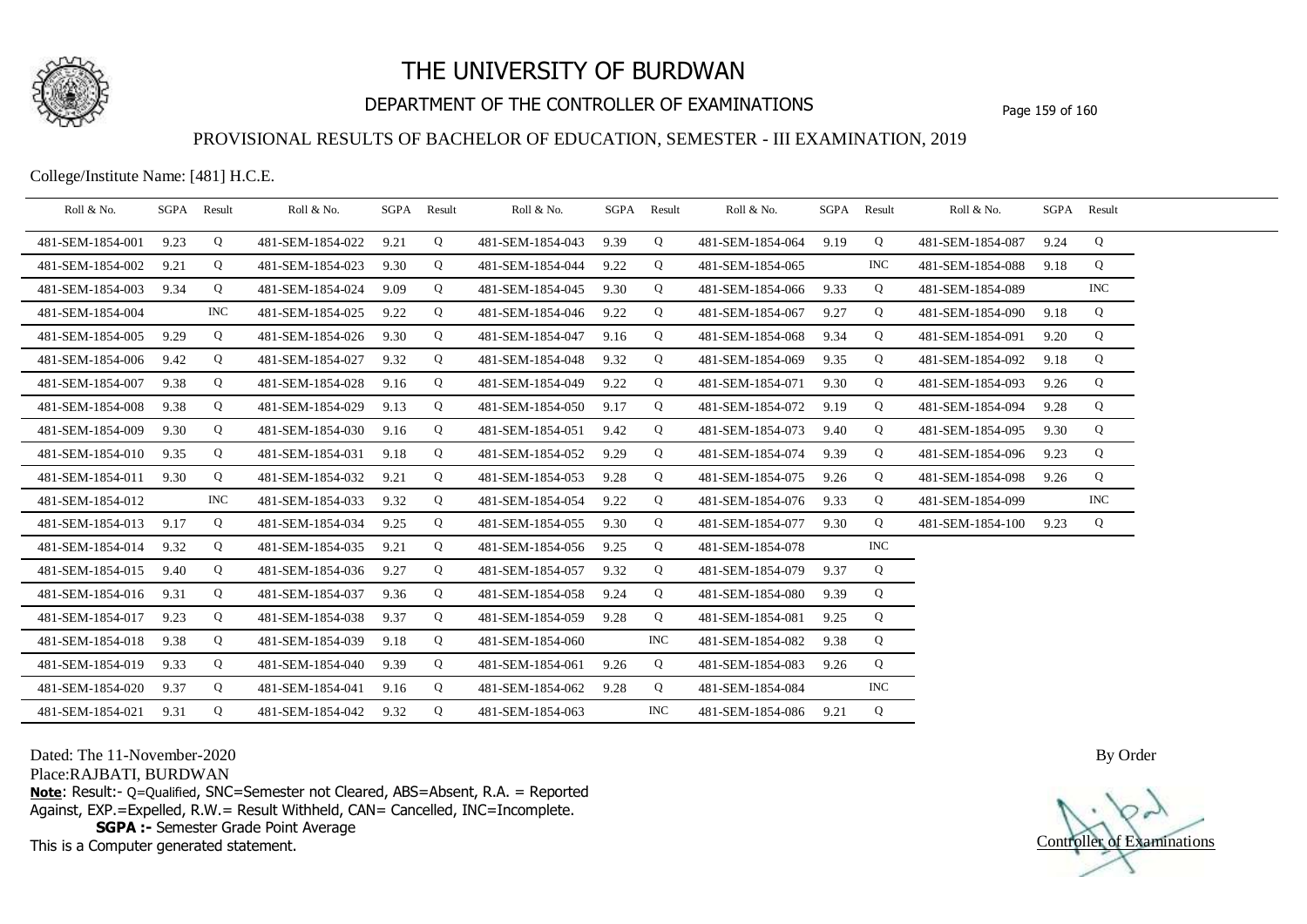# THE UNIVERSITY OF BURDWAN

## DEPARTMENT OF THE CONTROLLER OF EXAMINATIONS

### PROVISIONAL RESULTS OF BACHELOR OF EDUCATION, SEMESTER - III EXAMINATION, 2019

College/Institute Name: [481] H.C.E.

| Roll & No. | SGPA | Result | Roll & No. | SGPA | Result | Roll & No. | SGPA | Result | Roll & No. | SGPA | Result | Roll & No. | SGPA | Result |
|---|---|---|---|---|---|---|---|---|---|---|---|---|---|---|
| 481-SEM-1854-001 | 9.23 | Q | 481-SEM-1854-022 | 9.21 | Q | 481-SEM-1854-043 | 9.39 | Q | 481-SEM-1854-064 | 9.19 | Q | 481-SEM-1854-087 | 9.24 | Q |
| 481-SEM-1854-002 | 9.21 | Q | 481-SEM-1854-023 | 9.30 | Q | 481-SEM-1854-044 | 9.22 | Q | 481-SEM-1854-065 | | INC | 481-SEM-1854-088 | 9.18 | Q |
| 481-SEM-1854-003 | 9.34 | Q | 481-SEM-1854-024 | 9.09 | Q | 481-SEM-1854-045 | 9.30 | Q | 481-SEM-1854-066 | 9.33 | Q | 481-SEM-1854-089 | | INC |
| 481-SEM-1854-004 | | INC | 481-SEM-1854-025 | 9.22 | Q | 481-SEM-1854-046 | 9.22 | Q | 481-SEM-1854-067 | 9.27 | Q | 481-SEM-1854-090 | 9.18 | Q |
| 481-SEM-1854-005 | 9.29 | Q | 481-SEM-1854-026 | 9.30 | Q | 481-SEM-1854-047 | 9.16 | Q | 481-SEM-1854-068 | 9.34 | Q | 481-SEM-1854-091 | 9.20 | Q |
| 481-SEM-1854-006 | 9.42 | Q | 481-SEM-1854-027 | 9.32 | Q | 481-SEM-1854-048 | 9.32 | Q | 481-SEM-1854-069 | 9.35 | Q | 481-SEM-1854-092 | 9.18 | Q |
| 481-SEM-1854-007 | 9.38 | Q | 481-SEM-1854-028 | 9.16 | Q | 481-SEM-1854-049 | 9.22 | Q | 481-SEM-1854-071 | 9.30 | Q | 481-SEM-1854-093 | 9.26 | Q |
| 481-SEM-1854-008 | 9.38 | Q | 481-SEM-1854-029 | 9.13 | Q | 481-SEM-1854-050 | 9.17 | Q | 481-SEM-1854-072 | 9.19 | Q | 481-SEM-1854-094 | 9.28 | Q |
| 481-SEM-1854-009 | 9.30 | Q | 481-SEM-1854-030 | 9.16 | Q | 481-SEM-1854-051 | 9.42 | Q | 481-SEM-1854-073 | 9.40 | Q | 481-SEM-1854-095 | 9.30 | Q |
| 481-SEM-1854-010 | 9.35 | Q | 481-SEM-1854-031 | 9.18 | Q | 481-SEM-1854-052 | 9.29 | Q | 481-SEM-1854-074 | 9.39 | Q | 481-SEM-1854-096 | 9.23 | Q |
| 481-SEM-1854-011 | 9.30 | Q | 481-SEM-1854-032 | 9.21 | Q | 481-SEM-1854-053 | 9.28 | Q | 481-SEM-1854-075 | 9.26 | Q | 481-SEM-1854-098 | 9.26 | Q |
| 481-SEM-1854-012 | | INC | 481-SEM-1854-033 | 9.32 | Q | 481-SEM-1854-054 | 9.22 | Q | 481-SEM-1854-076 | 9.33 | Q | 481-SEM-1854-099 | | INC |
| 481-SEM-1854-013 | 9.17 | Q | 481-SEM-1854-034 | 9.25 | Q | 481-SEM-1854-055 | 9.30 | Q | 481-SEM-1854-077 | 9.30 | Q | 481-SEM-1854-100 | 9.23 | Q |
| 481-SEM-1854-014 | 9.32 | Q | 481-SEM-1854-035 | 9.21 | Q | 481-SEM-1854-056 | 9.25 | Q | 481-SEM-1854-078 | | INC | | | |
| 481-SEM-1854-015 | 9.40 | Q | 481-SEM-1854-036 | 9.27 | Q | 481-SEM-1854-057 | 9.32 | Q | 481-SEM-1854-079 | 9.37 | Q | | | |
| 481-SEM-1854-016 | 9.31 | Q | 481-SEM-1854-037 | 9.36 | Q | 481-SEM-1854-058 | 9.24 | Q | 481-SEM-1854-080 | 9.39 | Q | | | |
| 481-SEM-1854-017 | 9.23 | Q | 481-SEM-1854-038 | 9.37 | Q | 481-SEM-1854-059 | 9.28 | Q | 481-SEM-1854-081 | 9.25 | Q | | | |
| 481-SEM-1854-018 | 9.38 | Q | 481-SEM-1854-039 | 9.18 | Q | 481-SEM-1854-060 | | INC | 481-SEM-1854-082 | 9.38 | Q | | | |
| 481-SEM-1854-019 | 9.33 | Q | 481-SEM-1854-040 | 9.39 | Q | 481-SEM-1854-061 | 9.26 | Q | 481-SEM-1854-083 | 9.26 | Q | | | |
| 481-SEM-1854-020 | 9.37 | Q | 481-SEM-1854-041 | 9.16 | Q | 481-SEM-1854-062 | 9.28 | Q | 481-SEM-1854-084 | | INC | | | |
| 481-SEM-1854-021 | 9.31 | Q | 481-SEM-1854-042 | 9.32 | Q | 481-SEM-1854-063 | | INC | 481-SEM-1854-086 | 9.21 | Q | | | |

Dated: The 11-November-2020

Place:RAJBATI, BURDWAN

**Note**: Result:- Q=Qualified, SNC=Semester not Cleared, ABS=Absent, R.A. = Reported Against, EXP.=Expelled, R.W.= Result Withheld, CAN= Cancelled, INC=Incomplete.

**SGPA :-** Semester Grade Point Average

This is a Computer generated statement.

By Order

Controller of Examinations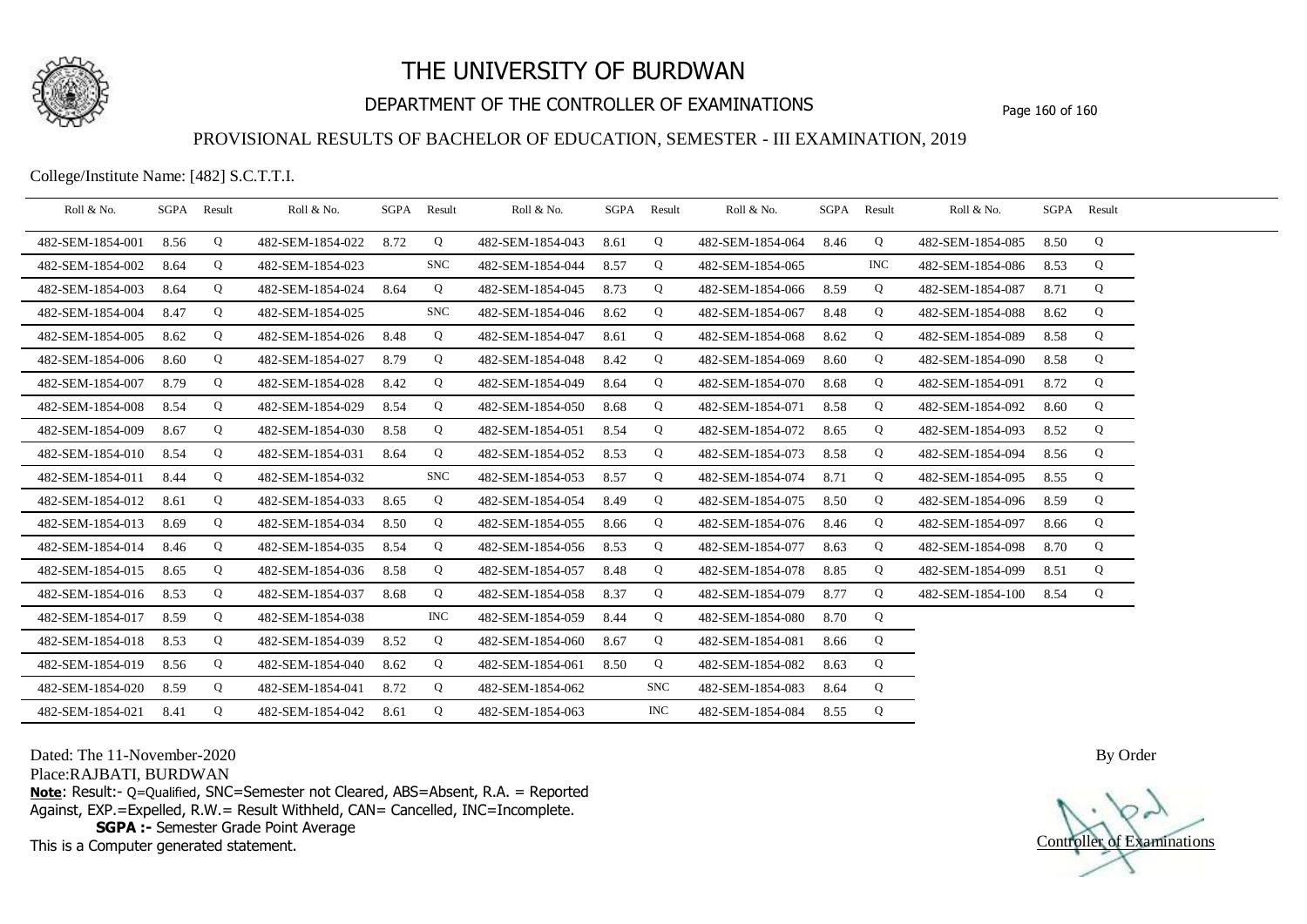# THE UNIVERSITY OF BURDWAN

## DEPARTMENT OF THE CONTROLLER OF EXAMINATIONS

### PROVISIONAL RESULTS OF BACHELOR OF EDUCATION, SEMESTER - III EXAMINATION, 2019

College/Institute Name: [482] S.C.T.T.I.

| Roll & No. | SGPA | Result | Roll & No. | SGPA | Result | Roll & No. | SGPA | Result | Roll & No. | SGPA | Result | Roll & No. | SGPA | Result |
|---|---|---|---|---|---|---|---|---|---|---|---|---|---|---|
| 482-SEM-1854-001 | 8.56 | Q | 482-SEM-1854-022 | 8.72 | Q | 482-SEM-1854-043 | 8.61 | Q | 482-SEM-1854-064 | 8.46 | Q | 482-SEM-1854-085 | 8.50 | Q |
| 482-SEM-1854-002 | 8.64 | Q | 482-SEM-1854-023 | | SNC | 482-SEM-1854-044 | 8.57 | Q | 482-SEM-1854-065 | | INC | 482-SEM-1854-086 | 8.53 | Q |
| 482-SEM-1854-003 | 8.64 | Q | 482-SEM-1854-024 | 8.64 | Q | 482-SEM-1854-045 | 8.73 | Q | 482-SEM-1854-066 | 8.59 | Q | 482-SEM-1854-087 | 8.71 | Q |
| 482-SEM-1854-004 | 8.47 | Q | 482-SEM-1854-025 | | SNC | 482-SEM-1854-046 | 8.62 | Q | 482-SEM-1854-067 | 8.48 | Q | 482-SEM-1854-088 | 8.62 | Q |
| 482-SEM-1854-005 | 8.62 | Q | 482-SEM-1854-026 | 8.48 | Q | 482-SEM-1854-047 | 8.61 | Q | 482-SEM-1854-068 | 8.62 | Q | 482-SEM-1854-089 | 8.58 | Q |
| 482-SEM-1854-006 | 8.60 | Q | 482-SEM-1854-027 | 8.79 | Q | 482-SEM-1854-048 | 8.42 | Q | 482-SEM-1854-069 | 8.60 | Q | 482-SEM-1854-090 | 8.58 | Q |
| 482-SEM-1854-007 | 8.79 | Q | 482-SEM-1854-028 | 8.42 | Q | 482-SEM-1854-049 | 8.64 | Q | 482-SEM-1854-070 | 8.68 | Q | 482-SEM-1854-091 | 8.72 | Q |
| 482-SEM-1854-008 | 8.54 | Q | 482-SEM-1854-029 | 8.54 | Q | 482-SEM-1854-050 | 8.68 | Q | 482-SEM-1854-071 | 8.58 | Q | 482-SEM-1854-092 | 8.60 | Q |
| 482-SEM-1854-009 | 8.67 | Q | 482-SEM-1854-030 | 8.58 | Q | 482-SEM-1854-051 | 8.54 | Q | 482-SEM-1854-072 | 8.65 | Q | 482-SEM-1854-093 | 8.52 | Q |
| 482-SEM-1854-010 | 8.54 | Q | 482-SEM-1854-031 | 8.64 | Q | 482-SEM-1854-052 | 8.53 | Q | 482-SEM-1854-073 | 8.58 | Q | 482-SEM-1854-094 | 8.56 | Q |
| 482-SEM-1854-011 | 8.44 | Q | 482-SEM-1854-032 | | SNC | 482-SEM-1854-053 | 8.57 | Q | 482-SEM-1854-074 | 8.71 | Q | 482-SEM-1854-095 | 8.55 | Q |
| 482-SEM-1854-012 | 8.61 | Q | 482-SEM-1854-033 | 8.65 | Q | 482-SEM-1854-054 | 8.49 | Q | 482-SEM-1854-075 | 8.50 | Q | 482-SEM-1854-096 | 8.59 | Q |
| 482-SEM-1854-013 | 8.69 | Q | 482-SEM-1854-034 | 8.50 | Q | 482-SEM-1854-055 | 8.66 | Q | 482-SEM-1854-076 | 8.46 | Q | 482-SEM-1854-097 | 8.66 | Q |
| 482-SEM-1854-014 | 8.46 | Q | 482-SEM-1854-035 | 8.54 | Q | 482-SEM-1854-056 | 8.53 | Q | 482-SEM-1854-077 | 8.63 | Q | 482-SEM-1854-098 | 8.70 | Q |
| 482-SEM-1854-015 | 8.65 | Q | 482-SEM-1854-036 | 8.58 | Q | 482-SEM-1854-057 | 8.48 | Q | 482-SEM-1854-078 | 8.85 | Q | 482-SEM-1854-099 | 8.51 | Q |
| 482-SEM-1854-016 | 8.53 | Q | 482-SEM-1854-037 | 8.68 | Q | 482-SEM-1854-058 | 8.37 | Q | 482-SEM-1854-079 | 8.77 | Q | 482-SEM-1854-100 | 8.54 | Q |
| 482-SEM-1854-017 | 8.59 | Q | 482-SEM-1854-038 | | INC | 482-SEM-1854-059 | 8.44 | Q | 482-SEM-1854-080 | 8.70 | Q | | | |
| 482-SEM-1854-018 | 8.53 | Q | 482-SEM-1854-039 | 8.52 | Q | 482-SEM-1854-060 | 8.67 | Q | 482-SEM-1854-081 | 8.66 | Q | | | |
| 482-SEM-1854-019 | 8.56 | Q | 482-SEM-1854-040 | 8.62 | Q | 482-SEM-1854-061 | 8.50 | Q | 482-SEM-1854-082 | 8.63 | Q | | | |
| 482-SEM-1854-020 | 8.59 | Q | 482-SEM-1854-041 | 8.72 | Q | 482-SEM-1854-062 | | SNC | 482-SEM-1854-083 | 8.64 | Q | | | |
| 482-SEM-1854-021 | 8.41 | Q | 482-SEM-1854-042 | 8.61 | Q | 482-SEM-1854-063 | | INC | 482-SEM-1854-084 | 8.55 | Q | | | |

Dated: The 11-November-2020

Place:RAJBATI, BURDWAN

**Note**: Result:- Q=Qualified, SNC=Semester not Cleared, ABS=Absent, R.A. = Reported Against, EXP.=Expelled, R.W.= Result Withheld, CAN= Cancelled, INC=Incomplete.

**SGPA :-** Semester Grade Point Average

This is a Computer generated statement.

By Order

Controller of Examinations